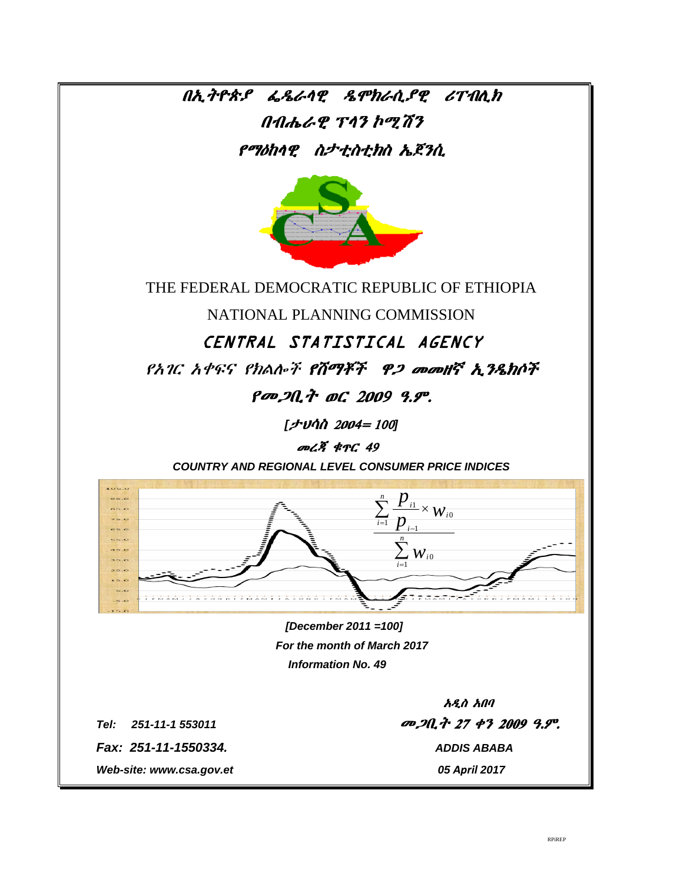# በኢትዮጵያ ፌዴራላዊ ዴሞክራሲያዊ ሪፐብሊክ

## በብሔራዊ ፕላን ኮሚሽን

## የማዕከላዊ ስታቲስቲክስ ኤጀንሲ

# THE FEDERAL DEMOCRATIC REPUBLIC OF ETHIOPIA

## NATIONAL PLANNING COMMISSION

## CENTRAL STATISTICAL AGENCY

### የአገር አቀፍና የክልሎች የሸማቾች ዋጋ መመዘኛ ኢንዴክሶች

### የመጋቢት ወር 2009 ዓ.ም.

[ታህሳስ 2004= 100]

መረጃ ቁጥር 49

**COUNTRY AND REGIONAL LEVEL CONSUMER PRICE INDICES**

$$\frac{\sum_{i=1}^{n} \frac{p_{i1}}{p_{i-1}} \times w_{i0}}{\sum_{i=1}^{n} w_{i0}}$$

***[December 2011 =100]***

***For the month of March 2017***

***Information No. 49***

አዲስ አበባ

መጋቢት 27 ቀን 2009 ዓ.ም.

***Tel: 251-11-1 553011***

***Fax: 251-11-1550334.***

***ADDIS ABABA***

***Web-site: www.csa.gov.et***

***05 April 2017***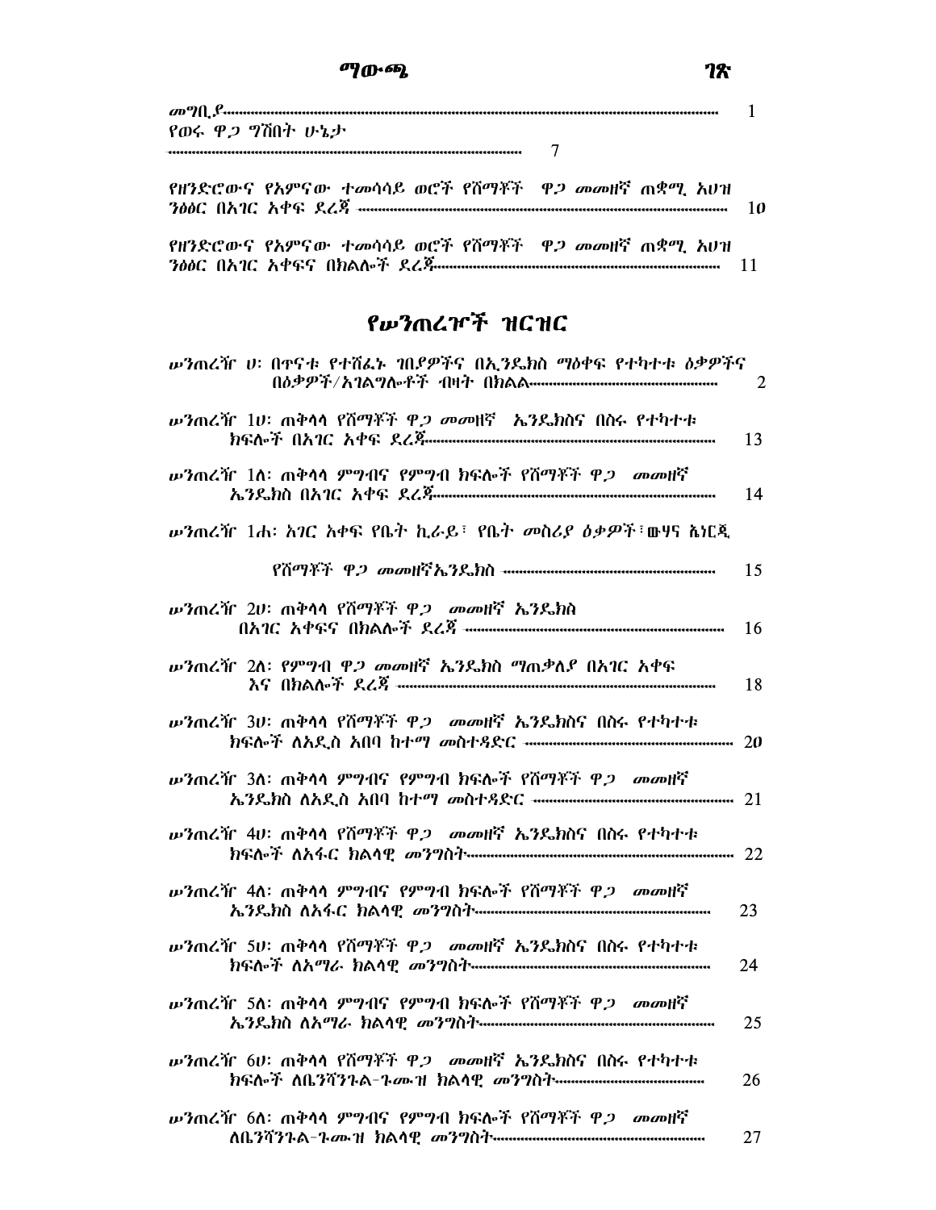| ማውጫ | ገጽ |
| --- | --- |
| መግቢያ | 1 |
| የወሩ ዋጋ ግሽበት ሁኔታ | 7 |
| የዘንድሮውና የአምናው ተመሳሳይ ወሮች የሸማቾች ዋጋ መመዘኛ ጠቋሚ አሀዝ ንፅፅር በአገር አቀፍ ደረጃ | 10 |
| የዘንድሮውና የአምናው ተመሳሳይ ወሮች የሸማቾች ዋጋ መመዘኛ ጠቋሚ አሀዝ ንፅፅር በአገር አቀፍና በክልሎች ደረጃ | 11 |

## የሠንጠረዦች ዝርዝር

| | |
| --- | --- |
| ሠንጠረዥ ሀ፡ በጥናቱ የተሸፈኑ ገበያዎችና በኢንዴክስ ማዕቀፍ የተካተቱ ዕቃዎችና በዕቃዎች/አገልግሎቶች ብዛት በክልል | 2 |
| ሠንጠረዥ 1ሀ፡ ጠቅላላ የሸማቾች ዋጋ መመዘኛ ኢንዴክስና በስሩ የተካተቱ ክፍሎች በአገር አቀፍ ደረጃ | 13 |
| ሠንጠረዥ 1ለ፡ ጠቅላላ ምግብና የምግብ ክፍሎች የሸማቾች ዋጋ መመዘኛ ኢንዴክስ በአገር አቀፍ ደረጃ | 14 |
| ሠንጠረዥ 1ሐ፡ አገር አቀፍ የቤት ኪራይ፣ የቤት መስሪያ ዕቃዎች፣ውሃና ኤነርጂ የሸማቾች ዋጋ መመዘኛኢንዴክስ | 15 |
| ሠንጠረዥ 2ሀ፡ ጠቅላላ የሸማቾች ዋጋ መመዘኛ ኢንዴክስ በአገር አቀፍና በክልሎች ደረጃ | 16 |
| ሠንጠረዥ 2ለ፡ የምግብ ዋጋ መመዘኛ ኢንዴክስ ማጠቃለያ በአገር አቀፍ እና በክልሎች ደረጃ | 18 |
| ሠንጠረዥ 3ሀ፡ ጠቅላላ የሸማቾች ዋጋ መመዘኛ ኢንዴክስና በስሩ የተካተቱ ክፍሎች ለአዲስ አበባ ከተማ መስተዳድር | 20 |
| ሠንጠረዥ 3ለ፡ ጠቅላላ ምግብና የምግብ ክፍሎች የሸማቾች ዋጋ መመዘኛ ኢንዴክስ ለአዲስ አበባ ከተማ መስተዳድር | 21 |
| ሠንጠረዥ 4ሀ፡ ጠቅላላ የሸማቾች ዋጋ መመዘኛ ኢንዴክስና በስሩ የተካተቱ ክፍሎች ለአፋር ክልላዊ መንግስት | 22 |
| ሠንጠረዥ 4ለ፡ ጠቅላላ ምግብና የምግብ ክፍሎች የሸማቾች ዋጋ መመዘኛ ኢንዴክስ ለአፋር ክልላዊ መንግስት | 23 |
| ሠንጠረዥ 5ሀ፡ ጠቅላላ የሸማቾች ዋጋ መመዘኛ ኢንዴክስና በስሩ የተካተቱ ክፍሎች ለአማራ ክልላዊ መንግስት | 24 |
| ሠንጠረዥ 5ለ፡ ጠቅላላ ምግብና የምግብ ክፍሎች የሸማቾች ዋጋ መመዘኛ ኢንዴክስ ለአማራ ክልላዊ መንግስት | 25 |
| ሠንጠረዥ 6ሀ፡ ጠቅላላ የሸማቾች ዋጋ መመዘኛ ኢንዴክስና በስሩ የተካተቱ ክፍሎች ለቤንሻንጉል-ጉሙዝ ክልላዊ መንግስት | 26 |
| ሠንጠረዥ 6ለ፡ ጠቅላላ ምግብና የምግብ ክፍሎች የሸማቾች ዋጋ መመዘኛ ለቤንሻንጉል-ጉሙዝ ክልላዊ መንግስት | 27 |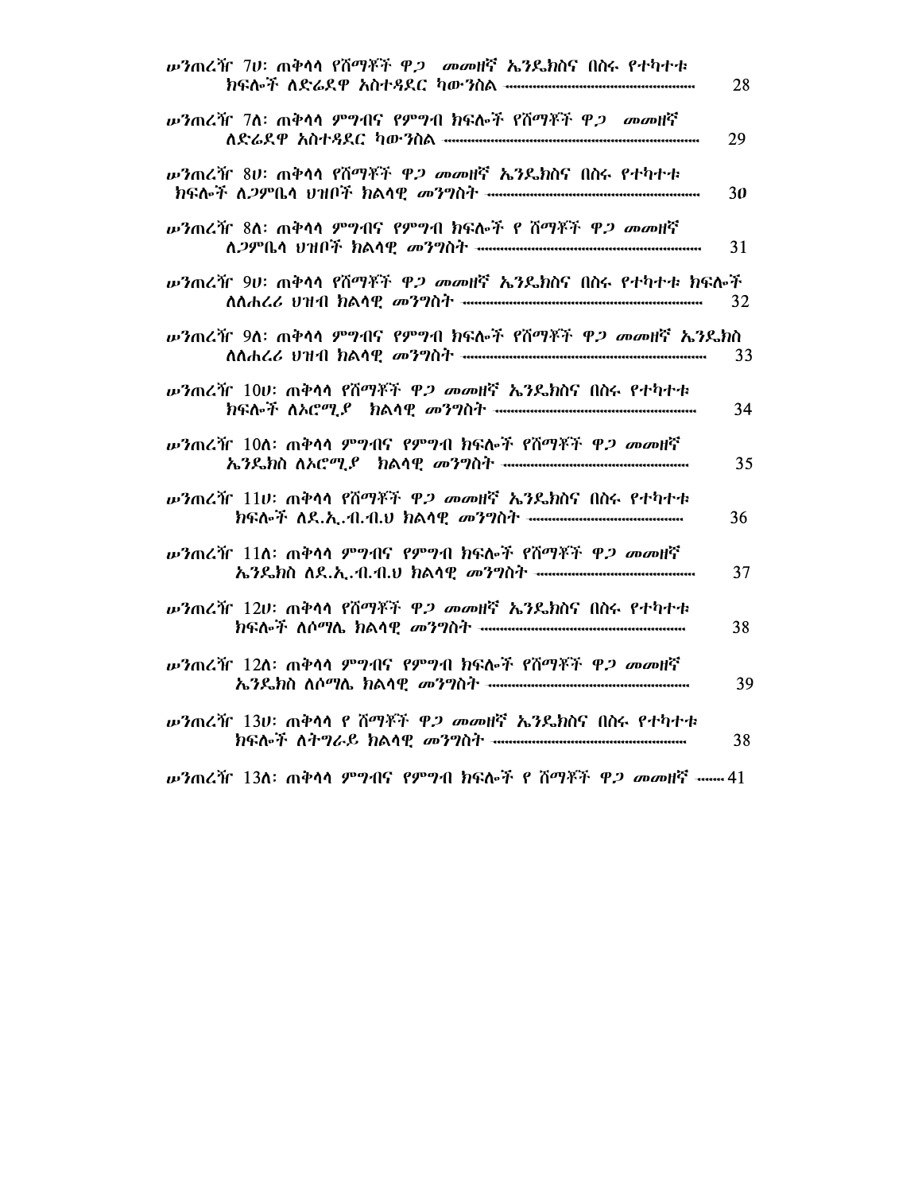ሠንጠረዥ 7ሀ፡ ጠቅላላ የሸማቾች ዋጋ መመዘኛ ኤንዴክስና በስሩ የተካተቱ ክፍሎች ለድሬደዋ አስተዳደር ካውንስል ........................................ 28

ሠንጠረዥ 7ለ፡ ጠቅላላ ምግብና የምግብ ክፍሎች የሸማቾች ዋጋ መመዘኛ ለድሬደዋ አስተዳደር ካውንስል ........................................ 29

ሠንጠረዥ 8ሀ፡ ጠቅላላ የሸማቾች ዋጋ መመዘኛ ኤንዴክስና በስሩ የተካተቱ ክፍሎች ለጋምቤላ ህዝቦች ክልላዊ መንግስት ........................................ 30

ሠንጠረዥ 8ለ፡ ጠቅላላ ምግብና የምግብ ክፍሎች የ ሸማቾች ዋጋ መመዘኛ ለጋምቤላ ህዝቦች ክልላዊ መንግስት ........................................ 31

ሠንጠረዥ 9ሀ፡ ጠቅላላ የሸማቾች ዋጋ መመዘኛ ኤንዴክስና በስሩ የተካተቱ ክፍሎች ለሐረሪ ህዝብ ክልላዊ መንግስት ........................................ 32

ሠንጠረዥ 9ለ፡ ጠቅላላ ምግብና የምግብ ክፍሎች የሸማቾች ዋጋ መመዘኛ ኤንዴክስ ለሐረሪ ህዝብ ክልላዊ መንግስት ........................................ 33

ሠንጠረዥ 10ሀ፡ ጠቅላላ የሸማቾች ዋጋ መመዘኛ ኤንዴክስና በስሩ የተካተቱ ክፍሎች ለኦሮሚያ ክልላዊ መንግስት ........................................ 34

ሠንጠረዥ 10ለ፡ ጠቅላላ ምግብና የምግብ ክፍሎች የሸማቾች ዋጋ መመዘኛ ኤንዴክስ ለኦሮሚያ ክልላዊ መንግስት ........................................ 35

ሠንጠረዥ 11ሀ፡ ጠቅላላ የሸማቾች ዋጋ መመዘኛ ኤንዴክስና በስሩ የተካተቱ ክፍሎች ለደ.ኢ.ብ.ብ.ህ ክልላዊ መንግስት ........................................ 36

ሠንጠረዥ 11ለ፡ ጠቅላላ ምግብና የምግብ ክፍሎች የሸማቾች ዋጋ መመዘኛ ኤንዴክስ ለደ.ኢ.ብ.ብ.ህ ክልላዊ መንግስት ........................................ 37

ሠንጠረዥ 12ሀ፡ ጠቅላላ የሸማቾች ዋጋ መመዘኛ ኤንዴክስና በስሩ የተካተቱ ክፍሎች ለሶማሌ ክልላዊ መንግስት ........................................ 38

ሠንጠረዥ 12ለ፡ ጠቅላላ ምግብና የምግብ ክፍሎች የሸማቾች ዋጋ መመዘኛ ኤንዴክስ ለሶማሌ ክልላዊ መንግስት ........................................ 39

ሠንጠረዥ 13ሀ፡ ጠቅላላ የ ሸማቾች ዋጋ መመዘኛ ኤንዴክስና በስሩ የተካተቱ ክፍሎች ለትግራይ ክልላዊ መንግስት ........................................ 38

ሠንጠረዥ 13ለ፡ ጠቅላላ ምግብና የምግብ ክፍሎች የ ሸማቾች ዋጋ መመዘኛ ....... 41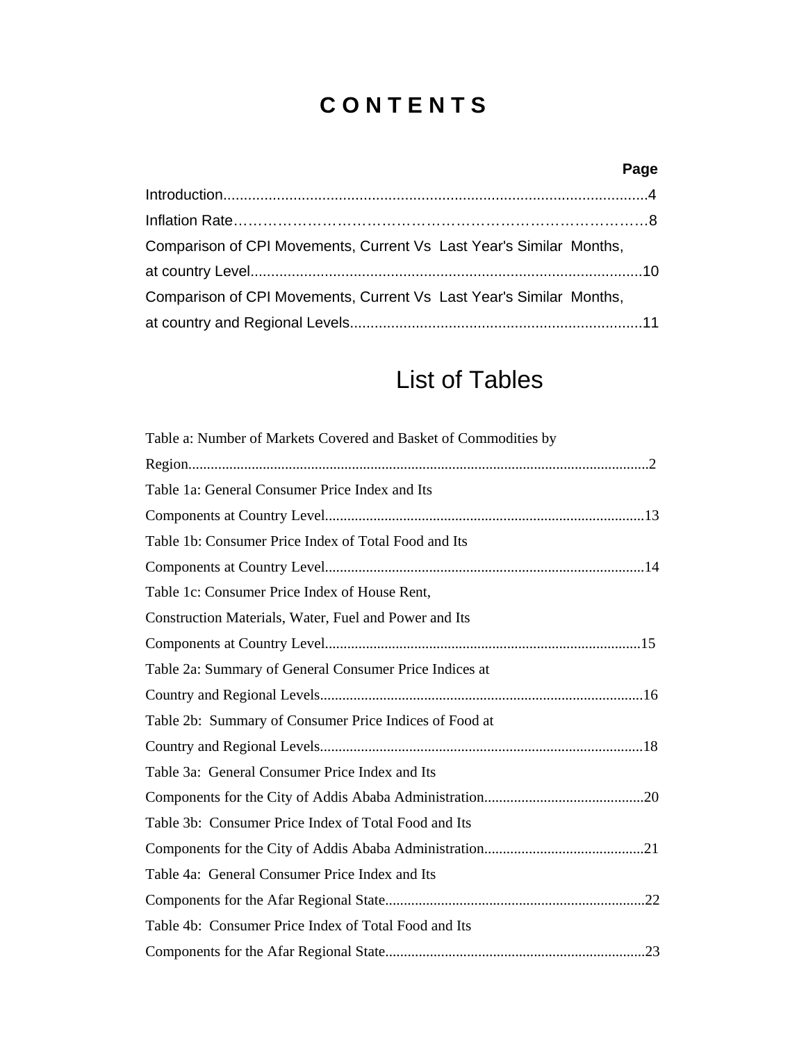# C O N T E N T S

**Page**

Introduction........................................................................................................4

Inflation Rate……………………………………………………………………………..8

Comparison of CPI Movements, Current Vs Last Year's Similar Months, at country Level...............................................................................................10

Comparison of CPI Movements, Current Vs Last Year's Similar Months, at country and Regional Levels.......................................................................11

## List of Tables

Table a: Number of Markets Covered and Basket of Commodities by Region............................................................................................................................2

Table 1a: General Consumer Price Index and Its Components at Country Level.....................................................................................13

Table 1b: Consumer Price Index of Total Food and Its Components at Country Level.....................................................................................14

Table 1c: Consumer Price Index of House Rent, Construction Materials, Water, Fuel and Power and Its Components at Country Level....................................................................................15

Table 2a: Summary of General Consumer Price Indices at Country and Regional Levels.......................................................................................16

Table 2b: Summary of Consumer Price Indices of Food at Country and Regional Levels.......................................................................................18

Table 3a: General Consumer Price Index and Its Components for the City of Addis Ababa Administration...........................................20

Table 3b: Consumer Price Index of Total Food and Its Components for the City of Addis Ababa Administration...........................................21

Table 4a: General Consumer Price Index and Its Components for the Afar Regional State......................................................................22

Table 4b: Consumer Price Index of Total Food and Its Components for the Afar Regional State......................................................................23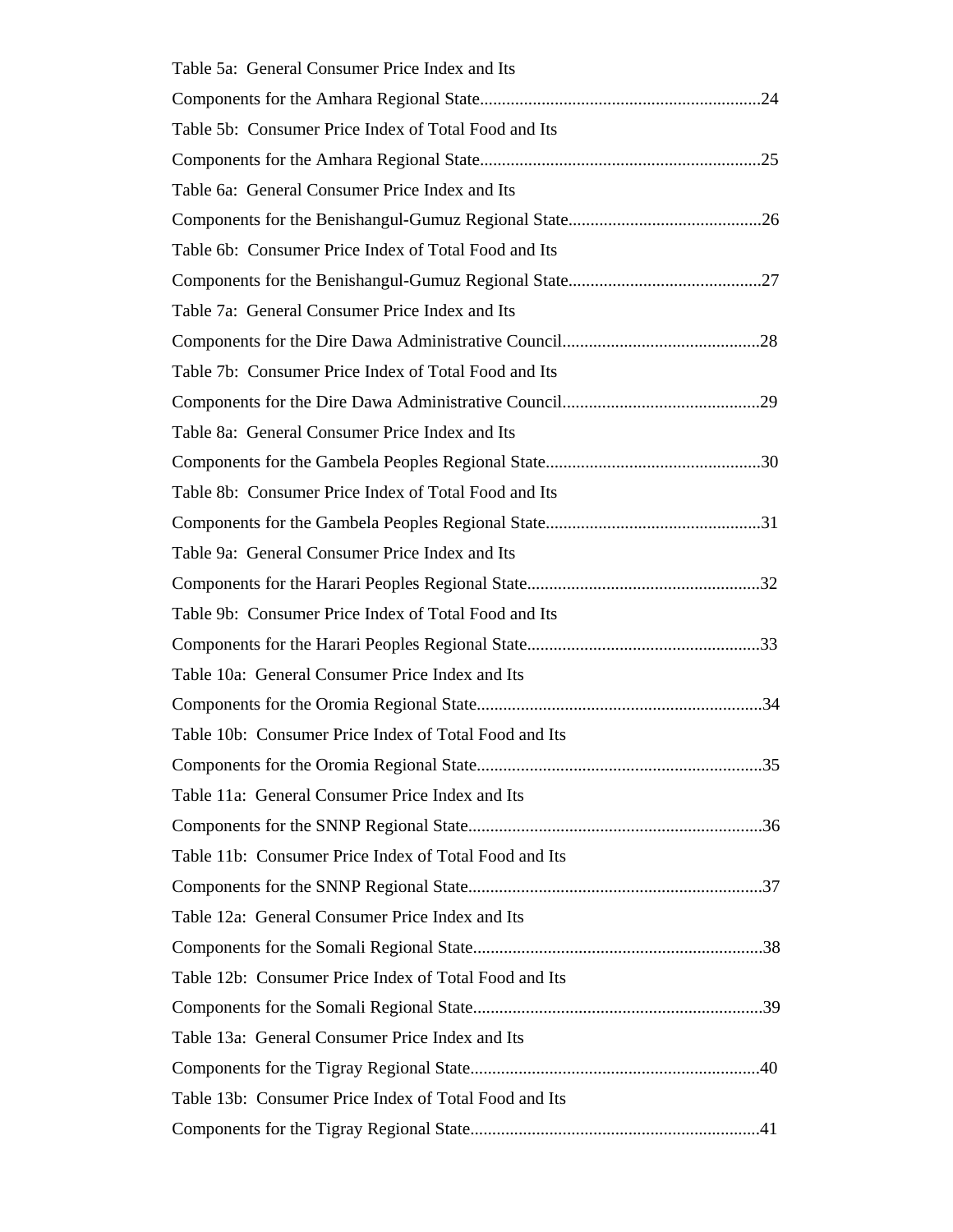Table 5a: General Consumer Price Index and Its Components for the Amhara Regional State.................................................................24

Table 5b: Consumer Price Index of Total Food and Its Components for the Amhara Regional State.................................................................25

Table 6a: General Consumer Price Index and Its Components for the Benishangul-Gumuz Regional State.............................................26

Table 6b: Consumer Price Index of Total Food and Its Components for the Benishangul-Gumuz Regional State.............................................27

Table 7a: General Consumer Price Index and Its Components for the Dire Dawa Administrative Council.............................................28

Table 7b: Consumer Price Index of Total Food and Its Components for the Dire Dawa Administrative Council.............................................29

Table 8a: General Consumer Price Index and Its Components for the Gambela Peoples Regional State.................................................30

Table 8b: Consumer Price Index of Total Food and Its Components for the Gambela Peoples Regional State.................................................31

Table 9a: General Consumer Price Index and Its Components for the Harari Peoples Regional State.....................................................32

Table 9b: Consumer Price Index of Total Food and Its Components for the Harari Peoples Regional State.....................................................33

Table 10a: General Consumer Price Index and Its Components for the Oromia Regional State.................................................................34

Table 10b: Consumer Price Index of Total Food and Its Components for the Oromia Regional State.................................................................35

Table 11a: General Consumer Price Index and Its Components for the SNNP Regional State...................................................................36

Table 11b: Consumer Price Index of Total Food and Its Components for the SNNP Regional State...................................................................37

Table 12a: General Consumer Price Index and Its Components for the Somali Regional State..................................................................38

Table 12b: Consumer Price Index of Total Food and Its Components for the Somali Regional State..................................................................39

Table 13a: General Consumer Price Index and Its Components for the Tigray Regional State.................................................................40

Table 13b: Consumer Price Index of Total Food and Its Components for the Tigray Regional State.................................................................41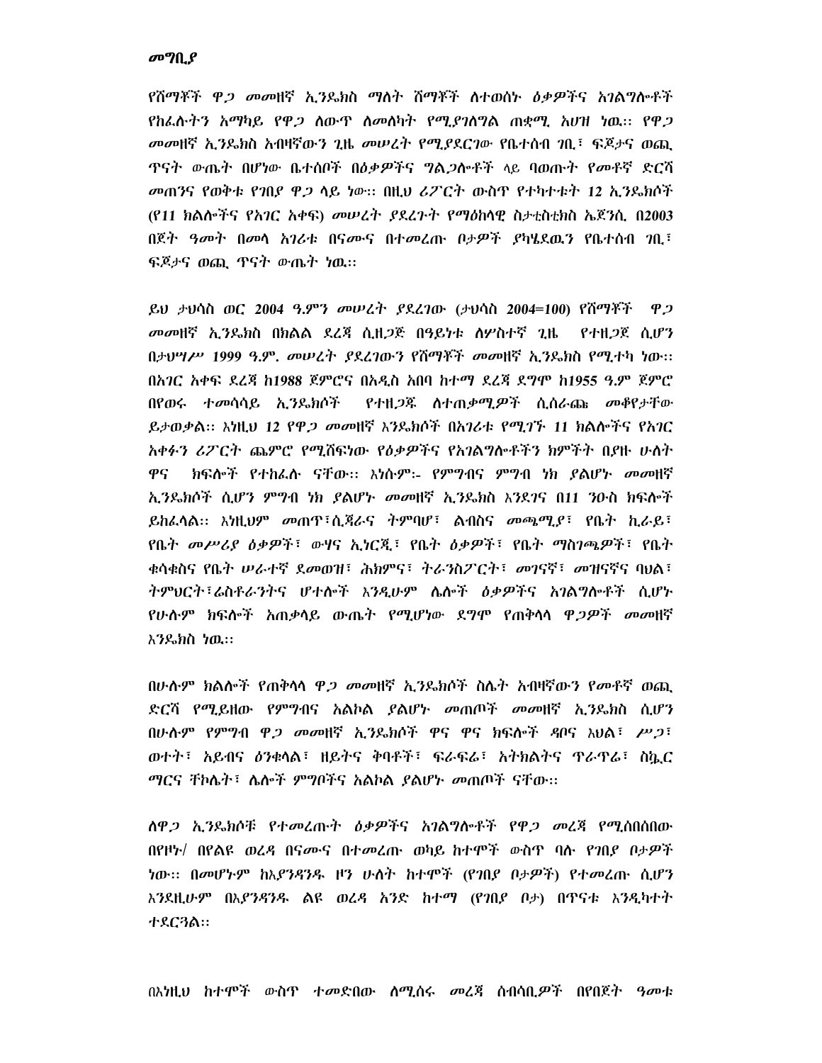## መግቢያ

*የሸማቾች ዋጋ መመዘኛ ኢንዴክስ ማለት ሸማቾች ለተወሰኑ ዕቃዎችና አገልግሎቶች የከፈሉትን አማካይ የዋጋ ለውጥ ለመለካት የሚያገለግል ጠቋሚ አሀዝ ነዉ፡፡ የዋጋ መመዘኛ ኢንዴክስ አብዛኛውን ጊዜ መሠረት የሚያደርገው የቤተሰብ ገቢ፣ ፍጆታና ወጪ ጥናት ውጤት በሆነው ቤተሰቦች በዕቃዎችና ግልጋሎቶች ላይ ባወጡት የመቶኛ ድርሻ መጠንና የወቅቱ የገበያ ዋጋ ላይ ነው፡፡ በዚህ ሪፖርት ውስጥ የተካተቱት 12 ኢንዴክሶች (የ11 ክልሎችና የአገር አቀፍ) መሠረት ያደረጉት የማዕከላዊ ስታቲስቲክስ ኤጀንሲ በ2003 በጀት ዓመት በመላ አገሪቱ በናሙና በተመረጡ ቦታዎች ያካሄደዉን የቤተሰብ ገቢ፣ ፍጆታና ወጪ ጥናት ውጤት ነዉ፡፡*

*ይህ ታህሳስ ወር 2004 ዓ.ምን መሠረት ያደረገው (ታህሳስ 2004=100) የሸማቾች ዋጋ መመዘኛ ኢንዴክስ በክልል ደረጃ ሲዘጋጅ በዓይነቱ ለሦስተኛ ጊዜ የተዘጋጀ ሲሆን በታህሣሥ 1999 ዓ.ም. መሠረት ያደረገውን የሸማቾች መመዘኛ ኢንዴክስ የሚተካ ነው፡፡ በአገር አቀፍ ደረጃ ከ1988 ጀምሮና በአዲስ አበባ ከተማ ደረጃ ደግሞ ከ1955 ዓ.ም ጀምሮ በየወሩ ተመሳሳይ ኢንዴክሶች የተዘጋጁ ለተጠቃሚዎች ሲሰራጩ መቆየታቸው ይታወቃል፡፡ እነዚህ 12 የዋጋ መመዘኛ እንዴክሶች በአገሪቱ የሚገኙ 11 ክልሎችና የአገር አቀፉን ሪፖርት ጨምሮ የሚሸፍነው የዕቃዎችና የአገልግሎቶችን ክምችት በያዙ ሁለት ዋና ክፍሎች የተከፈሉ ናቸው፡፡ እነሱም፡- የምግብና ምግብ ነክ ያልሆኑ መመዘኛ ኢንዴክሶች ሲሆን ምግብ ነክ ያልሆኑ መመዘኛ ኢንዴክስ እንደገና በ11 ንዑስ ክፍሎች ይከፈላል፡፡ እነዚህም መጠጥ፣ሲጃራና ትምባሆ፣ ልብስና መጫሚያ፣ የቤት ኪራይ፣ የቤት መሥሪያ ዕቃዎች፣ ውሃና ኢነርጂ፣ የቤት ዕቃዎች፣ የቤት ማስገጫዎች፣ የቤት ቁሳቁስና የቤት ሠራተኛ ደመወዝ፣ ሕክምና፣ ትራንስፖርት፣ መገናኛ፣ መዝናኛና ባህል፣ ትምህርት፣ሬስቶራንትና ሆተሎች እንዲሁም ሌሎች ዕቃዎችና አገልግሎቶች ሲሆኑ የሁሉም ክፍሎች አጠቃላይ ውጤት የሚሆነው ደግሞ የጠቅላላ ዋጋዎች መመዘኛ እንዴክስ ነዉ፡፡*

በሁሉም ክልሎች የጠቅላላ ዋጋ መመዘኛ ኢንዴክሶች ስሌት አብዛኛውን የመቶኛ ወጪ ድርሻ የሚይዘው የምግብና አልኮል ያልሆኑ መጠጦች መመዘኛ ኢንዴክስ ሲሆን በሁሉም የምግብ ዋጋ መመዘኛ ኢንዴክሶች ዋና ዋና ክፍሎች ዳቦና እህል፣ ሥጋ፣ ወተት፣ አይብና ዕንቁላል፣ ዘይትና ቅባቶች፣ ፍራፍሬ፣ አትክልትና ጥራጥሬ፣ ስኳር ማርና ቸኮሌት፣ ሌሎች ምግቦችና አልኮል ያልሆኑ መጠጦች ናቸው፡፡

*ለዋጋ ኢንዴክሶቹ የተመረጡት ዕቃዎችና አገልግሎቶች የዋጋ መረጃ የሚሰበሰበው በየዞኑ/ በየልዩ ወረዳ በናሙና በተመረጡ ወካይ ከተሞች ውስጥ ባሉ የገበያ ቦታዎች ነው፡፡ በመሆኑም ከእያንዳንዱ ዞን ሁለት ከተሞች (የገበያ ቦታዎች) የተመረጡ ሲሆን እንደዚሁም በእያንዳንዱ ልዩ ወረዳ አንድ ከተማ (የገበያ ቦታ) በጥናቱ እንዲካተት ተደርጓል፡፡*

በእነዚህ ከተሞች ውስጥ ተመድበው ለሚሰሩ መረጃ ሰብሳቢዎች በየበጀት ዓመቱ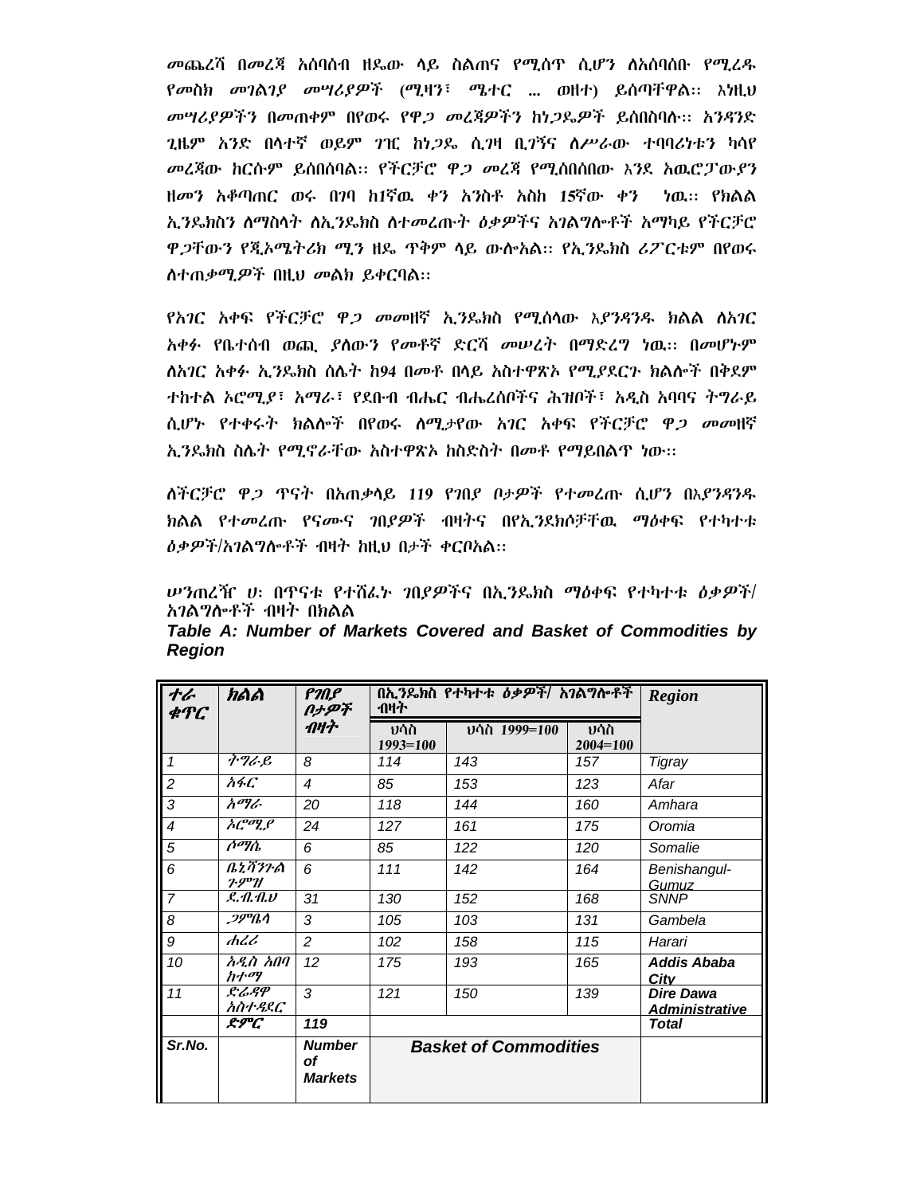መጨረሻ በመረጃ አሰባሰብ ዘዴው ላይ ስልጠና የሚሰጥ ሲሆን ለአሰባሰቡ የሚረዱ የመስክ መገልገያ መሣሪያዎች (ሚዛን፣ ሜትር ... ወዘተ) ይሰጣቸዋል፡፡ እነዚህ መሣሪያዎችን በመጠቀም በየወሩ የዋጋ መረጃዎችን ከነጋዴዎች ይሰበስባሉ፡፡ አንዳንድ ጊዜም አንድ በላተኛ ወይም ገዢ ከነጋዴ ሲገዛ ቢገኝና ለሥራው ተባባሪነቱን ካሳየ መረጃው ከርሱም ይሰበሰባል፡፡ የችርቻሮ ዋጋ መረጃ የሚሰበሰበው እንደ አዉሮፓውያን ዘመን አቆጣጠር ወሩ በገባ ከ1ኛዉ ቀን አንስቶ እስከ 15ኛው ቀን ነዉ፡፡ የክልል ኢንዴክስን ለማስላት ለኢንዴክስ ለተመረጡት ዕቃዎችና አገልግሎቶች አማካይ የችርቻሮ ዋጋቸውን የጂኦሜትሪክ ሚን ዘዴ ጥቅም ላይ ውሎአል፡፡ የኢንዴክስ ሪፖርቱም በየወሩ ለተጠቃሚዎች በዚህ መልክ ይቀርባል፡፡

የአገር አቀፍ የችርቻሮ ዋጋ መመዘኛ ኢንዴክስ የሚሰላው እያንዳንዱ ክልል ለአገር አቀፉ የቤተሰብ ወጪ ያለውን የመቶኛ ድርሻ መሠረት በማድረግ ነዉ፡፡ በመሆኑም ለአገር አቀፉ ኢንዴክስ ስሌት ከ94 በመቶ በላይ አስተዋጽኦ የሚያደርጉ ክልሎች በቅደም ተከተል ኦሮሚያ፣ አማራ፣ የደቡብ ብሔር ብሔረሰቦችና ሕዝቦች፣ አዲስ አባባና ትግራይ ሲሆኑ የተቀሩት ክልሎች በየወሩ ለሚታየው አገር አቀፍ የችርቻሮ ዋጋ መመዘኛ ኢንዴክስ ስሌት የሚኖራቸው አስተዋጽኦ ከስድስት በመቶ የማይበልጥ ነው፡፡

ለችርቻሮ ዋጋ ጥናት በአጠቃላይ 119 የገበያ ቦታዎች የተመረጡ ሲሆን በእያንዳንዱ ክልል የተመረጡ የናሙና ገበያዎች ብዛትና በየኢንደክሶቻቸዉ ማዕቀፍ የተካተቱ ዕቃዎች/አገልግሎቶች ብዛት ከዚህ በታች ቀርቦአል፡፡

ሠንጠረዥ ሀ፡ በጥናቱ የተሸፈኑ ገበያዎችና በኢንዴክስ ማዕቀፍ የተካተቱ ዕቃዎች/ አገልግሎቶች ብዛት በክልል

***Table A: Number of Markets Covered and Basket of Commodities by Region***

| ተራ ቁጥር | ክልል | የገበያ ቦታዎች ብዛት | በኢንዴክስ የተካተቱ ዕቃዎች/ አገልግሎቶች ብዛት | | | Region |
|---|---|---|---|---|---|---|
| | | | ሀሳስ 1993=100 | ሀሳስ 1999=100 | ሀሳስ 2004=100 | |
| 1 | ትግራይ | 8 | 114 | 143 | 157 | Tigray |
| 2 | አፋር | 4 | 85 | 153 | 123 | Afar |
| 3 | አማራ | 20 | 118 | 144 | 160 | Amhara |
| 4 | ኦሮሚያ | 24 | 127 | 161 | 175 | Oromia |
| 5 | ሶማሌ | 6 | 85 | 122 | 120 | Somalie |
| 6 | ቤኒሻንጉል ጉምዝ | 6 | 111 | 142 | 164 | Benishangul-Gumuz |
| 7 | ደ.ብ.ብ.ህ | 31 | 130 | 152 | 168 | SNNP |
| 8 | ጋምቤላ | 3 | 105 | 103 | 131 | Gambela |
| 9 | ሐረሪ | 2 | 102 | 158 | 115 | Harari |
| 10 | አዲስ አበባ ከተማ | 12 | 175 | 193 | 165 | **Addis Ababa City** |
| 11 | ድሬዳዋ አስተዳደር | 3 | 121 | 150 | 139 | **Dire Dawa Administrative** |
| | ድምር | 119 | | | | **Total** |
| **Sr.No.** | | **Number of Markets** | **Basket of Commodities** | | | |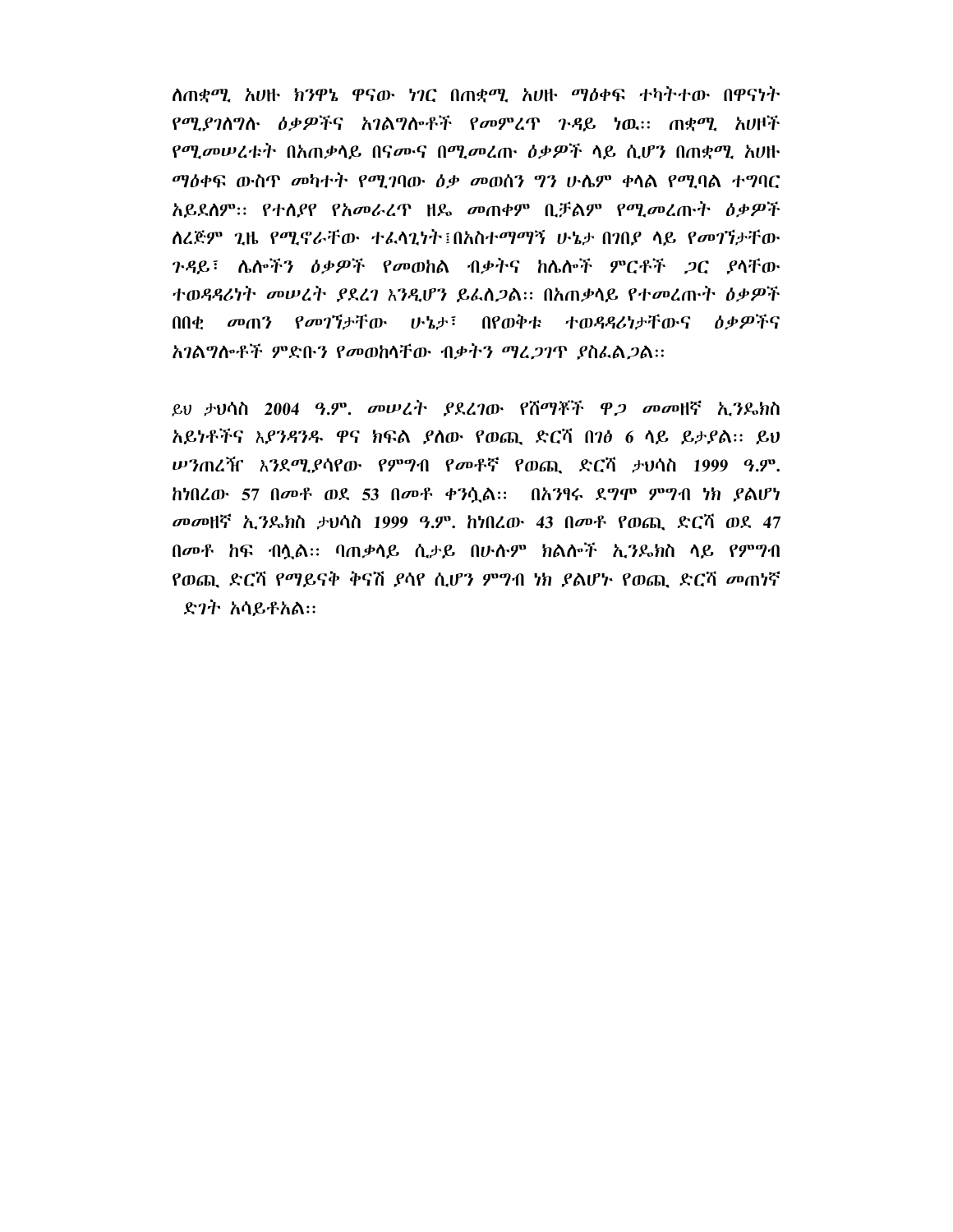*ለጠቋሚ አሀዙ ክንዋኔ ዋናው ነገር በጠቋሚ አሀዙ ማዕቀፍ ተካትተው በዋናነት የሚያገለግሉ ዕቃዎችና አገልግሎቶች የመምረጥ ጉዳይ ነዉ፡፡ ጠቋሚ አሀዞች የሚመሠረቱት በአጠቃላይ በናሙና በሚመረጡ ዕቃዎች ላይ ሲሆን በጠቋሚ አሀዙ ማዕቀፍ ውስጥ መካተት የሚገባው ዕቃ መወሰን ግን ሁሌም ቀላል የሚባል ተግባር አይደለም፡፡ የተለያየ የአመራረጥ ዘዴ መጠቀም ቢቻልም የሚመረጡት ዕቃዎች ለረጅም ጊዜ የሚኖራቸው ተፈላጊነት፣በአስተማማኝ ሁኔታ በገበያ ላይ የመገኘታቸው ጉዳይ፣ ሌሎችን ዕቃዎች የመወከል ብቃትና ከሌሎች ምርቶች ጋር ያላቸው ተወዳዳሪነት መሠረት ያደረገ እንዲሆን ይፈለጋል፡፡ በአጠቃላይ የተመረጡት ዕቃዎች በበቂ መጠን የመገኘታቸው ሁኔታ፣ በየወቅቱ ተወዳዳሪነታቸውና ዕቃዎችና አገልግሎቶች ምድቡን የመወከላቸው ብቃትን ማረጋገጥ ያስፈልጋል፡፡*

*ይህ ታህሳስ **2004** ዓ.ም. መሠረት ያደረገው የሸማቾች ዋጋ መመዘኛ ኢንዴክስ አይነቶችና እያንዳንዱ ዋና ክፍል ያለው የወጪ ድርሻ በገፅ **6** ላይ ይታያል፡፡ ይህ ሠንጠረዥ እንደሚያሳየው የምግብ የመቶኛ የወጪ ድርሻ ታህሳስ **1999** ዓ.ም. ከነበረው **57** በመቶ ወደ **53** በመቶ ቀንሷል፡፡ በአንፃሩ ደግሞ ምግብ ነክ ያልሆነ መመዘኛ ኢንዴክስ ታህሳስ **1999** ዓ.ም. ከነበረው **43** በመቶ የወጪ ድርሻ ወደ **47** በመቶ ከፍ ብሏል፡፡ ባጠቃላይ ሲታይ በሁሉም ክልሎች ኢንዴክስ ላይ የምግብ የወጪ ድርሻ የማይናቅ ቅናሽ ያሳየ ሲሆን ምግብ ነክ ያልሆኑ የወጪ ድርሻ መጠነኛ ድገት አሳይቶአል፡፡*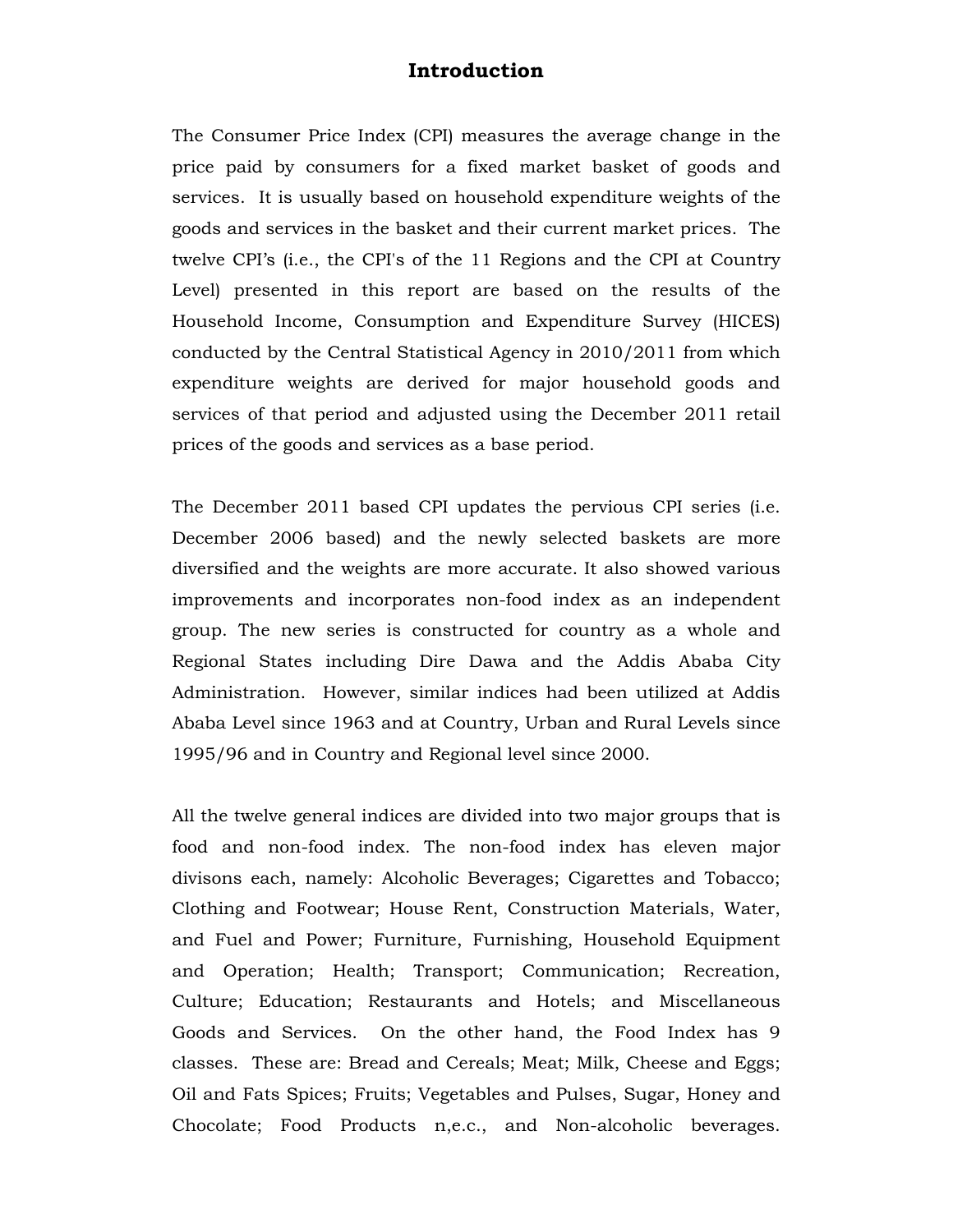# Introduction

The Consumer Price Index (CPI) measures the average change in the price paid by consumers for a fixed market basket of goods and services. It is usually based on household expenditure weights of the goods and services in the basket and their current market prices. The twelve CPI's (i.e., the CPI's of the 11 Regions and the CPI at Country Level) presented in this report are based on the results of the Household Income, Consumption and Expenditure Survey (HICES) conducted by the Central Statistical Agency in 2010/2011 from which expenditure weights are derived for major household goods and services of that period and adjusted using the December 2011 retail prices of the goods and services as a base period.

The December 2011 based CPI updates the pervious CPI series (i.e. December 2006 based) and the newly selected baskets are more diversified and the weights are more accurate. It also showed various improvements and incorporates non-food index as an independent group. The new series is constructed for country as a whole and Regional States including Dire Dawa and the Addis Ababa City Administration. However, similar indices had been utilized at Addis Ababa Level since 1963 and at Country, Urban and Rural Levels since 1995/96 and in Country and Regional level since 2000.

All the twelve general indices are divided into two major groups that is food and non-food index. The non-food index has eleven major divisons each, namely: Alcoholic Beverages; Cigarettes and Tobacco; Clothing and Footwear; House Rent, Construction Materials, Water, and Fuel and Power; Furniture, Furnishing, Household Equipment and Operation; Health; Transport; Communication; Recreation, Culture; Education; Restaurants and Hotels; and Miscellaneous Goods and Services. On the other hand, the Food Index has 9 classes. These are: Bread and Cereals; Meat; Milk, Cheese and Eggs; Oil and Fats Spices; Fruits; Vegetables and Pulses, Sugar, Honey and Chocolate; Food Products n,e.c., and Non-alcoholic beverages.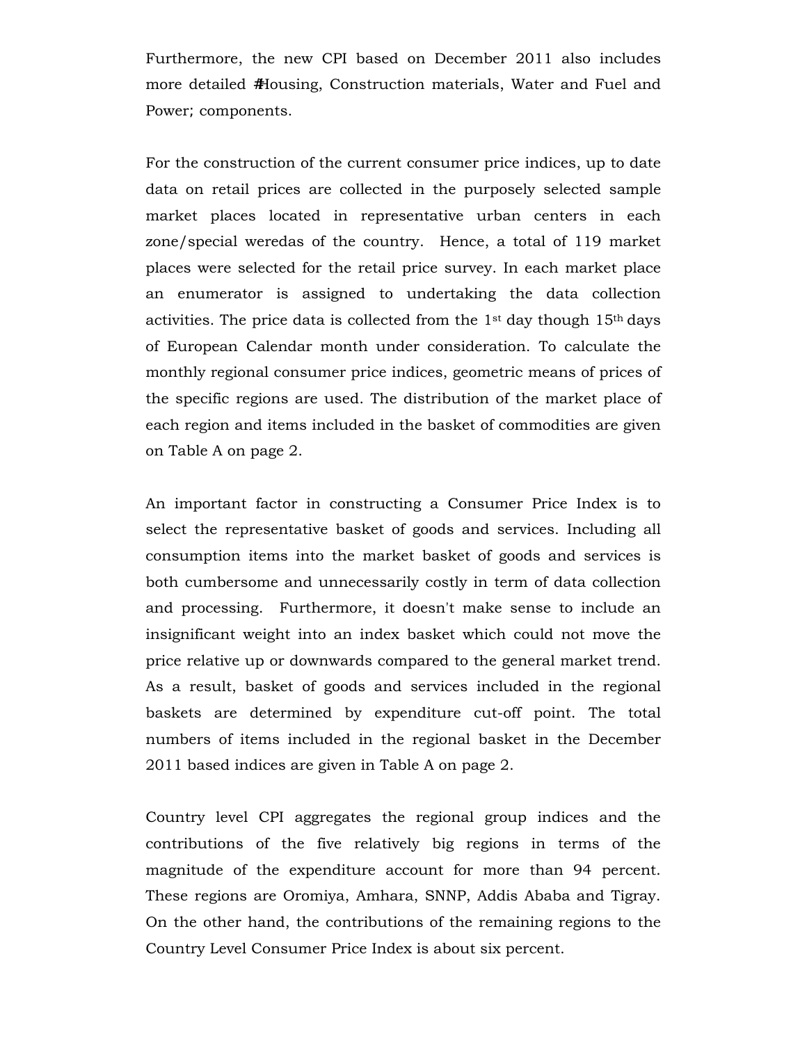Furthermore, the new CPI based on December 2011 also includes more detailed #Housing, Construction materials, Water and Fuel and Power; components.

For the construction of the current consumer price indices, up to date data on retail prices are collected in the purposely selected sample market places located in representative urban centers in each zone/special weredas of the country. Hence, a total of 119 market places were selected for the retail price survey. In each market place an enumerator is assigned to undertaking the data collection activities. The price data is collected from the 1st day though 15th days of European Calendar month under consideration. To calculate the monthly regional consumer price indices, geometric means of prices of the specific regions are used. The distribution of the market place of each region and items included in the basket of commodities are given on Table A on page 2.

An important factor in constructing a Consumer Price Index is to select the representative basket of goods and services. Including all consumption items into the market basket of goods and services is both cumbersome and unnecessarily costly in term of data collection and processing. Furthermore, it doesn't make sense to include an insignificant weight into an index basket which could not move the price relative up or downwards compared to the general market trend. As a result, basket of goods and services included in the regional baskets are determined by expenditure cut-off point. The total numbers of items included in the regional basket in the December 2011 based indices are given in Table A on page 2.

Country level CPI aggregates the regional group indices and the contributions of the five relatively big regions in terms of the magnitude of the expenditure account for more than 94 percent. These regions are Oromiya, Amhara, SNNP, Addis Ababa and Tigray. On the other hand, the contributions of the remaining regions to the Country Level Consumer Price Index is about six percent.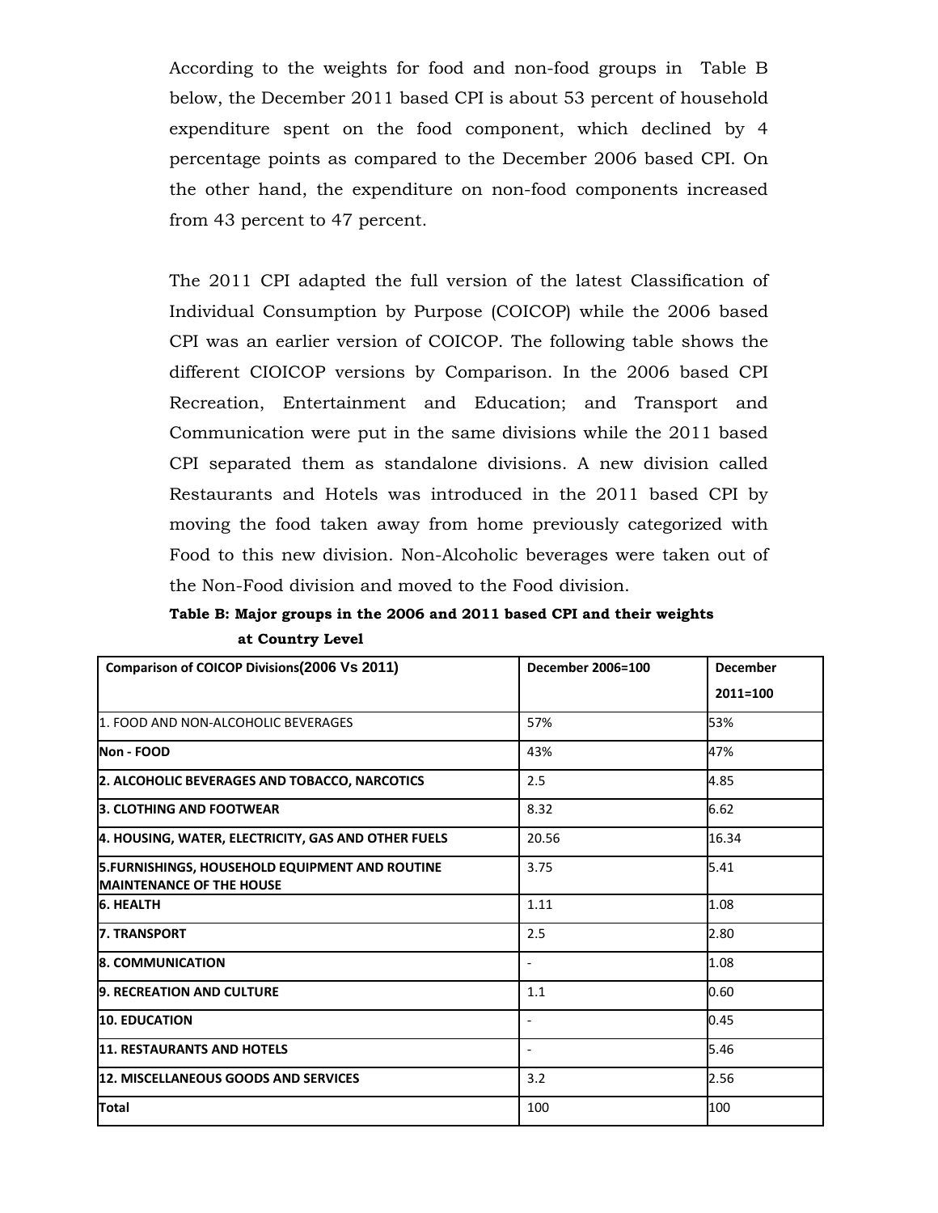According to the weights for food and non-food groups in Table B below, the December 2011 based CPI is about 53 percent of household expenditure spent on the food component, which declined by 4 percentage points as compared to the December 2006 based CPI. On the other hand, the expenditure on non-food components increased from 43 percent to 47 percent.

The 2011 CPI adapted the full version of the latest Classification of Individual Consumption by Purpose (COICOP) while the 2006 based CPI was an earlier version of COICOP. The following table shows the different CIOICOP versions by Comparison. In the 2006 based CPI Recreation, Entertainment and Education; and Transport and Communication were put in the same divisions while the 2011 based CPI separated them as standalone divisions. A new division called Restaurants and Hotels was introduced in the 2011 based CPI by moving the food taken away from home previously categorized with Food to this new division. Non-Alcoholic beverages were taken out of the Non-Food division and moved to the Food division.

**Table B: Major groups in the 2006 and 2011 based CPI and their weights at Country Level**

| Comparison of COICOP Divisions(2006 Vs 2011) | December 2006=100 | December 2011=100 |
|---|---|---|
| 1. FOOD AND NON-ALCOHOLIC BEVERAGES | 57% | 53% |
| **Non - FOOD** | 43% | 47% |
| **2. ALCOHOLIC BEVERAGES AND TOBACCO, NARCOTICS** | 2.5 | 4.85 |
| **3. CLOTHING AND FOOTWEAR** | 8.32 | 6.62 |
| **4. HOUSING, WATER, ELECTRICITY, GAS AND OTHER FUELS** | 20.56 | 16.34 |
| **5.FURNISHINGS, HOUSEHOLD EQUIPMENT AND ROUTINE MAINTENANCE OF THE HOUSE** | 3.75 | 5.41 |
| **6. HEALTH** | 1.11 | 1.08 |
| **7. TRANSPORT** | 2.5 | 2.80 |
| **8. COMMUNICATION** | - | 1.08 |
| **9. RECREATION AND CULTURE** | 1.1 | 0.60 |
| **10. EDUCATION** | - | 0.45 |
| **11. RESTAURANTS AND HOTELS** | - | 5.46 |
| **12. MISCELLANEOUS GOODS AND SERVICES** | 3.2 | 2.56 |
| **Total** | 100 | 100 |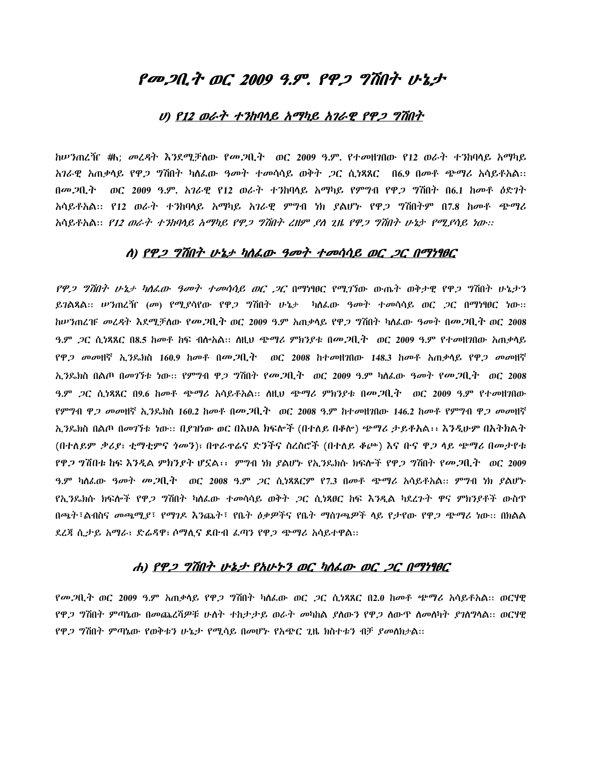# *የመጋቢት ወር 2009 ዓ.ም. የዋጋ ግሽበት ሁኔታ*

## *ሀ) የ12 ወራት ተንከባላይ አማካይ አገራዊ የዋጋ ግሽበት*

*ከሠንጠረዥ ፳; መረዳት እንደሚቻለው የመጋቢት ወር 2009 ዓ.ም. የተመዘገበው የ12 ወራት ተንከባላይ አማካይ አገራዊ አጠቃላይ የዋጋ ግሽበት ካለፈው ዓመት ተመሳሳይ ወቅት ጋር ሲነጻጸር በ6.9 በመቶ ጭማሪ አሳይቶአል፡፡ በመጋቢት ወር 2009 ዓ.ም. አገራዊ የ12 ወራት ተንከባላይ አማካይ የምግብ የዋጋ ግሽበት በ6.1 ከመቶ ዕድገት አሳይቶአል፡፡ የ12 ወራት ተንከባላይ አማካይ አገራዊ ምግብ ነክ ያልሆኑ የዋጋ ግሽበትም በ7.8 ከመቶ ጭማሪ አሳይቶአል፡፡ የ12 ወራት ተንከባላይ አማካይ የዋጋ ግሽበት ረዘም ያለ ጊዜ የዋጋ ግሽበት ሁኔታ የሚያሳይ ነው፡፡*

## *ለ) የዋጋ ግሽበት ሁኔታ ካለፈው ዓመት ተመሳሳይ ወር ጋር በማነፃፀር*

*የዋጋ ግሽበት ሁኔታ ካለፈው ዓመት ተመሳሳይ ወር ጋር በማነፃፀር የሚገኘው ውጤት ወቅታዊ የዋጋ ግሽበት ሁኔታን ይገልጻል፡፡ ሠንጠረዥ (መ) የሚያሳየው የዋጋ ግሽበት ሁኔታ ካለፈው ዓመት ተመሳሳይ ወር ጋር በማነፃፀር ነው፡፡ ከሠንጠረዡ መረዳት እደሚቻለው የመጋቢት ወር 2009 ዓ.ም አጠቃላይ የዋጋ ግሽበት ካለፈው ዓመት በመጋቢት ወር 2008 ዓ.ም ጋር ሲነጻጸር በ8.5 ከመቶ ከፍ ብሎአል፡፡ ለዚህ ጭማሪ ምክንያቱ በመጋቢት ወር 2009 ዓ.ም የተመዘገበው አጠቃላይ የዋጋ መመዘኛ ኢንዴክስ 160.9 ከመቶ በመጋቢት ወር 2008 ከተመዘገበው 148.3 ከመቶ አጠቃላይ የዋጋ መመዘኛ ኢንዴክስ በልጦ በመገኘቱ ነው፡፡ የምግብ ዋጋ ግሽበት የመጋቢት ወር 2009 ዓ.ም ካለፈው ዓመት የመጋቢት ወር 2008 ዓ.ም ጋር ሲነጻጸር በ9.6 ከመቶ ጭማሪ አሳይቶአል፡፡ ለዚህ ጭማሪ ምክንያቱ በመጋቢት ወር 2009 ዓ.ም የተመዘገበው የምግብ ዋጋ መመዘኛ ኢንዴክስ 160.2 ከመቶ በመጋቢት ወር 2008 ዓ.ም ከተመዘገበው 146.2 ከመቶ የምግብ ዋጋ መመዘኛ ኢንዴክስ በልጦ በመገኘቱ ነው፡፡ በያዝነው ወር በእህል ክፍሎች (በተለይ በቆሎ) ጭማሪ ታይቶአል፡፡ እንዲሁም በአትክልት (በተለይም ቃሪያ፣ ቲማቲምና ጎመን)፣ በጥራጥሬና ድንችና ስረስሮች (በተለይ ቆሎ) እና ቡና ዋጋ ላይ ጭማሪ በመታየቱ የዋጋ ግሽበቱ ከፍ እንዲል ምክንያት ሆኗል፡፡ ምግብ ነክ ያልሆኑ የኢንዴክሱ ክፍሎች የዋጋ ግሽበት የመጋቢት ወር 2009 ዓ.ም ካለፈው ዓመት መጋቢት ወር 2008 ዓ.ም ጋር ሲነጻጸርም የ7.3 በመቶ ጭማሪ አሳይቶአል፡፡ ምግብ ነክ ያልሆኑ የኢንዴክሱ ክፍሎች የዋጋ ግሽበት ካለፈው ተመሳሳይ ወቅት ጋር ሲነጻፀር ከፍ እንዲል ካደረጉት ዋና ምክንያቶች ውስጥ በጫት፣ልብስና መጫሚያ፣ የማገዶ እንጨት፣ የቤት ዕቃዎችና የቤት ማስገጫዎች ላይ የታየው የዋጋ ጭማሪ ነው፡፡ በክልል ደረጃ ሲታይ አማራ፣ ድሬዳዋ፣ ሶማሊና ደቡብ ፈጣን የዋጋ ጭማሪ አሳይተዋል፡፡*

## *ሐ) የዋጋ ግሽበት ሁኔታ የአሁኑን ወር ካለፈው ወር ጋር በማነፃፀር*

*የመጋቢት ወር 2009 ዓ.ም አጠቃላይ የዋጋ ግሽበት ካለፈው ወር ጋር ሲነጻጸር በ2.0 ከመቶ ጭማሪ አሳይቶአል፡፡ ወርሃዊ የዋጋ ግሽበት ምጣኔው በመጨረሻዎቹ ሁለት ተከታታይ ወራት መካከል ያለውን የዋጋ ለውጥ ለመለካት ያገለግላል፡፡ ወርሃዊ የዋጋ ግሽበት ምጣኔው የወቅቱን ሁኔታ የሚሳይ በመሆኑ የአጭር ጊዜ ክስተቱን ብቻ ያመለክታል፡፡*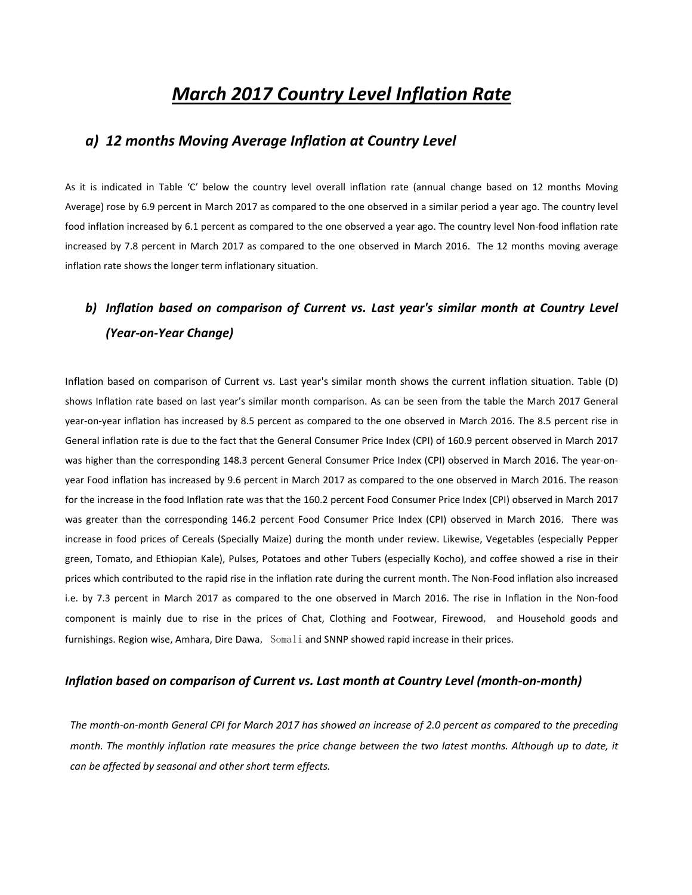# *March 2017 Country Level Inflation Rate*

## *a) 12 months Moving Average Inflation at Country Level*

As it is indicated in Table 'C' below the country level overall inflation rate (annual change based on 12 months Moving Average) rose by 6.9 percent in March 2017 as compared to the one observed in a similar period a year ago. The country level food inflation increased by 6.1 percent as compared to the one observed a year ago. The country level Non-food inflation rate increased by 7.8 percent in March 2017 as compared to the one observed in March 2016. The 12 months moving average inflation rate shows the longer term inflationary situation.

## *b) Inflation based on comparison of Current vs. Last year's similar month at Country Level (Year-on-Year Change)*

Inflation based on comparison of Current vs. Last year's similar month shows the current inflation situation. Table (D) shows Inflation rate based on last year's similar month comparison. As can be seen from the table the March 2017 General year-on-year inflation has increased by 8.5 percent as compared to the one observed in March 2016. The 8.5 percent rise in General inflation rate is due to the fact that the General Consumer Price Index (CPI) of 160.9 percent observed in March 2017 was higher than the corresponding 148.3 percent General Consumer Price Index (CPI) observed in March 2016. The year-on-year Food inflation has increased by 9.6 percent in March 2017 as compared to the one observed in March 2016. The reason for the increase in the food Inflation rate was that the 160.2 percent Food Consumer Price Index (CPI) observed in March 2017 was greater than the corresponding 146.2 percent Food Consumer Price Index (CPI) observed in March 2016. There was increase in food prices of Cereals (Specially Maize) during the month under review. Likewise, Vegetables (especially Pepper green, Tomato, and Ethiopian Kale), Pulses, Potatoes and other Tubers (especially Kocho), and coffee showed a rise in their prices which contributed to the rapid rise in the inflation rate during the current month. The Non-Food inflation also increased i.e. by 7.3 percent in March 2017 as compared to the one observed in March 2016. The rise in Inflation in the Non-food component is mainly due to rise in the prices of Chat, Clothing and Footwear, Firewood, and Household goods and furnishings. Region wise, Amhara, Dire Dawa, Somali and SNNP showed rapid increase in their prices.

### *Inflation based on comparison of Current vs. Last month at Country Level (month-on-month)*

*The month-on-month General CPI for March 2017 has showed an increase of 2.0 percent as compared to the preceding month. The monthly inflation rate measures the price change between the two latest months. Although up to date, it can be affected by seasonal and other short term effects.*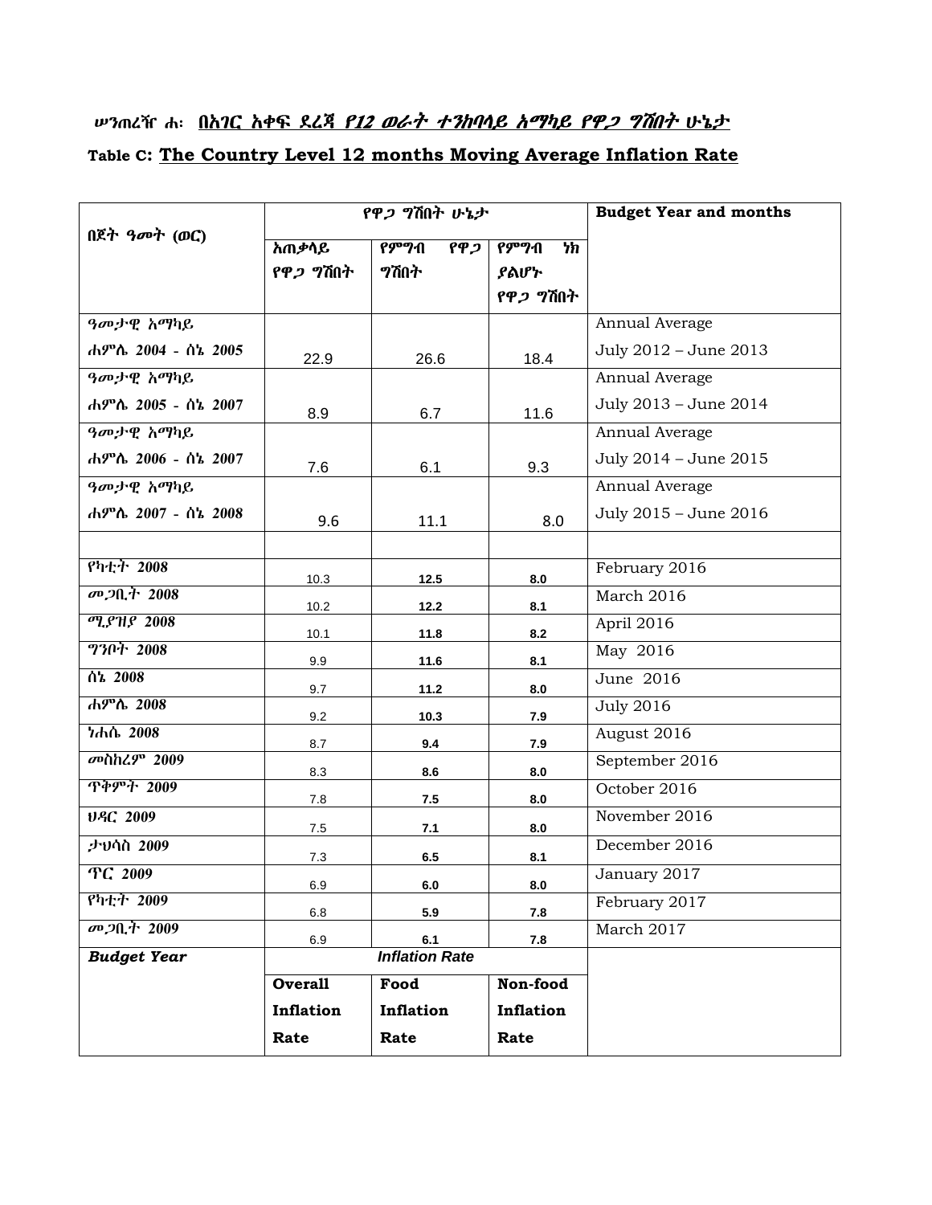ሠንጠረዥ ሐ: **በአገር አቀፍ ደረጃ የ12 ወራት ተንከባላይ አማካይ የዋጋ ግሽበት ሁኔታ**

**Table C: The Country Level 12 months Moving Average Inflation Rate**

| በጀት ዓመት (ወር) | የዋጋ ግሽበት ሁኔታ | | | Budget Year and months |
|---|---|---|---|---|
| | አጠቃላይ የዋጋ ግሽበት | የምግብ የዋጋ ግሽበት | የምግብ ነክ ያልሆኑ የዋጋ ግሽበት | |
| ዓመታዊ አማካይ ሐምሌ 2004 - ሰኔ 2005 | 22.9 | 26.6 | 18.4 | Annual Average July 2012 – June 2013 |
| ዓመታዊ አማካይ ሐምሌ 2005 - ሰኔ 2007 | 8.9 | 6.7 | 11.6 | Annual Average July 2013 – June 2014 |
| ዓመታዊ አማካይ ሐምሌ 2006 - ሰኔ 2007 | 7.6 | 6.1 | 9.3 | Annual Average July 2014 – June 2015 |
| ዓመታዊ አማካይ ሐምሌ 2007 - ሰኔ 2008 | 9.6 | 11.1 | 8.0 | Annual Average July 2015 – June 2016 |
| | | | | |
| የካቲት 2008 | 10.3 | 12.5 | 8.0 | February 2016 |
| መጋቢት 2008 | 10.2 | 12.2 | 8.1 | March 2016 |
| ሚያዝያ 2008 | 10.1 | 11.8 | 8.2 | April 2016 |
| ግንቦት 2008 | 9.9 | 11.6 | 8.1 | May 2016 |
| ሰኔ 2008 | 9.7 | 11.2 | 8.0 | June 2016 |
| ሐምሌ 2008 | 9.2 | 10.3 | 7.9 | July 2016 |
| ነሐሴ 2008 | 8.7 | 9.4 | 7.9 | August 2016 |
| መስከረም 2009 | 8.3 | 8.6 | 8.0 | September 2016 |
| ጥቅምት 2009 | 7.8 | 7.5 | 8.0 | October 2016 |
| ህዳር 2009 | 7.5 | 7.1 | 8.0 | November 2016 |
| ታህሳስ 2009 | 7.3 | 6.5 | 8.1 | December 2016 |
| ጥር 2009 | 6.9 | 6.0 | 8.0 | January 2017 |
| የካቲት 2009 | 6.8 | 5.9 | 7.8 | February 2017 |
| መጋቢት 2009 | 6.9 | 6.1 | 7.8 | March 2017 |
| ***Budget Year*** | ***Inflation Rate*** | | | |
| | **Overall Inflation Rate** | **Food Inflation Rate** | **Non-food Inflation Rate** | |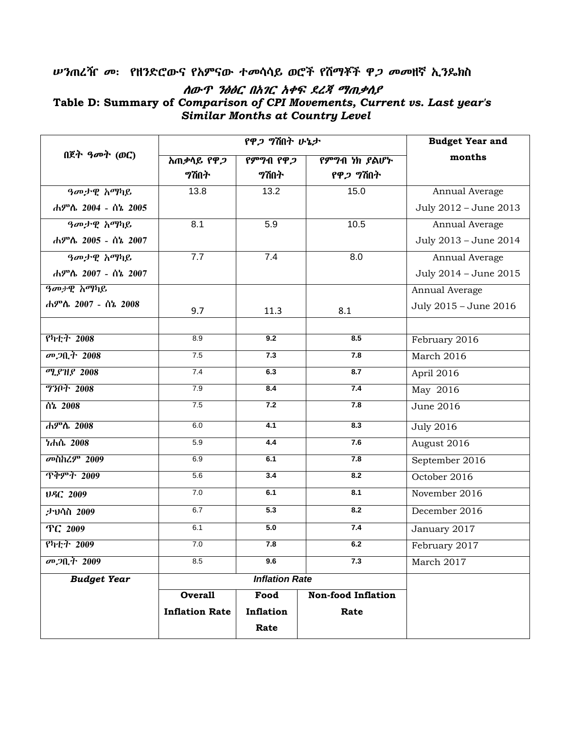## ሠንጠረዥ መ፡ የዘንድሮውና የአምናው ተመሳሳይ ወሮች የሸማቾች ዋጋ መመዘኛ ኢንዴክስ ለውጥ ንፅፅር በአገር አቀፍ ደረጃ ማጠቃለያ

## Table D: Summary of *Comparison of CPI Movements, Current vs. Last year's Similar Months at Country Level*

| በጀት ዓመት (ወር) | የዋጋ ግሽበት ሁኔታ | | | Budget Year and months |
|---|---|---|---|---|
| | አጠቃላይ የዋጋ ግሽበት | የምግብ የዋጋ ግሽበት | የምግብ ነክ ያልሆኑ የዋጋ ግሽበት | |
| ዓመታዊ አማካይ ሐምሌ 2004 - ሰኔ 2005 | 13.8 | 13.2 | 15.0 | Annual Average July 2012 – June 2013 |
| ዓመታዊ አማካይ ሐምሌ 2005 - ሰኔ 2007 | 8.1 | 5.9 | 10.5 | Annual Average July 2013 – June 2014 |
| ዓመታዊ አማካይ ሐምሌ 2007 - ሰኔ 2007 | 7.7 | 7.4 | 8.0 | Annual Average July 2014 – June 2015 |
| ዓመታዊ አማካይ ሐምሌ 2007 - ሰኔ 2008 | 9.7 | 11.3 | 8.1 | Annual Average July 2015 – June 2016 |
| | | | | |
| የካቲት 2008 | 8.9 | **9.2** | **8.5** | February 2016 |
| መጋቢት 2008 | 7.5 | **7.3** | **7.8** | March 2016 |
| ሚያዝያ 2008 | 7.4 | **6.3** | **8.7** | April 2016 |
| ግንቦት 2008 | 7.9 | **8.4** | **7.4** | May 2016 |
| ሰኔ 2008 | 7.5 | **7.2** | **7.8** | June 2016 |
| ሐምሌ 2008 | 6.0 | **4.1** | **8.3** | July 2016 |
| ነሐሴ 2008 | 5.9 | **4.4** | **7.6** | August 2016 |
| መስከረም 2009 | 6.9 | **6.1** | **7.8** | September 2016 |
| ጥቅምት 2009 | 5.6 | **3.4** | **8.2** | October 2016 |
| ህዳር 2009 | 7.0 | **6.1** | **8.1** | November 2016 |
| ታህሳስ 2009 | 6.7 | **5.3** | **8.2** | December 2016 |
| ጥር 2009 | 6.1 | **5.0** | **7.4** | January 2017 |
| የካቲት 2009 | 7.0 | **7.8** | **6.2** | February 2017 |
| መጋቢት 2009 | 8.5 | **9.6** | **7.3** | March 2017 |
| ***Budget Year*** | ***Inflation Rate*** | | | |
| | **Overall Inflation Rate** | **Food Inflation Rate** | **Non-food Inflation Rate** | |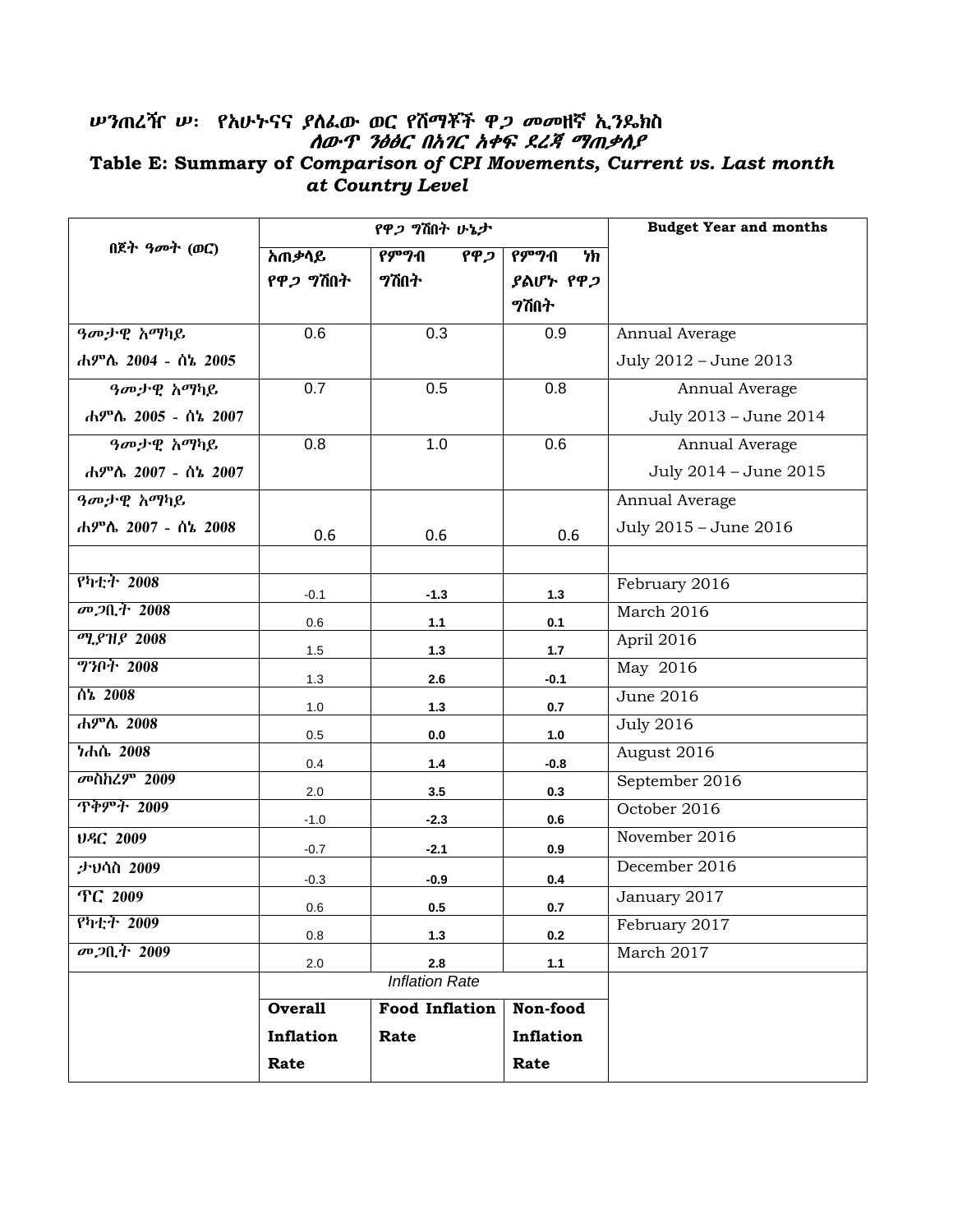### ሠንጠረዥ ሠ፡ የአሁኑናና ያለፈው ወር የሸማቾች ዋጋ መመዘኛ ኢንዴክስ ለውጥ ንፅፅር በአገር አቀፍ ደረጃ ማጠቃለያ

### Table E: Summary of *Comparison of CPI Movements, Current vs. Last month at Country Level*

| በጀት ዓመት (ወር) | የዋጋ ግሽበት ሁኔታ | | | Budget Year and months |
|---|---|---|---|---|
| | አጠቃላይ የዋጋ ግሽበት | የምግብ የዋጋ ግሽበት | የምግብ ነክ ያልሆኑ የዋጋ ግሽበት | |
| ዓመታዊ አማካይ ሐምሌ 2004 - ሰኔ 2005 | 0.6 | 0.3 | 0.9 | Annual Average July 2012 – June 2013 |
| ዓመታዊ አማካይ ሐምሌ 2005 - ሰኔ 2007 | 0.7 | 0.5 | 0.8 | Annual Average July 2013 – June 2014 |
| ዓመታዊ አማካይ ሐምሌ 2007 - ሰኔ 2007 | 0.8 | 1.0 | 0.6 | Annual Average July 2014 – June 2015 |
| ዓመታዊ አማካይ ሐምሌ 2007 - ሰኔ 2008 | 0.6 | 0.6 | 0.6 | Annual Average July 2015 – June 2016 |
| | | | | |
| የካቲት 2008 | -0.1 | **-1.3** | **1.3** | February 2016 |
| መጋቢት 2008 | 0.6 | **1.1** | **0.1** | March 2016 |
| ሚያዝያ 2008 | 1.5 | **1.3** | **1.7** | April 2016 |
| ግንቦት 2008 | 1.3 | **2.6** | **-0.1** | May 2016 |
| ሰኔ 2008 | 1.0 | **1.3** | **0.7** | June 2016 |
| ሐምሌ 2008 | 0.5 | **0.0** | **1.0** | July 2016 |
| ነሐሴ 2008 | 0.4 | **1.4** | **-0.8** | August 2016 |
| መስከረም 2009 | 2.0 | **3.5** | **0.3** | September 2016 |
| ጥቅምት 2009 | -1.0 | **-2.3** | **0.6** | October 2016 |
| ህዳር 2009 | -0.7 | **-2.1** | **0.9** | November 2016 |
| ታህሳስ 2009 | -0.3 | **-0.9** | **0.4** | December 2016 |
| ጥር 2009 | 0.6 | **0.5** | **0.7** | January 2017 |
| የካቲት 2009 | 0.8 | **1.3** | **0.2** | February 2017 |
| መጋቢት 2009 | 2.0 | **2.8** | **1.1** | March 2017 |
| | *Inflation Rate* | | | |
| | **Overall Inflation Rate** | **Food Inflation Rate** | **Non-food Inflation Rate** | |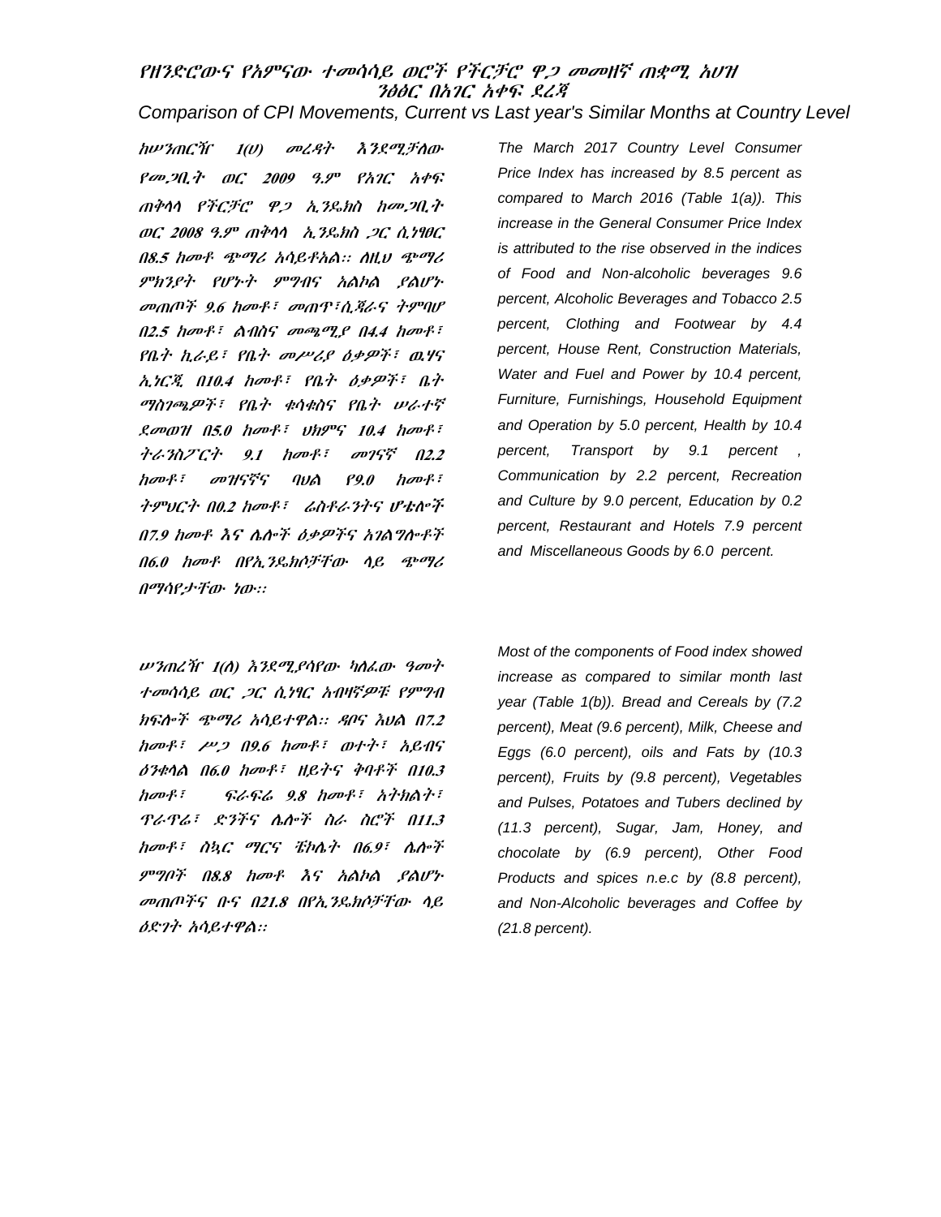# የዘንድሮውና የአምናው ተመሳሳይ ወሮች የችርቻሮ ዋጋ መመዘኛ ጠቋሚ አሀዝ ንፅፅር በአገር አቀፍ ደረጃ

## Comparison of CPI Movements, Current vs Last year's Similar Months at Country Level

*ከሠንጠረዥ 1(ሀ) መረዳት እንደሚቻለው የመጋቢት ወር 2009 ዓ.ም የአገር አቀፍ ጠቅላላ የችርቻሮ ዋጋ ኢንዴክስ ከመጋቢት ወር 2008 ዓ.ም ጠቅላላ ኢንዴክስ ጋር ሲነፃፀር በ8.5 ከመቶ ጭማሪ አሳይቶአል፡፡ ለዚህ ጭማሪ ምክንያት የሆኑት ምግብና አልኮል ያልሆኑ መጠጦች 9.6 ከመቶ፣ መጠጥ፣ሲጃራና ትምባሆ በ2.5 ከመቶ፣ ልብስና መጫሚያ በ4.4 ከመቶ፣ የቤት ኪራይ፣ የቤት መሥሪያ ዕቃዎች፣ ዉሃና ኢነርጂ በ10.4 ከመቶ፣ የቤት ዕቃዎች፣ ቤት ማስገጫዎች፣ የቤት ቁሳቁስና የቤት ሠራተኛ ደመወዝ በ5.0 ከመቶ፣ ህክምና 10.4 ከመቶ፣ ትራንስፖርት 9.1 ከመቶ፣ መገናኛ በ2.2 ከመቶ፣ መዝናኛና ባህል የ9.0 ከመቶ፣ ትምህርት በ0.2 ከመቶ፣ ሬስቶራንትና ሆቴሎች በ7.9 ከመቶ እና ሌሎች ዕቃዎችና አገልግሎቶች በ6.0 ከመቶ በየኢንዴክሶቻቸው ላይ ጭማሪ በማሳየታቸው ነው፡፡*

*The March 2017 Country Level Consumer Price Index has increased by 8.5 percent as compared to March 2016 (Table 1(a)). This increase in the General Consumer Price Index is attributed to the rise observed in the indices of Food and Non-alcoholic beverages 9.6 percent, Alcoholic Beverages and Tobacco 2.5 percent, Clothing and Footwear by 4.4 percent, House Rent, Construction Materials, Water and Fuel and Power by 10.4 percent, Furniture, Furnishings, Household Equipment and Operation by 5.0 percent, Health by 10.4 percent, Transport by 9.1 percent , Communication by 2.2 percent, Recreation and Culture by 9.0 percent, Education by 0.2 percent, Restaurant and Hotels 7.9 percent and Miscellaneous Goods by 6.0 percent.*

*ሠንጠረዥ 1(ለ) እንደሚያሳየው ካለፈው ዓመት ተመሳሳይ ወር ጋር ሲነፃር አብዛኛዎቹ የምግብ ክፍሎች ጭማሪ አሳይተዋል፡፡ ዳቦና እህል በ7.2 ከመቶ፣ ሥጋ በ9.6 ከመቶ፣ ወተት፣ አይብና ዕንቁላል በ6.0 ከመቶ፣ ዘይትና ቅባቶች በ10.3 ከመቶ፣ ፍራፍሬ 9.8 ከመቶ፣ አትክልት፣ ጥራጥሬ፣ ድንችና ሌሎች ስራ ስሮች በ11.3 ከመቶ፣ ስኳር ማርና ቹክሌት በ6.9፣ ሌሎች ምግቦች በ8.8 ከመቶ እና አልኮል ያልሆኑ መጠጦችና ቡና በ21.8 በየኢንዴክሶቻቸው ላይ ዕድገት አሳይተዋል፡፡*

*Most of the components of Food index showed increase as compared to similar month last year (Table 1(b)). Bread and Cereals by (7.2 percent), Meat (9.6 percent), Milk, Cheese and Eggs (6.0 percent), oils and Fats by (10.3 percent), Fruits by (9.8 percent), Vegetables and Pulses, Potatoes and Tubers declined by (11.3 percent), Sugar, Jam, Honey, and chocolate by (6.9 percent), Other Food Products and spices n.e.c by (8.8 percent), and Non-Alcoholic beverages and Coffee by (21.8 percent).*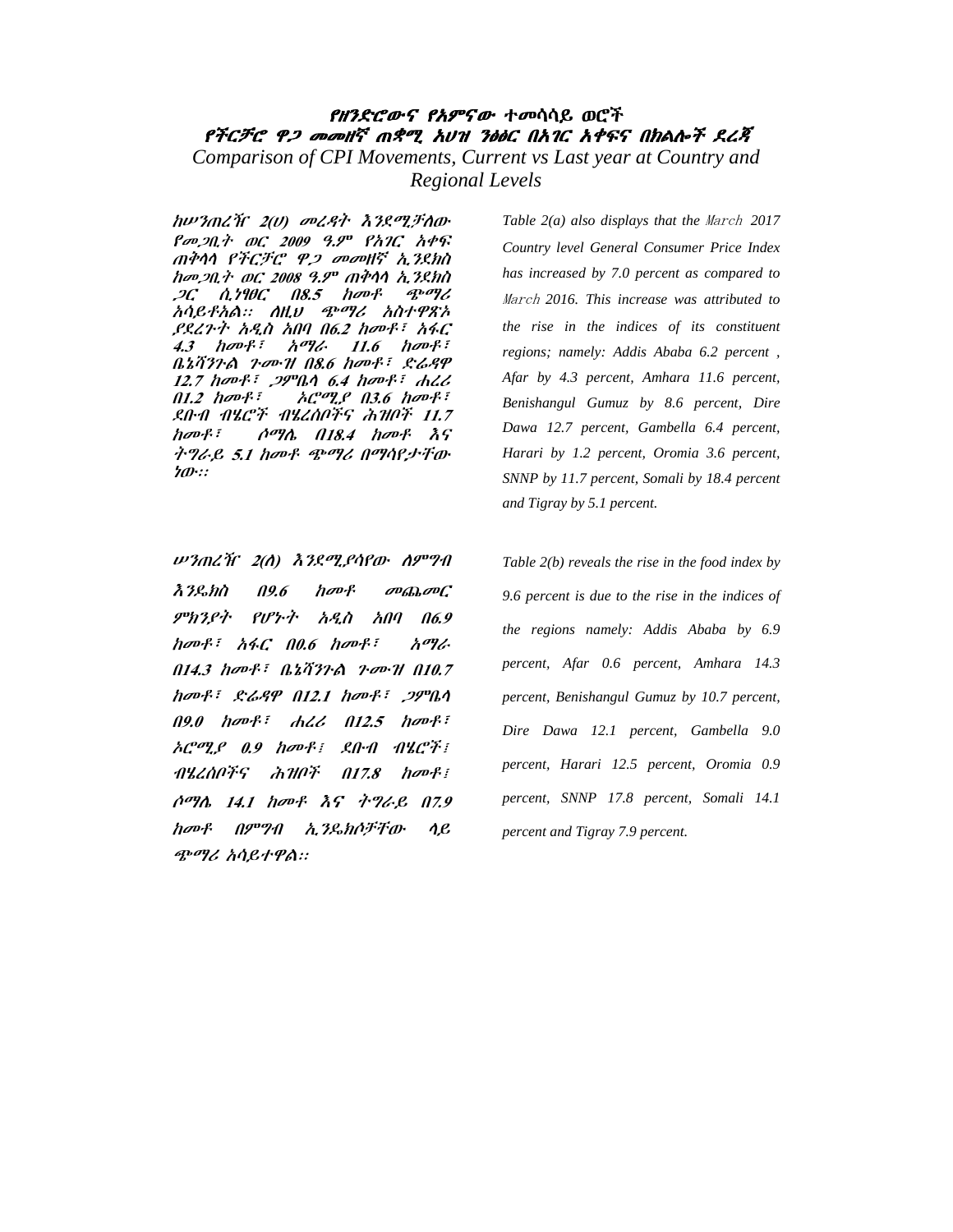## የዘንድሮውና የአምናው ተመሳሳይ ወሮች
## የችርቻሮ ዋጋ መመዘኛ ጠቋሚ አሀዝ ንፅፅር በአገር አቀፍና በክልሎች ደረጃ
## Comparison of CPI Movements, Current vs Last year at Country and Regional Levels

*ከሠንጠረዥ 2(ሀ) መረዳት እንደሚቻለው የመጋቢት ወር 2009 ዓ.ም የአገር አቀፍ ጠቅላላ የችርቻሮ ዋጋ መመዘኛ ኢንደክስ ከመጋቢት ወር 2008 ዓ.ም ጠቅላላ ኢንደክስ ጋር ሲነፃፀር በ8.5 ከመቶ ጭማሪ አሳይቶአል፡፡ ለዚህ ጭማሪ አስተዋጽኦ ያደረጉት አዲስ አበባ በ6.2 ከመቶ፣ አፋር 4.3 ከመቶ፣ አማራ 11.6 ከመቶ፣ ቤኒሻንጉል ጉሙዝ በ8.6 ከመቶ፣ ድሬዳዋ 12.7 ከመቶ፣ ጋምቤላ 6.4 ከመቶ፣ ሐረሪ በ1.2 ከመቶ፣ ኦሮሚያ በ3.6 ከመቶ፣ ደቡብ ብሄሮች ብሄረሰቦችና ሕዝቦች 11.7 ከመቶ፣ ሶማሌ በ18.4 ከመቶ እና ትግራይ 5.1 ከመቶ ጭማሪ በማሳየታቸው ነው፡፡*

*Table 2(a) also displays that the March 2017 Country level General Consumer Price Index has increased by 7.0 percent as compared to March 2016. This increase was attributed to the rise in the indices of its constituent regions; namely: Addis Ababa 6.2 percent , Afar by 4.3 percent, Amhara 11.6 percent, Benishangul Gumuz by 8.6 percent, Dire Dawa 12.7 percent, Gambella 6.4 percent, Harari by 1.2 percent, Oromia 3.6 percent, SNNP by 11.7 percent, Somali by 18.4 percent and Tigray by 5.1 percent.*

*ሠንጠረዥ 2(ለ) እንደሚያሳየው ለምግብ እንዴክስ በ9.6 ከመቶ መጨመር ምክንያት የሆኑት አዲስ አበባ በ6.9 ከመቶ፣ አፋር በ0.6 ከመቶ፣ አማራ በ14.3 ከመቶ፣ ቤኒሻንጉል ጉሙዝ በ10.7 ከመቶ፣ ድሬዳዋ በ12.1 ከመቶ፣ ጋምቤላ በ9.0 ከመቶ፣ ሐረሪ በ12.5 ከመቶ፣ ኦሮሚያ 0.9 ከመቶ፤ ደቡብ ብሄሮች፤ ብሄረሰቦችና ሕዝቦች በ17.8 ከመቶ፤ ሶማሌ 14.1 ከመቶ እና ትግራይ በ7.9 ከመቶ በምግብ ኢንዴክሶቻቸው ላይ ጭማሪ አሳይተዋል፡፡*

*Table 2(b) reveals the rise in the food index by 9.6 percent is due to the rise in the indices of the regions namely: Addis Ababa by 6.9 percent, Afar 0.6 percent, Amhara 14.3 percent, Benishangul Gumuz by 10.7 percent, Dire Dawa 12.1 percent, Gambella 9.0 percent, Harari 12.5 percent, Oromia 0.9 percent, SNNP 17.8 percent, Somali 14.1 percent and Tigray 7.9 percent.*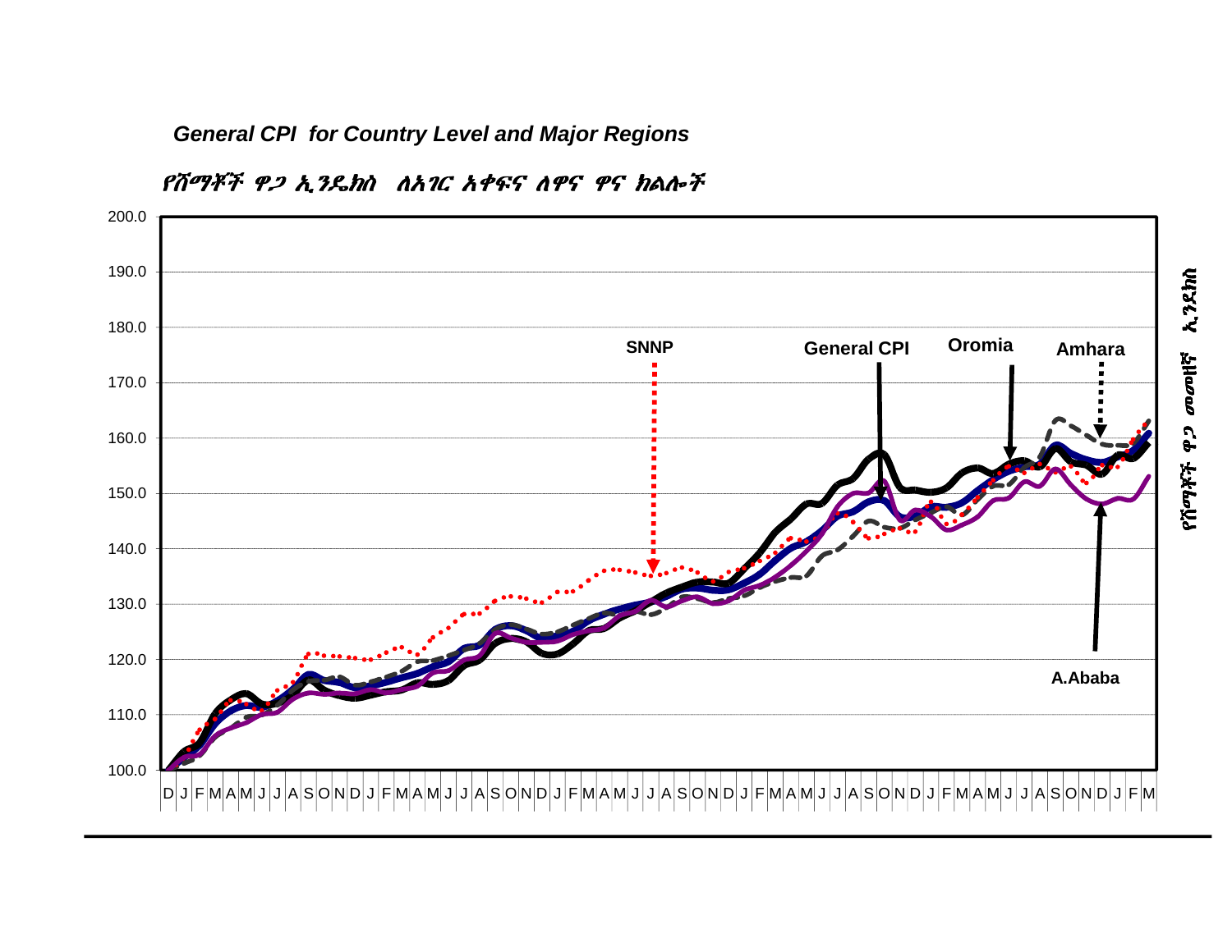*General CPI for Country Level and Major Regions*

*የሸማቾች ዋጋ ኢንዴክስ ለአገር አቀፍና ለዋና ዋና ክልሎች*

200.0
190.0
180.0
170.0
160.0
150.0
140.0
130.0
120.0
110.0
100.0

SNNP

General CPI

Oromia

Amhara

A.Ababa

D J F M A M J J A S O N D J F M A M J J A S O N D J F M A M J J A S O N D J F M A M J J A S O N D J F M A M J J A S O N D J F M

የሸማቾች ዋጋ መመዘኛ ኢንዴክስ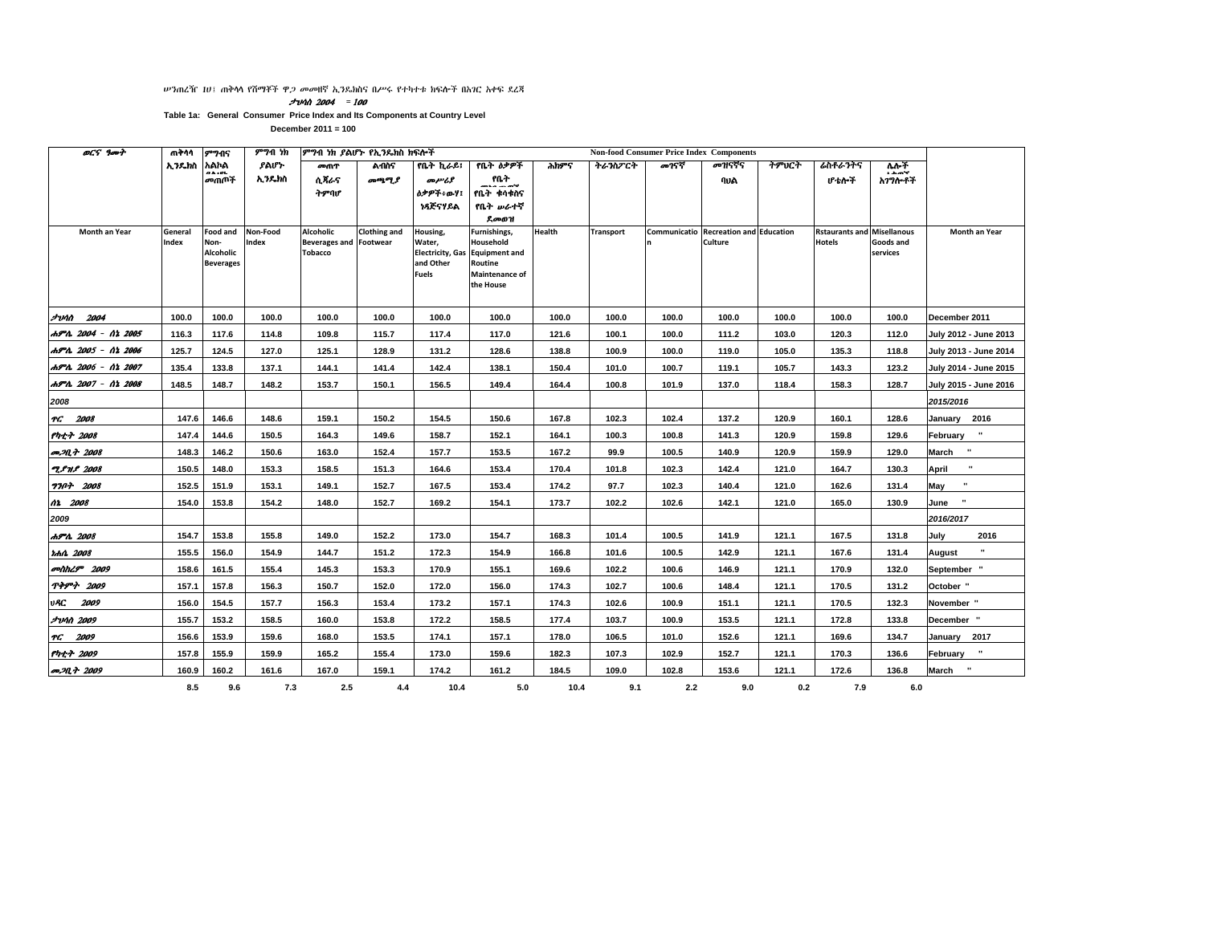ሠንጠረዥ 1ሀ፣ ጠቅላላ የሸማቾች ዋጋ መመዘኛ ኢንዴክስና በሥሩ የተካተቱ ክፍሎች በአገር አቀፍ ደረጃ

ታህሳስ 2004 = 100

**Table 1a: General Consumer Price Index and Its Components at Country Level**

**December 2011 = 100**

| ወርና ዓመት | ጠቅላላ ኢንዴክስ | ምግብና አልኮል ያልሆኑ መጠጦች | ምግብ ነክ ያልሆኑ ኢንዴክስ | ምግብ ነክ ያልሆኑ የኢንዴክስ ክፍሎች | | | | | | | | | | | |
|---|---|---|---|---|---|---|---|---|---|---|---|---|---|---|---|
| | | | | መጠጥ ሲጃራና ትምባሆ | ልብስና መጫሚያ | የቤት ኪራይ፣ መሥሪያ ዕቃዎች፣ውሃ፣ ነዳጅናሃይል | የቤት ዕቃዎች የቤት ቁሳቁስና የቤት ሥራተኛ ደመወዝ | ሕክምና | ትራንስፖርት | መገናኛ | መዝናኛና ባህል | ትምህርት | ሬስቶራንትና ሆቴሎች | ሌሎች አገልግሎቶች | |
| | | | | **Non-food Consumer Price Index Components** | | | | | | | | | | | |
| Month an Year | General Index | Food and Non-Alcoholic Beverages | Non-Food Index | Alcoholic Beverages and Tobacco | Clothing and Footwear | Housing, Water, Electricity, Gas and Other Fuels | Furnishings, Household Equipment and Routine Maintenance of the House | Health | Transport | Communication | Recreation and Culture | Education | Rstaurants and Hotels | Misellanous Goods and services | Month an Year |
| ታህሳስ 2004 | 100.0 | 100.0 | 100.0 | 100.0 | 100.0 | 100.0 | 100.0 | 100.0 | 100.0 | 100.0 | 100.0 | 100.0 | 100.0 | 100.0 | December 2011 |
| ሐምሌ 2004 - ሰኔ 2005 | 116.3 | 117.6 | 114.8 | 109.8 | 115.7 | 117.4 | 117.0 | 121.6 | 100.1 | 100.0 | 111.2 | 103.0 | 120.3 | 112.0 | July 2012 - June 2013 |
| ሐምሌ 2005 - ሰኔ 2006 | 125.7 | 124.5 | 127.0 | 125.1 | 128.9 | 131.2 | 128.6 | 138.8 | 100.9 | 100.0 | 119.0 | 105.0 | 135.3 | 118.8 | July 2013 - June 2014 |
| ሐምሌ 2006 - ሰኔ 2007 | 135.4 | 133.8 | 137.1 | 144.1 | 141.4 | 142.4 | 138.1 | 150.4 | 101.0 | 100.7 | 119.1 | 105.7 | 143.3 | 123.2 | July 2014 - June 2015 |
| ሐምሌ 2007 - ሰኔ 2008 | 148.5 | 148.7 | 148.2 | 153.7 | 150.1 | 156.5 | 149.4 | 164.4 | 100.8 | 101.9 | 137.0 | 118.4 | 158.3 | 128.7 | July 2015 - June 2016 |
| 2008 | | | | | | | | | | | | | | | 2015/2016 |
| ጥር 2008 | 147.6 | 146.6 | 148.6 | 159.1 | 150.2 | 154.5 | 150.6 | 167.8 | 102.3 | 102.4 | 137.2 | 120.9 | 160.1 | 128.6 | January 2016 |
| የካቲት 2008 | 147.4 | 144.6 | 150.5 | 164.3 | 149.6 | 158.7 | 152.1 | 164.1 | 100.3 | 100.8 | 141.3 | 120.9 | 159.8 | 129.6 | February " |
| መጋቢት 2008 | 148.3 | 146.2 | 150.6 | 163.0 | 152.4 | 157.7 | 153.5 | 167.2 | 99.9 | 100.5 | 140.9 | 120.9 | 159.9 | 129.0 | March " |
| ሚያዝያ 2008 | 150.5 | 148.0 | 153.3 | 158.5 | 151.3 | 164.6 | 153.4 | 170.4 | 101.8 | 102.3 | 142.4 | 121.0 | 164.7 | 130.3 | April " |
| ግንቦት 2008 | 152.5 | 151.9 | 153.1 | 149.1 | 152.7 | 167.5 | 153.4 | 174.2 | 97.7 | 102.3 | 140.4 | 121.0 | 162.6 | 131.4 | May " |
| ሰኔ 2008 | 154.0 | 153.8 | 154.2 | 148.0 | 152.7 | 169.2 | 154.1 | 173.7 | 102.2 | 102.6 | 142.1 | 121.0 | 165.0 | 130.9 | June " |
| 2009 | | | | | | | | | | | | | | | 2016/2017 |
| ሐምሌ 2008 | 154.7 | 153.8 | 155.8 | 149.0 | 152.2 | 173.0 | 154.7 | 168.3 | 101.4 | 100.5 | 141.9 | 121.1 | 167.5 | 131.8 | July 2016 |
| ነሐሴ 2008 | 155.5 | 156.0 | 154.9 | 144.7 | 151.2 | 172.3 | 154.9 | 166.8 | 101.6 | 100.5 | 142.9 | 121.1 | 167.6 | 131.4 | August " |
| መስከረም 2009 | 158.6 | 161.5 | 155.4 | 145.3 | 153.3 | 170.9 | 155.1 | 169.6 | 102.2 | 100.6 | 146.9 | 121.1 | 170.9 | 132.0 | September " |
| ጥቅምት 2009 | 157.1 | 157.8 | 156.3 | 150.7 | 152.0 | 172.0 | 156.0 | 174.3 | 102.7 | 100.6 | 148.4 | 121.1 | 170.5 | 131.2 | October " |
| ህዳር 2009 | 156.0 | 154.5 | 157.7 | 156.3 | 153.4 | 173.2 | 157.1 | 174.3 | 102.6 | 100.9 | 151.1 | 121.1 | 170.5 | 132.3 | November " |
| ታህሳስ 2009 | 155.7 | 153.2 | 158.5 | 160.0 | 153.8 | 172.2 | 158.5 | 177.4 | 103.7 | 100.9 | 153.5 | 121.1 | 172.8 | 133.8 | December " |
| ጥር 2009 | 156.6 | 153.9 | 159.6 | 168.0 | 153.5 | 174.1 | 157.1 | 178.0 | 106.5 | 101.0 | 152.6 | 121.1 | 169.6 | 134.7 | January 2017 |
| የካቲት 2009 | 157.8 | 155.9 | 159.9 | 165.2 | 155.4 | 173.0 | 159.6 | 182.3 | 107.3 | 102.9 | 152.7 | 121.1 | 170.3 | 136.6 | February " |
| መጋቢት 2009 | 160.9 | 160.2 | 161.6 | 167.0 | 159.1 | 174.2 | 161.2 | 184.5 | 109.0 | 102.8 | 153.6 | 121.1 | 172.6 | 136.8 | March " |
| | 8.5 | 9.6 | 7.3 | 2.5 | 4.4 | 10.4 | 5.0 | 10.4 | 9.1 | 2.2 | 9.0 | 0.2 | 7.9 | 6.0 | |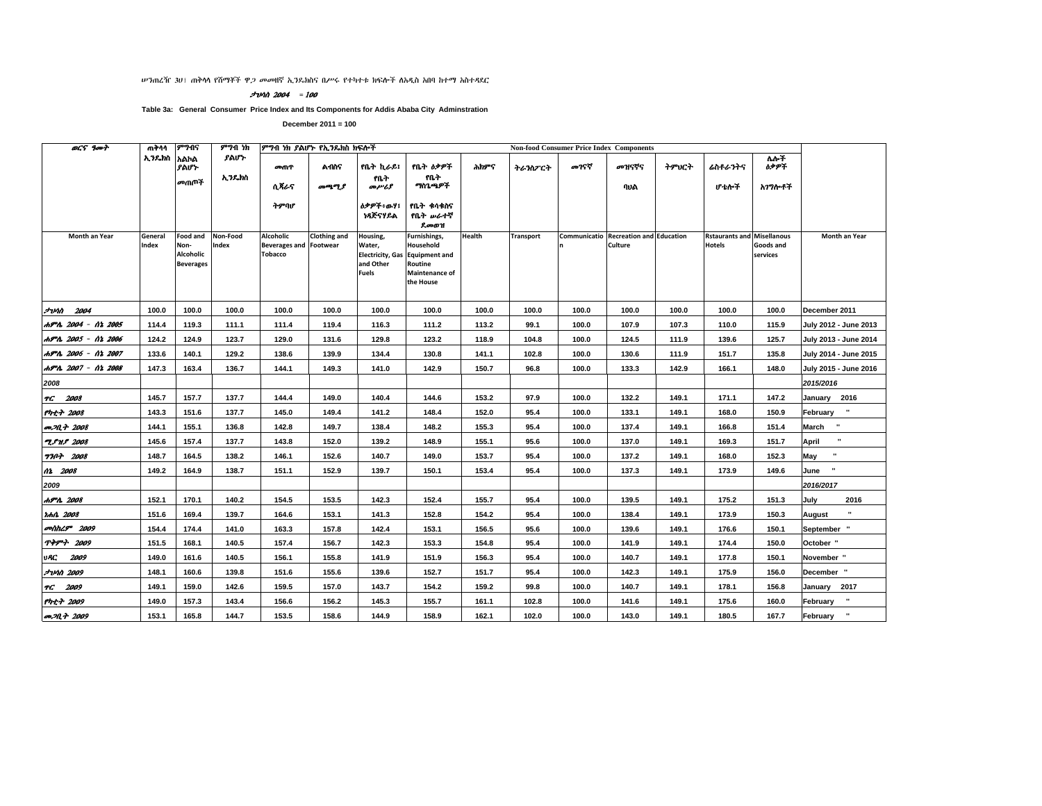ሠንጠረዥ 3ሀ፤ ጠቅላላ የሸማቾች ዋጋ መመዘኛ ኢንዴክስና በሥሩ የተካተቱ ክፍሎች ለአዲስ አበባ ከተማ አስተዳደር

ታህሳስ 2004 = 100

**Table 3a: General Consumer Price Index and Its Components for Addis Ababa City Adminstration**

**December 2011 = 100**

| ወርና ዓመት | ጠቅላላ ኢንዴክስ | ምግብና አልኮል ያልሆኑ መጠጦች | ምግብ ነክ ያልሆኑ ኢንዴክስ | ምግብ ነክ ያልሆኑ የኢንዴክስ ክፍሎች / Non-food Consumer Price Index Components | | | | | | | | | | | |
|---|---|---|---|---|---|---|---|---|---|---|---|---|---|---|---|
| | | | | መጠጥ ሲጃራና ትምባሆ | ልብስና መጫሚያ | የቤት ኪራይ፣ የቤት መሥሪያ ዕቃዎች፣ውሃ፣ ነዳጅናሃይል | የቤት ዕቃዎች የቤት ማስጌጫዎች የቤት ቁሳቁስና የቤት ሠራተኛ ደመወዝ | ሕክምና | ትራንስፖርት | መገናኛ | መዝናኛና ባህል | ትምህርት | ሬስቶራንትና ሆቴሎች | ሌሎች ዕቃዎች አገልሎቶች | |
| Month an Year | General Index | Food and Non-Alcoholic Beverages | Non-Food Index | Alcoholic Beverages and Tobacco | Clothing and Footwear | Housing, Water, Electricity, Gas and Other Fuels | Furnishings, Household Equipment and Routine Maintenance of the House | Health | Transport | Communication | Recreation and Culture | Education | Rstaurants and Hotels | Misellanous Goods and services | Month an Year |
| ታህሳስ 2004 | 100.0 | 100.0 | 100.0 | 100.0 | 100.0 | 100.0 | 100.0 | 100.0 | 100.0 | 100.0 | 100.0 | 100.0 | 100.0 | 100.0 | December 2011 |
| ሐምሌ 2004 - ሰኔ 2005 | 114.4 | 119.3 | 111.1 | 111.4 | 119.4 | 116.3 | 111.2 | 113.2 | 99.1 | 100.0 | 107.9 | 107.3 | 110.0 | 115.9 | July 2012 - June 2013 |
| ሐምሌ 2005 - ሰኔ 2006 | 124.2 | 124.9 | 123.7 | 129.0 | 131.6 | 129.8 | 123.2 | 118.9 | 104.8 | 100.0 | 124.5 | 111.9 | 139.6 | 125.7 | July 2013 - June 2014 |
| ሐምሌ 2006 - ሰኔ 2007 | 133.6 | 140.1 | 129.2 | 138.6 | 139.9 | 134.4 | 130.8 | 141.1 | 102.8 | 100.0 | 130.6 | 111.9 | 151.7 | 135.8 | July 2014 - June 2015 |
| ሐምሌ 2007 - ሰኔ 2008 | 147.3 | 163.4 | 136.7 | 144.1 | 149.3 | 141.0 | 142.9 | 150.7 | 96.8 | 100.0 | 133.3 | 142.9 | 166.1 | 148.0 | July 2015 - June 2016 |
| 2008 | | | | | | | | | | | | | | | 2015/2016 |
| ጥር 2008 | 145.7 | 157.7 | 137.7 | 144.4 | 149.0 | 140.4 | 144.6 | 153.2 | 97.9 | 100.0 | 132.2 | 149.1 | 171.1 | 147.2 | January 2016 |
| የካቲት 2008 | 143.3 | 151.6 | 137.7 | 145.0 | 149.4 | 141.2 | 148.4 | 152.0 | 95.4 | 100.0 | 133.1 | 149.1 | 168.0 | 150.9 | February " |
| መጋቢት 2008 | 144.1 | 155.1 | 136.8 | 142.8 | 149.7 | 138.4 | 148.2 | 155.3 | 95.4 | 100.0 | 137.4 | 149.1 | 166.8 | 151.4 | March " |
| ሚያዝያ 2008 | 145.6 | 157.4 | 137.7 | 143.8 | 152.0 | 139.2 | 148.9 | 155.1 | 95.6 | 100.0 | 137.0 | 149.1 | 169.3 | 151.7 | April " |
| ግንቦት 2008 | 148.7 | 164.5 | 138.2 | 146.1 | 152.6 | 140.7 | 149.0 | 153.7 | 95.4 | 100.0 | 137.2 | 149.1 | 168.0 | 152.3 | May " |
| ሰኔ 2008 | 149.2 | 164.9 | 138.7 | 151.1 | 152.9 | 139.7 | 150.1 | 153.4 | 95.4 | 100.0 | 137.3 | 149.1 | 173.9 | 149.6 | June " |
| 2009 | | | | | | | | | | | | | | | 2016/2017 |
| ሐምሌ 2008 | 152.1 | 170.1 | 140.2 | 154.5 | 153.5 | 142.3 | 152.4 | 155.7 | 95.4 | 100.0 | 139.5 | 149.1 | 175.2 | 151.3 | July 2016 |
| ነሐሴ 2008 | 151.6 | 169.4 | 139.7 | 164.6 | 153.1 | 141.3 | 152.8 | 154.2 | 95.4 | 100.0 | 138.4 | 149.1 | 173.9 | 150.3 | August " |
| መስከረም 2009 | 154.4 | 174.4 | 141.0 | 163.3 | 157.8 | 142.4 | 153.1 | 156.5 | 95.6 | 100.0 | 139.6 | 149.1 | 176.6 | 150.1 | September " |
| ጥቅምት 2009 | 151.5 | 168.1 | 140.5 | 157.4 | 156.7 | 142.3 | 153.3 | 154.8 | 95.4 | 100.0 | 141.9 | 149.1 | 174.4 | 150.0 | October " |
| ህዳር 2009 | 149.0 | 161.6 | 140.5 | 156.1 | 155.8 | 141.9 | 151.9 | 156.3 | 95.4 | 100.0 | 140.7 | 149.1 | 177.8 | 150.1 | November " |
| ታህሳስ 2009 | 148.1 | 160.6 | 139.8 | 151.6 | 155.6 | 139.6 | 152.7 | 151.7 | 95.4 | 100.0 | 142.3 | 149.1 | 175.9 | 156.0 | December " |
| ጥር 2009 | 149.1 | 159.0 | 142.6 | 159.5 | 157.0 | 143.7 | 154.2 | 159.2 | 99.8 | 100.0 | 140.7 | 149.1 | 178.1 | 156.8 | January 2017 |
| የካቲት 2009 | 149.0 | 157.3 | 143.4 | 156.6 | 156.2 | 145.3 | 155.7 | 161.1 | 102.8 | 100.0 | 141.6 | 149.1 | 175.6 | 160.0 | February " |
| መጋቢት 2009 | 153.1 | 165.8 | 144.7 | 153.5 | 158.6 | 144.9 | 158.9 | 162.1 | 102.0 | 100.0 | 143.0 | 149.1 | 180.5 | 167.7 | February " |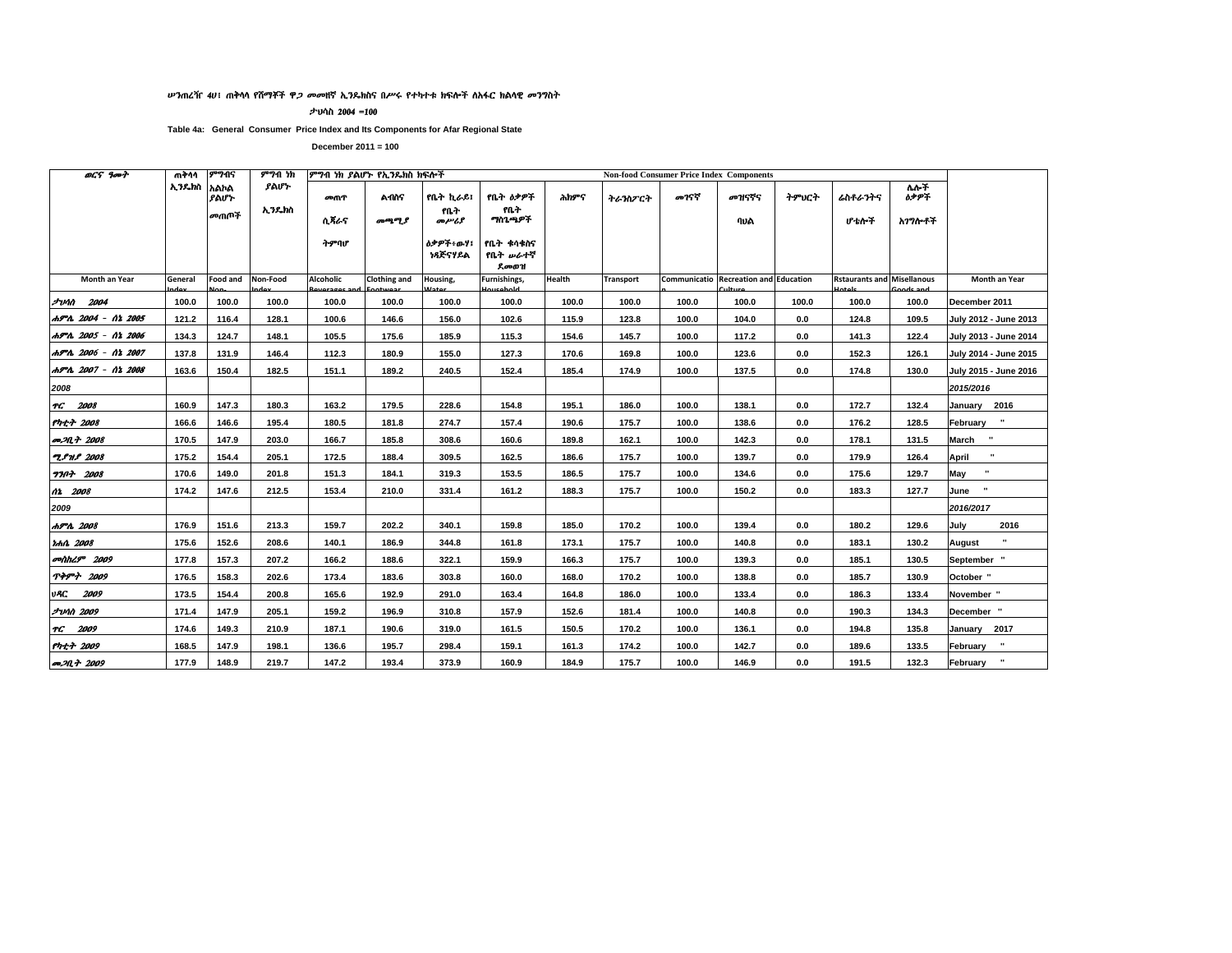ሠንጠረዥ 4ሀ፤ ጠቅላላ የሸማቾች ዋጋ መመዘኛ ኢንዴክስና በሥሩ የተካተቱ ክፍሎች ለአፋር ክልላዊ መንግስት

ታህሳስ 2004 =100

**Table 4a: General Consumer Price Index and Its Components for Afar Regional State**

**December 2011 = 100**

| ወርና ዓመት | ጠቅላላ ኢንዴክስ | ምግብና አልኮል ያልሆኑ መጠጦች | ምግብ ነክ ያልሆኑ ኢንዴክስ | ምግብ ነክ ያልሆኑ የኢንዴክስ ክፍሎች መጠጥ ሲጃራና ትምባሆ | ልብስና መጫሚያ | የቤት ኪራይ፣ የቤት መሥሪያ ዕቃዎች፣ውሃ፣ ነዳጅናሃይል | የቤት ዕቃዎች የቤት ማስጌጫዎች የቤት ቁሳቁስና የቤት ሠራተኛ ደመወዝ | ሕክምና | ትራንስፖርት | መገናኛ | መዝናኛና ባህል | ትምህርት | ሬስቶራንትና ሆቴሎች | ሌሎች ዕቃዎች አገግሎቶች | |
|---|---|---|---|---|---|---|---|---|---|---|---|---|---|---|---|
| | | | | Non-food Consumer Price Index Components | | | | | | | | | | | |
| Month an Year | General Index | Food and Non- | Non-Food Index | Alcoholic Beverages and | Clothing and Footwear | Housing, Water | Furnishings, Household | Health | Transport | Communication | Recreation and Culture | Education | Rstaurants and Hotels | Misellanous Goods and | Month an Year |
| ታህሳስ 2004 | 100.0 | 100.0 | 100.0 | 100.0 | 100.0 | 100.0 | 100.0 | 100.0 | 100.0 | 100.0 | 100.0 | 100.0 | 100.0 | 100.0 | December 2011 |
| ሐምሌ 2004 - ሰኔ 2005 | 121.2 | 116.4 | 128.1 | 100.6 | 146.6 | 156.0 | 102.6 | 115.9 | 123.8 | 100.0 | 104.0 | 0.0 | 124.8 | 109.5 | July 2012 - June 2013 |
| ሐምሌ 2005 - ሰኔ 2006 | 134.3 | 124.7 | 148.1 | 105.5 | 175.6 | 185.9 | 115.3 | 154.6 | 145.7 | 100.0 | 117.2 | 0.0 | 141.3 | 122.4 | July 2013 - June 2014 |
| ሐምሌ 2006 - ሰኔ 2007 | 137.8 | 131.9 | 146.4 | 112.3 | 180.9 | 155.0 | 127.3 | 170.6 | 169.8 | 100.0 | 123.6 | 0.0 | 152.3 | 126.1 | July 2014 - June 2015 |
| ሐምሌ 2007 - ሰኔ 2008 | 163.6 | 150.4 | 182.5 | 151.1 | 189.2 | 240.5 | 152.4 | 185.4 | 174.9 | 100.0 | 137.5 | 0.0 | 174.8 | 130.0 | July 2015 - June 2016 |
| 2008 | | | | | | | | | | | | | | | 2015/2016 |
| ጥር 2008 | 160.9 | 147.3 | 180.3 | 163.2 | 179.5 | 228.6 | 154.8 | 195.1 | 186.0 | 100.0 | 138.1 | 0.0 | 172.7 | 132.4 | January 2016 |
| የካቲት 2008 | 166.6 | 146.6 | 195.4 | 180.5 | 181.8 | 274.7 | 157.4 | 190.6 | 175.7 | 100.0 | 138.6 | 0.0 | 176.2 | 128.5 | February " |
| መጋቢት 2008 | 170.5 | 147.9 | 203.0 | 166.7 | 185.8 | 308.6 | 160.6 | 189.8 | 162.1 | 100.0 | 142.3 | 0.0 | 178.1 | 131.5 | March " |
| ሚያዝያ 2008 | 175.2 | 154.4 | 205.1 | 172.5 | 188.4 | 309.5 | 162.5 | 186.6 | 175.7 | 100.0 | 139.7 | 0.0 | 179.9 | 126.4 | April " |
| ግንቦት 2008 | 170.6 | 149.0 | 201.8 | 151.3 | 184.1 | 319.3 | 153.5 | 186.5 | 175.7 | 100.0 | 134.6 | 0.0 | 175.6 | 129.7 | May " |
| ሰኔ 2008 | 174.2 | 147.6 | 212.5 | 153.4 | 210.0 | 331.4 | 161.2 | 188.3 | 175.7 | 100.0 | 150.2 | 0.0 | 183.3 | 127.7 | June " |
| 2009 | | | | | | | | | | | | | | | 2016/2017 |
| ሐምሌ 2008 | 176.9 | 151.6 | 213.3 | 159.7 | 202.2 | 340.1 | 159.8 | 185.0 | 170.2 | 100.0 | 139.4 | 0.0 | 180.2 | 129.6 | July 2016 |
| ነሐሴ 2008 | 175.6 | 152.6 | 208.6 | 140.1 | 186.9 | 344.8 | 161.8 | 173.1 | 175.7 | 100.0 | 140.8 | 0.0 | 183.1 | 130.2 | August " |
| መስከረም 2009 | 177.8 | 157.3 | 207.2 | 166.2 | 188.6 | 322.1 | 159.9 | 166.3 | 175.7 | 100.0 | 139.3 | 0.0 | 185.1 | 130.5 | September " |
| ጥቅምት 2009 | 176.5 | 158.3 | 202.6 | 173.4 | 183.6 | 303.8 | 160.0 | 168.0 | 170.2 | 100.0 | 138.8 | 0.0 | 185.7 | 130.9 | October " |
| ህዳር 2009 | 173.5 | 154.4 | 200.8 | 165.6 | 192.9 | 291.0 | 163.4 | 164.8 | 186.0 | 100.0 | 133.4 | 0.0 | 186.3 | 133.4 | November " |
| ታህሳስ 2009 | 171.4 | 147.9 | 205.1 | 159.2 | 196.9 | 310.8 | 157.9 | 152.6 | 181.4 | 100.0 | 140.8 | 0.0 | 190.3 | 134.3 | December " |
| ጥር 2009 | 174.6 | 149.3 | 210.9 | 187.1 | 190.6 | 319.0 | 161.5 | 150.5 | 170.2 | 100.0 | 136.1 | 0.0 | 194.8 | 135.8 | January 2017 |
| የካቲት 2009 | 168.5 | 147.9 | 198.1 | 136.6 | 195.7 | 298.4 | 159.1 | 161.3 | 174.2 | 100.0 | 142.7 | 0.0 | 189.6 | 133.5 | February " |
| መጋቢት 2009 | 177.9 | 148.9 | 219.7 | 147.2 | 193.4 | 373.9 | 160.9 | 184.9 | 175.7 | 100.0 | 146.9 | 0.0 | 191.5 | 132.3 | February " |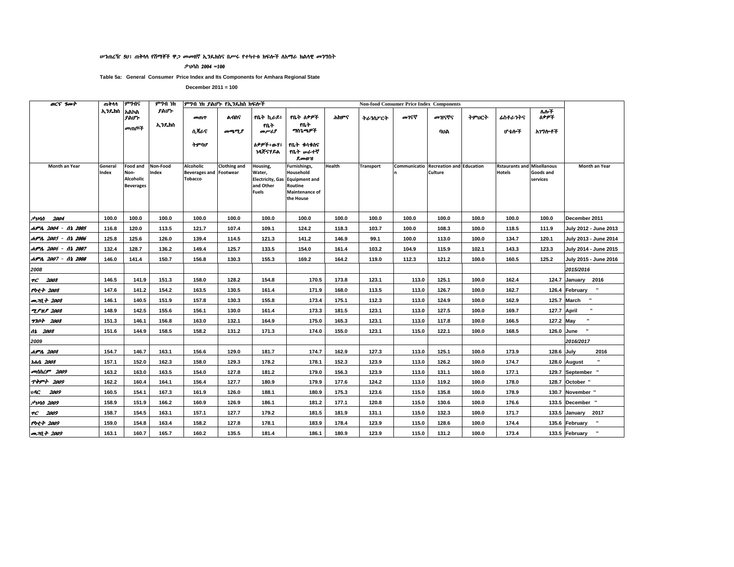ሠንጠረዥ 5ሀ፡ ጠቅላላ የሸማቾች ዋጋ መመዘኛ ኢንዴክስና በሥሩ የተካተቱ ክፍሎች ለአማራ ክልላዊ መንግስት

ታህሳስ 2004 =100

**Table 5a: General Consumer Price Index and Its Components for Amhara Regional State**

**December 2011 = 100**

| ወርና ዓመት | ጠቅላላ ኢንዴክስ | ምግብና አልኮል ያልሆኑ መጠጦች | ምግብ ነክ ያልሆኑ ኢንዴክስ | ምግብ ነክ ያልሆኑ የኢንዴክስ ክፍሎች መጠጥ ሲጃራና ትምባሆ | ልብስና መጫሚያ | የቤት ኪራይ፣ የቤት መሥሪያ ዕቃዎች፣ውሃ፣ ነዳጅናሃይል | የቤት ዕቃዎች የቤት ማስጌጫዎች የቤት ቁሳቁስና የቤት ሥራተኛ ዶመወዝ | ሕክምና | ትራንስፖርት | መገናኛ | መዝናኛና ባህል | ትምህርት | ሬስቶራንትና ሆቴሎች | ሌሎች ዕቃዎች አገግሎቶች | |
|---|---|---|---|---|---|---|---|---|---|---|---|---|---|---|---|
| | | | | Non-food Consumer Price Index Components | | | | | | | | | | | |
| **Month an Year** | **General Index** | **Food and Non-Alcoholic Beverages** | **Non-Food Index** | **Alcoholic Beverages and Tobacco** | **Clothing and Footwear** | **Housing, Water, Electricity, Gas and Other Fuels** | **Furnishings, Household Equipment and Routine Maintenance of the House** | **Health** | **Transport** | **Communication** | **Recreation and Culture** | **Education** | **Rstaurants and Hotels** | **Misellanous Goods and services** | **Month an Year** |
| ታህሳስ 2004 | 100.0 | 100.0 | 100.0 | 100.0 | 100.0 | 100.0 | 100.0 | 100.0 | 100.0 | 100.0 | 100.0 | 100.0 | 100.0 | 100.0 | December 2011 |
| ሐምሌ 2004 - ሰኔ 2005 | 116.8 | 120.0 | 113.5 | 121.7 | 107.4 | 109.1 | 124.2 | 118.3 | 103.7 | 100.0 | 108.3 | 100.0 | 118.5 | 111.9 | July 2012 - June 2013 |
| ሐምሌ 2005 - ሰኔ 2006 | 125.8 | 125.6 | 126.0 | 139.4 | 114.5 | 121.3 | 141.2 | 146.9 | 99.1 | 100.0 | 113.0 | 100.0 | 134.7 | 120.1 | July 2013 - June 2014 |
| ሐምሌ 2006 - ሰኔ 2007 | 132.4 | 128.7 | 136.2 | 149.4 | 125.7 | 133.5 | 154.0 | 161.4 | 103.2 | 104.9 | 115.9 | 102.1 | 143.3 | 123.3 | July 2014 - June 2015 |
| ሐምሌ 2007 - ሰኔ 2008 | 146.0 | 141.4 | 150.7 | 156.8 | 130.3 | 155.3 | 169.2 | 164.2 | 119.0 | 112.3 | 121.2 | 100.0 | 160.5 | 125.2 | July 2015 - June 2016 |
| 2008 | | | | | | | | | | | | | | | 2015/2016 |
| ጥር 2008 | 146.5 | 141.9 | 151.3 | 158.0 | 128.2 | 154.8 | 170.5 | 173.8 | 123.1 | 113.0 | 125.1 | 100.0 | 162.4 | 124.7 | January 2016 |
| የካቲት 2008 | 147.6 | 141.2 | 154.2 | 163.5 | 130.5 | 161.4 | 171.9 | 168.0 | 113.5 | 113.0 | 126.7 | 100.0 | 162.7 | 126.4 | February " |
| መጋቢት 2008 | 146.1 | 140.5 | 151.9 | 157.8 | 130.3 | 155.8 | 173.4 | 175.1 | 112.3 | 113.0 | 124.9 | 100.0 | 162.9 | 125.7 | March " |
| ሚያዚያ 2008 | 148.9 | 142.5 | 155.6 | 156.1 | 130.0 | 161.4 | 173.3 | 181.5 | 123.1 | 113.0 | 127.5 | 100.0 | 169.7 | 127.7 | April " |
| ግንቦት 2008 | 151.3 | 146.1 | 156.8 | 163.0 | 132.1 | 164.9 | 175.0 | 165.3 | 123.1 | 113.0 | 117.8 | 100.0 | 166.5 | 127.2 | May " |
| ሰኔ 2008 | 151.6 | 144.9 | 158.5 | 158.2 | 131.2 | 171.3 | 174.0 | 155.0 | 123.1 | 115.0 | 122.1 | 100.0 | 168.5 | 126.0 | June " |
| 2009 | | | | | | | | | | | | | | | 2016/2017 |
| ሐምሌ 2008 | 154.7 | 146.7 | 163.1 | 156.6 | 129.0 | 181.7 | 174.7 | 162.9 | 127.3 | 113.0 | 125.1 | 100.0 | 173.9 | 128.6 | July 2016 |
| ነሐሴ 2008 | 157.1 | 152.0 | 162.3 | 158.0 | 129.3 | 178.2 | 178.1 | 152.3 | 123.9 | 113.0 | 126.2 | 100.0 | 174.7 | 128.0 | August " |
| መስከረም 2009 | 163.2 | 163.0 | 163.5 | 154.0 | 127.8 | 181.2 | 179.0 | 156.3 | 123.9 | 113.0 | 131.1 | 100.0 | 177.1 | 129.7 | September " |
| ጥቅምት 2009 | 162.2 | 160.4 | 164.1 | 156.4 | 127.7 | 180.9 | 179.9 | 177.6 | 124.2 | 113.0 | 119.2 | 100.0 | 178.0 | 128.7 | October " |
| ህዳር 2009 | 160.5 | 154.1 | 167.3 | 161.9 | 126.0 | 188.1 | 180.9 | 175.3 | 123.6 | 115.0 | 135.8 | 100.0 | 178.9 | 130.7 | November " |
| ታህሳስ 2009 | 158.9 | 151.9 | 166.2 | 160.9 | 126.9 | 186.1 | 181.2 | 177.1 | 120.8 | 115.0 | 130.6 | 100.0 | 176.6 | 133.5 | December " |
| ጥር 2009 | 158.7 | 154.5 | 163.1 | 157.1 | 127.7 | 179.2 | 181.5 | 181.9 | 131.1 | 115.0 | 132.3 | 100.0 | 171.7 | 133.5 | January 2017 |
| የካቲት 2009 | 159.0 | 154.8 | 163.4 | 158.2 | 127.8 | 178.1 | 183.9 | 178.4 | 123.9 | 115.0 | 128.6 | 100.0 | 174.4 | 135.6 | February " |
| መጋቢት 2009 | 163.1 | 160.7 | 165.7 | 160.2 | 135.5 | 181.4 | 186.1 | 180.9 | 123.9 | 115.0 | 131.2 | 100.0 | 173.4 | 133.5 | February " |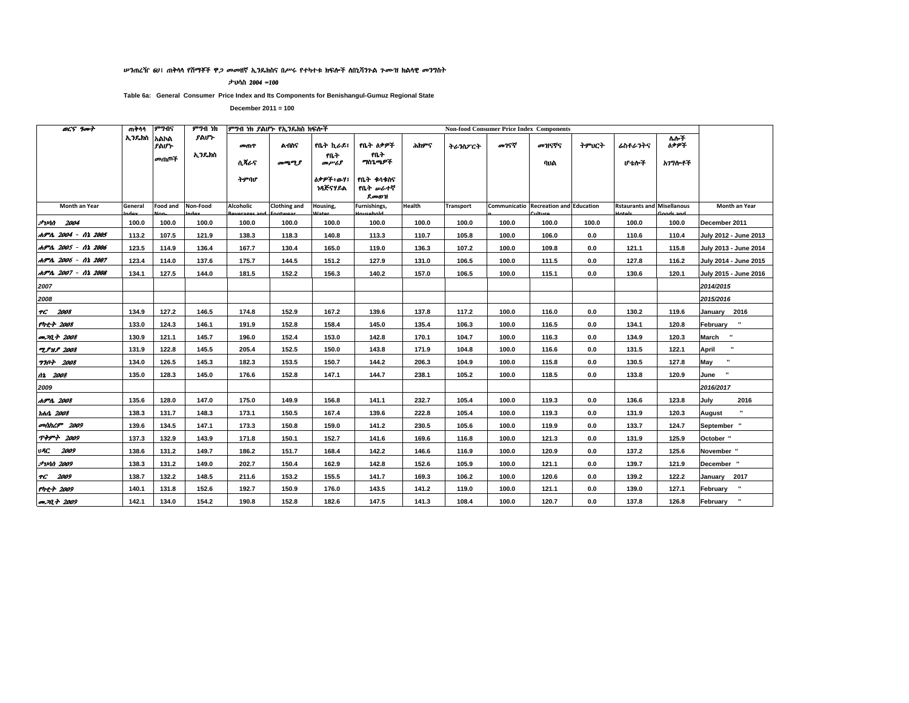ሠንጠረዥ 6ሀ፤ ጠቅላላ የሸማቾች ዋጋ መመዘኛ ኢንዴክስና በሥሩ የተካተቱ ክፍሎች ለቤኒሻንጉል ጉሙዝ ክልላዊ መንግስት

ታህሳስ 2004 =100

**Table 6a: General Consumer Price Index and Its Components for Benishangul-Gumuz Regional State**

**December 2011 = 100**

| ወርና ዓመት | ጠቅላላ ኢንዴክስ | ምግብና አልኮል ያልሆኑ መጠጦች | ምግብ ነክ ያልሆኑ ኢንዴክስ | ምግብ ነክ ያልሆኑ የኢንዴክስ ክፍሎች / Non-food Consumer Price Index Components | | | | | | | | | | | |
|---|---|---|---|---|---|---|---|---|---|---|---|---|---|---|---|
| | | | | መጠጥ ሲጃራና ትምባሆ | ልብስና መጫሚያ | የቤት ኪራይ፤ የቤት መሥሪያ ዕቃዎች፥ውሃ፤ ነዳጅናሃይል | የቤት ዕቃዎች የቤት ማስጌጫዎች የቤት ቁሳቁስና የቤት ሠራተኛ ደመወዝ | ሕክምና | ትራንስፖርት | መገናኛ | መዝናኛና ባህል | ትምህርት | ሬስቶራንትና ሆቴሎች | ሌሎች ዕቃዎች አገልግሎቶች | |
| Month an Year | General Index | Food and Non-Alcoholic | Non-Food Index | Alcoholic Beverages and Tobacco | Clothing and Footwear | Housing, Water | Furnishings, Household | Health | Transport | Communication | Recreation and Culture | Education | Rstaurants and Hotels | Misellanous Goods and Services | Month an Year |
| ታህሳስ 2004 | 100.0 | 100.0 | 100.0 | 100.0 | 100.0 | 100.0 | 100.0 | 100.0 | 100.0 | 100.0 | 100.0 | 100.0 | 100.0 | 100.0 | December 2011 |
| ሐምሌ 2004 - ሰኔ 2005 | 113.2 | 107.5 | 121.9 | 138.3 | 118.3 | 140.8 | 113.3 | 110.7 | 105.8 | 100.0 | 106.0 | 0.0 | 110.6 | 110.4 | July 2012 - June 2013 |
| ሐምሌ 2005 - ሰኔ 2006 | 123.5 | 114.9 | 136.4 | 167.7 | 130.4 | 165.0 | 119.0 | 136.3 | 107.2 | 100.0 | 109.8 | 0.0 | 121.1 | 115.8 | July 2013 - June 2014 |
| ሐምሌ 2006 - ሰኔ 2007 | 123.4 | 114.0 | 137.6 | 175.7 | 144.5 | 151.2 | 127.9 | 131.0 | 106.5 | 100.0 | 111.5 | 0.0 | 127.8 | 116.2 | July 2014 - June 2015 |
| ሐምሌ 2007 - ሰኔ 2008 | 134.1 | 127.5 | 144.0 | 181.5 | 152.2 | 156.3 | 140.2 | 157.0 | 106.5 | 100.0 | 115.1 | 0.0 | 130.6 | 120.1 | July 2015 - June 2016 |
| 2007 | | | | | | | | | | | | | | | 2014/2015 |
| 2008 | | | | | | | | | | | | | | | 2015/2016 |
| ጥር 2008 | 134.9 | 127.2 | 146.5 | 174.8 | 152.9 | 167.2 | 139.6 | 137.8 | 117.2 | 100.0 | 116.0 | 0.0 | 130.2 | 119.6 | January 2016 |
| የካቲት 2008 | 133.0 | 124.3 | 146.1 | 191.9 | 152.8 | 158.4 | 145.0 | 135.4 | 106.3 | 100.0 | 116.5 | 0.0 | 134.1 | 120.8 | February " |
| መጋቢት 2008 | 130.9 | 121.1 | 145.7 | 196.0 | 152.4 | 153.0 | 142.8 | 170.1 | 104.7 | 100.0 | 116.3 | 0.0 | 134.9 | 120.3 | March " |
| ሚያዝያ 2008 | 131.9 | 122.8 | 145.5 | 205.4 | 152.5 | 150.0 | 143.8 | 171.9 | 104.8 | 100.0 | 116.6 | 0.0 | 131.5 | 122.1 | April " |
| ግንቦት 2008 | 134.0 | 126.5 | 145.3 | 182.3 | 153.5 | 150.7 | 144.2 | 206.3 | 104.9 | 100.0 | 115.8 | 0.0 | 130.5 | 127.8 | May " |
| ሰኔ 2008 | 135.0 | 128.3 | 145.0 | 176.6 | 152.8 | 147.1 | 144.7 | 238.1 | 105.2 | 100.0 | 118.5 | 0.0 | 133.8 | 120.9 | June " |
| 2009 | | | | | | | | | | | | | | | 2016/2017 |
| ሐምሌ 2008 | 135.6 | 128.0 | 147.0 | 175.0 | 149.9 | 156.8 | 141.1 | 232.7 | 105.4 | 100.0 | 119.3 | 0.0 | 136.6 | 123.8 | July 2016 |
| ነሐሴ 2008 | 138.3 | 131.7 | 148.3 | 173.1 | 150.5 | 167.4 | 139.6 | 222.8 | 105.4 | 100.0 | 119.3 | 0.0 | 131.9 | 120.3 | August " |
| መስከረም 2009 | 139.6 | 134.5 | 147.1 | 173.3 | 150.8 | 159.0 | 141.2 | 230.5 | 105.6 | 100.0 | 119.9 | 0.0 | 133.7 | 124.7 | September " |
| ጥቅምት 2009 | 137.3 | 132.9 | 143.9 | 171.8 | 150.1 | 152.7 | 141.6 | 169.6 | 116.8 | 100.0 | 121.3 | 0.0 | 131.9 | 125.9 | October " |
| ህዳር 2009 | 138.6 | 131.2 | 149.7 | 186.2 | 151.7 | 168.4 | 142.2 | 146.6 | 116.9 | 100.0 | 120.9 | 0.0 | 137.2 | 125.6 | November " |
| ታህሳስ 2009 | 138.3 | 131.2 | 149.0 | 202.7 | 150.4 | 162.9 | 142.8 | 152.6 | 105.9 | 100.0 | 121.1 | 0.0 | 139.7 | 121.9 | December " |
| ጥር 2009 | 138.7 | 132.2 | 148.5 | 211.6 | 153.2 | 155.5 | 141.7 | 169.3 | 106.2 | 100.0 | 120.6 | 0.0 | 139.2 | 122.2 | January 2017 |
| የካቲት 2009 | 140.1 | 131.8 | 152.6 | 192.7 | 150.9 | 176.0 | 143.5 | 141.2 | 119.0 | 100.0 | 121.1 | 0.0 | 139.0 | 127.1 | February " |
| መጋቢት 2009 | 142.1 | 134.0 | 154.2 | 190.8 | 152.8 | 182.6 | 147.5 | 141.3 | 108.4 | 100.0 | 120.7 | 0.0 | 137.8 | 126.8 | February " |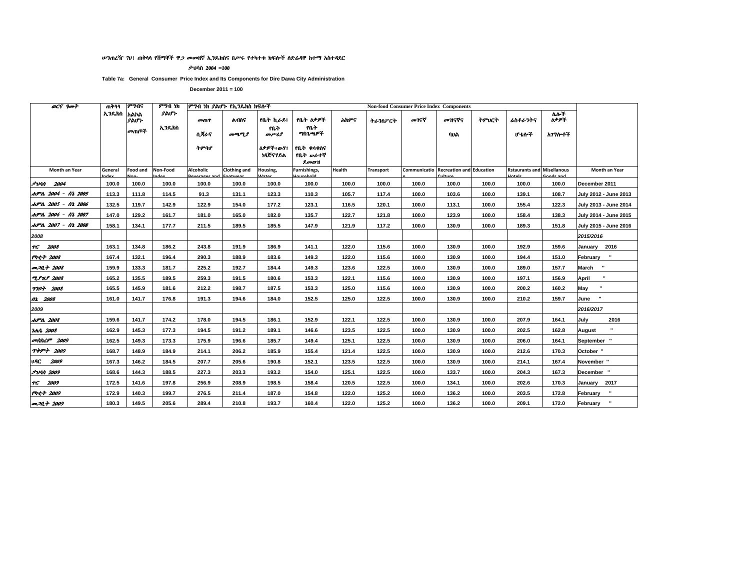ሠንጠረዥ 7ሀ፤ ጠቅላላ የሸማቾች ዋጋ መመዘኛ ኢንዴክስና በሥሩ የተካተቱ ክፍሎች ለድሬዳዋ ከተማ አስተዳደር

ታህሳስ 2004 =100

**Table 7a: General Consumer Price Index and Its Components for Dire Dawa City Administration**

**December 2011 = 100**

| ወርና ዓመት | ጠቅላላ ኢንዴክስ | ምግብና አልኮል ያልሆኑ መጠጦች | ምግብ ነክ ያልሆኑ ኢንዴክስ | ምግብ ነክ ያልሆኑ የኢንዴክስ ክፍሎች መጠጥ ሲጃራና ትምባሆ | ልብስና መጫሚያ | የቤት ኪራይ፣ የቤት መሥሪያ ዕቃዎች፣ውሃ፣ ነዳጅናሃይል | የቤት ዕቃዎች የቤት ማስጌጫዎች የቤት ቁሳቁስና የቤት ሠራተኛ ደመወዝ | ሕክምና | ትራንስፖርት | መገናኛ | መዝናኛና ባህል | ትምህርት | ሬስቶራንትና ሆቴሎች | ሌሎች ዕቃዎች አገግሎቶች | |
|---|---|---|---|---|---|---|---|---|---|---|---|---|---|---|---|
| | | | | Non-food Consumer Price Index Components | | | | | | | | | | | |
| Month an Year | General Index | Food and Non-... | Non-Food Index | Alcoholic Beverages and ... | Clothing and Footwear | Housing, Water ... | Furnishings, Household ... | Health | Transport | Communication | Recreation and Culture | Education | Rstaurants and Hotels | Misellanous Goods and ... | Month an Year |
| ታህሳስ 2004 | 100.0 | 100.0 | 100.0 | 100.0 | 100.0 | 100.0 | 100.0 | 100.0 | 100.0 | 100.0 | 100.0 | 100.0 | 100.0 | 100.0 | December 2011 |
| ሐምሌ 2004 - ሰኔ 2005 | 113.3 | 111.8 | 114.5 | 91.3 | 131.1 | 123.3 | 110.3 | 105.7 | 117.4 | 100.0 | 103.6 | 100.0 | 139.1 | 108.7 | July 2012 - June 2013 |
| ሐምሌ 2005 - ሰኔ 2006 | 132.5 | 119.7 | 142.9 | 122.9 | 154.0 | 177.2 | 123.1 | 116.5 | 120.1 | 100.0 | 113.1 | 100.0 | 155.4 | 122.3 | July 2013 - June 2014 |
| ሐምሌ 2006 - ሰኔ 2007 | 147.0 | 129.2 | 161.7 | 181.0 | 165.0 | 182.0 | 135.7 | 122.7 | 121.8 | 100.0 | 123.9 | 100.0 | 158.4 | 138.3 | July 2014 - June 2015 |
| ሐምሌ 2007 - ሰኔ 2008 | 158.1 | 134.1 | 177.7 | 211.5 | 189.5 | 185.5 | 147.9 | 121.9 | 117.2 | 100.0 | 130.9 | 100.0 | 189.3 | 151.8 | July 2015 - June 2016 |
| 2008 | | | | | | | | | | | | | | | 2015/2016 |
| ጥር 2008 | 163.1 | 134.8 | 186.2 | 243.8 | 191.9 | 186.9 | 141.1 | 122.0 | 115.6 | 100.0 | 130.9 | 100.0 | 192.9 | 159.6 | January 2016 |
| የካቲት 2008 | 167.4 | 132.1 | 196.4 | 290.3 | 188.9 | 183.6 | 149.3 | 122.0 | 115.6 | 100.0 | 130.9 | 100.0 | 194.4 | 151.0 | February " |
| መጋቢት 2008 | 159.9 | 133.3 | 181.7 | 225.2 | 192.7 | 184.4 | 149.3 | 123.6 | 122.5 | 100.0 | 130.9 | 100.0 | 189.0 | 157.7 | March " |
| ሚያዝያ 2008 | 165.2 | 135.5 | 189.5 | 259.3 | 191.5 | 180.6 | 153.3 | 122.1 | 115.6 | 100.0 | 130.9 | 100.0 | 197.1 | 156.9 | April " |
| ግንቦት 2008 | 165.5 | 145.9 | 181.6 | 212.2 | 198.7 | 187.5 | 153.3 | 125.0 | 115.6 | 100.0 | 130.9 | 100.0 | 200.2 | 160.2 | May " |
| ሰኔ 2008 | 161.0 | 141.7 | 176.8 | 191.3 | 194.6 | 184.0 | 152.5 | 125.0 | 122.5 | 100.0 | 130.9 | 100.0 | 210.2 | 159.7 | June " |
| 2009 | | | | | | | | | | | | | | | 2016/2017 |
| ሐምሌ 2008 | 159.6 | 141.7 | 174.2 | 178.0 | 194.5 | 186.1 | 152.9 | 122.1 | 122.5 | 100.0 | 130.9 | 100.0 | 207.9 | 164.1 | July 2016 |
| ነሐሴ 2008 | 162.9 | 145.3 | 177.3 | 194.5 | 191.2 | 189.1 | 146.6 | 123.5 | 122.5 | 100.0 | 130.9 | 100.0 | 202.5 | 162.8 | August " |
| መስከረም 2009 | 162.5 | 149.3 | 173.3 | 175.9 | 196.6 | 185.7 | 149.4 | 125.1 | 122.5 | 100.0 | 130.9 | 100.0 | 206.0 | 164.1 | September " |
| ጥቅምት 2009 | 168.7 | 148.9 | 184.9 | 214.1 | 206.2 | 185.9 | 155.4 | 121.4 | 122.5 | 100.0 | 130.9 | 100.0 | 212.6 | 170.3 | October " |
| ህዳር 2009 | 167.3 | 146.2 | 184.5 | 207.7 | 205.6 | 190.8 | 152.1 | 123.5 | 122.5 | 100.0 | 130.9 | 100.0 | 214.1 | 167.4 | November " |
| ታህሳስ 2009 | 168.6 | 144.3 | 188.5 | 227.3 | 203.3 | 193.2 | 154.0 | 125.1 | 122.5 | 100.0 | 133.7 | 100.0 | 204.3 | 167.3 | December " |
| ጥር 2009 | 172.5 | 141.6 | 197.8 | 256.9 | 208.9 | 198.5 | 158.4 | 120.5 | 122.5 | 100.0 | 134.1 | 100.0 | 202.6 | 170.3 | January 2017 |
| የካቲት 2009 | 172.9 | 140.3 | 199.7 | 276.5 | 211.4 | 187.0 | 154.8 | 122.0 | 125.2 | 100.0 | 136.2 | 100.0 | 203.5 | 172.8 | February " |
| መጋቢት 2009 | 180.3 | 149.5 | 205.6 | 289.4 | 210.8 | 193.7 | 160.4 | 122.0 | 125.2 | 100.0 | 136.2 | 100.0 | 209.1 | 172.0 | February " |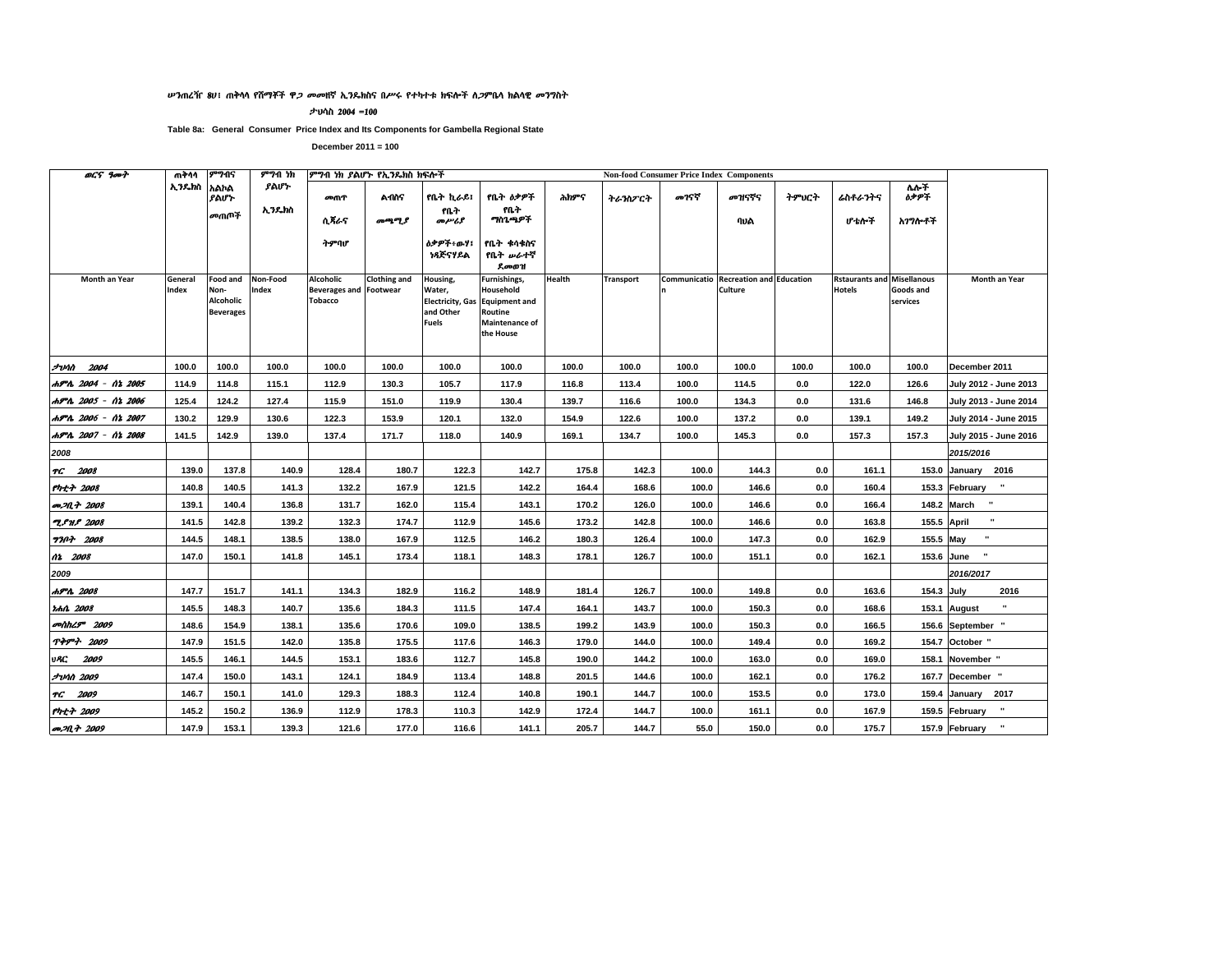ሠንጠረዥ 8ሀ፣ ጠቅላላ የሸማቾች ዋጋ መመዘኛ ኢንዴክስና በሥሩ የተካተቱ ክፍሎች ለጋምቤላ ክልላዊ መንግስት

ታህሳስ 2004 =100

**Table 8a: General Consumer Price Index and Its Components for Gambella Regional State**

**December 2011 = 100**

| ወርና ዓመት | ጠቅላላ ኢንዴክስ | ምግብና አልኮል ያልሆኑ መጠጦች | ምግብ ነክ ያልሆኑ ኢንዴክስ | ምግብ ነክ ያልሆኑ የኢንዴክስ ክፍሎች | | | | | | | | | | | | |
|---|---|---|---|---|---|---|---|---|---|---|---|---|---|---|---|---|
| | | | | Non-food Consumer Price Index Components | | | | | | | | | | | | |
| | | | | መጠጥ ሲጃራና ትምባሆ | ልብስና መጫሚያ | የቤት ኪራይ፣ የቤት መሥሪያ ዕቃዎች፣ውሃ፣ ነዳጅና ሃይል | የቤት ዕቃዎች የቤት ማስጌጫዎች የቤት ቁሳቁስና የቤት ሠራተኛ ደመወዝ | ሕክምና | ትራንስፖርት | መገናኛ | መዝናኛና ባህል | ትምህርት | ሬስቶራንትና ሆቴሎች | ሌሎች ዕቃዎች አገልግሎቶች | |
| Month an Year | General Index | Food and Non-Alcoholic Beverages | Non-Food Index | Alcoholic Beverages and Tobacco | Clothing and Footwear | Housing, Water, Electricity, Gas and Other Fuels | Furnishings, Household Equipment and Routine Maintenance of the House | Health | Transport | Communication | Recreation and Culture | Education | Rstaurants and Hotels | Misellanous Goods and services | Month an Year |
| ታህሳስ 2004 | 100.0 | 100.0 | 100.0 | 100.0 | 100.0 | 100.0 | 100.0 | 100.0 | 100.0 | 100.0 | 100.0 | 100.0 | 100.0 | 100.0 | December 2011 |
| ሐምሌ 2004 - ሰኔ 2005 | 114.9 | 114.8 | 115.1 | 112.9 | 130.3 | 105.7 | 117.9 | 116.8 | 113.4 | 100.0 | 114.5 | 0.0 | 122.0 | 126.6 | July 2012 - June 2013 |
| ሐምሌ 2005 - ሰኔ 2006 | 125.4 | 124.2 | 127.4 | 115.9 | 151.0 | 119.9 | 130.4 | 139.7 | 116.6 | 100.0 | 134.3 | 0.0 | 131.6 | 146.8 | July 2013 - June 2014 |
| ሐምሌ 2006 - ሰኔ 2007 | 130.2 | 129.9 | 130.6 | 122.3 | 153.9 | 120.1 | 132.0 | 154.9 | 122.6 | 100.0 | 137.2 | 0.0 | 139.1 | 149.2 | July 2014 - June 2015 |
| ሐምሌ 2007 - ሰኔ 2008 | 141.5 | 142.9 | 139.0 | 137.4 | 171.7 | 118.0 | 140.9 | 169.1 | 134.7 | 100.0 | 145.3 | 0.0 | 157.3 | 157.3 | July 2015 - June 2016 |
| 2008 | | | | | | | | | | | | | | | 2015/2016 |
| ጥር 2008 | 139.0 | 137.8 | 140.9 | 128.4 | 180.7 | 122.3 | 142.7 | 175.8 | 142.3 | 100.0 | 144.3 | 0.0 | 161.1 | 153.0 | January 2016 |
| የካቲት 2008 | 140.8 | 140.5 | 141.3 | 132.2 | 167.9 | 121.5 | 142.2 | 164.4 | 168.6 | 100.0 | 146.6 | 0.0 | 160.4 | 153.3 | February " |
| መጋቢት 2008 | 139.1 | 140.4 | 136.8 | 131.7 | 162.0 | 115.4 | 143.1 | 170.2 | 126.0 | 100.0 | 146.6 | 0.0 | 166.4 | 148.2 | March " |
| ሚያዚያ 2008 | 141.5 | 142.8 | 139.2 | 132.3 | 174.7 | 112.9 | 145.6 | 173.2 | 142.8 | 100.0 | 146.6 | 0.0 | 163.8 | 155.5 | April " |
| ግንቦት 2008 | 144.5 | 148.1 | 138.5 | 138.0 | 167.9 | 112.5 | 146.2 | 180.3 | 126.4 | 100.0 | 147.3 | 0.0 | 162.9 | 155.5 | May " |
| ሰኔ 2008 | 147.0 | 150.1 | 141.8 | 145.1 | 173.4 | 118.1 | 148.3 | 178.1 | 126.7 | 100.0 | 151.1 | 0.0 | 162.1 | 153.6 | June " |
| 2009 | | | | | | | | | | | | | | | 2016/2017 |
| ሐምሌ 2008 | 147.7 | 151.7 | 141.1 | 134.3 | 182.9 | 116.2 | 148.9 | 181.4 | 126.7 | 100.0 | 149.8 | 0.0 | 163.6 | 154.3 | July 2016 |
| ነሐሴ 2008 | 145.5 | 148.3 | 140.7 | 135.6 | 184.3 | 111.5 | 147.4 | 164.1 | 143.7 | 100.0 | 150.3 | 0.0 | 168.6 | 153.1 | August " |
| መስከረም 2009 | 148.6 | 154.9 | 138.1 | 135.6 | 170.6 | 109.0 | 138.5 | 199.2 | 143.9 | 100.0 | 150.3 | 0.0 | 166.5 | 156.6 | September " |
| ጥቅምት 2009 | 147.9 | 151.5 | 142.0 | 135.8 | 175.5 | 117.6 | 146.3 | 179.0 | 144.0 | 100.0 | 149.4 | 0.0 | 169.2 | 154.7 | October " |
| ህዳር 2009 | 145.5 | 146.1 | 144.5 | 153.1 | 183.6 | 112.7 | 145.8 | 190.0 | 144.2 | 100.0 | 163.0 | 0.0 | 169.0 | 158.1 | November " |
| ታህሳስ 2009 | 147.4 | 150.0 | 143.1 | 124.1 | 184.9 | 113.4 | 148.8 | 201.5 | 144.6 | 100.0 | 162.1 | 0.0 | 176.2 | 167.7 | December " |
| ጥር 2009 | 146.7 | 150.1 | 141.0 | 129.3 | 188.3 | 112.4 | 140.8 | 190.1 | 144.7 | 100.0 | 153.5 | 0.0 | 173.0 | 159.4 | January 2017 |
| የካቲት 2009 | 145.2 | 150.2 | 136.9 | 112.9 | 178.3 | 110.3 | 142.9 | 172.4 | 144.7 | 100.0 | 161.1 | 0.0 | 167.9 | 159.5 | February " |
| መጋቢት 2009 | 147.9 | 153.1 | 139.3 | 121.6 | 177.0 | 116.6 | 141.1 | 205.7 | 144.7 | 55.0 | 150.0 | 0.0 | 175.7 | 157.9 | February " |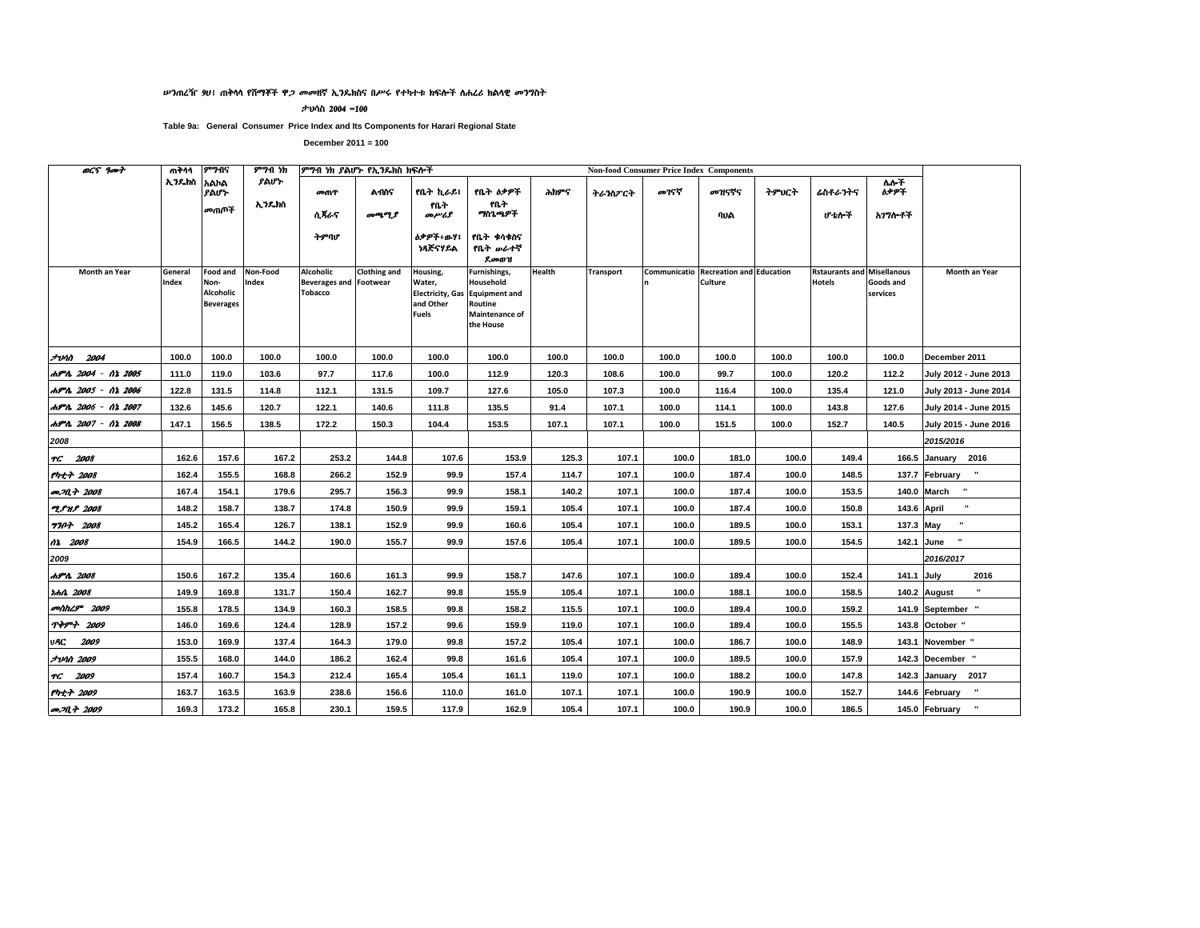ሠንጠረዥ 9ሀ፣ ጠቅላላ የሸማቾች ዋጋ መመዘኛ ኢንዴክስና በሥሩ የተካተቱ ክፍሎች ለሐረሪ ክልላዊ መንግስት

ታህሳስ 2004 =100

**Table 9a: General Consumer Price Index and Its Components for Harari Regional State**

**December 2011 = 100**

| ወርና ዓመት | ጠቅላላ ኢንዴክስ | ምግብና አልኮል ያልሆኑ መጠጦች | ምግብ ነክ ያልሆኑ ኢንዴክስ | ምግብ ነክ ያልሆኑ የኢንዴክስ ክፍሎች / Non-food Consumer Price Index Components | | | | | | | | | | | |
|---|---|---|---|---|---|---|---|---|---|---|---|---|---|---|---|
| | | | | መጠጥ ሲጃራና ትምባሆ | ልብስና መጫሚያ | የቤት ኪራይ፣ የቤት መሥሪያ ዕቃዎች፣ውሃ፣ ነዳጅና ሃይል | የቤት ዕቃዎች የቤት ማስጌጫዎች የቤት ቁሳቁስና የቤት ሠራተኛ ደመወዝ | ሕክምና | ትራንስፖርት | መገናኛ | መዝናኛና ባህል | ትምህርት | ሬስቶራንትና ሆቴሎች | ሌሎች ዕቃዎች አገግሎቶች | |
| Month an Year | General Index | Food and Non-Alcoholic Beverages | Non-Food Index | Alcoholic Beverages and Tobacco | Clothing and Footwear | Housing, Water, Electricity, Gas and Other Fuels | Furnishings, Household Equipment and Routine Maintenance of the House | Health | Transport | Communication | Recreation and Culture | Education | Rstaurants and Hotels | Misellanous Goods and services | Month an Year |
| ታህሳስ 2004 | 100.0 | 100.0 | 100.0 | 100.0 | 100.0 | 100.0 | 100.0 | 100.0 | 100.0 | 100.0 | 100.0 | 100.0 | 100.0 | 100.0 | December 2011 |
| ሐምሌ 2004 - ሰኔ 2005 | 111.0 | 119.0 | 103.6 | 97.7 | 117.6 | 100.0 | 112.9 | 120.3 | 108.6 | 100.0 | 99.7 | 100.0 | 120.2 | 112.2 | July 2012 - June 2013 |
| ሐምሌ 2005 - ሰኔ 2006 | 122.8 | 131.5 | 114.8 | 112.1 | 131.5 | 109.7 | 127.6 | 105.0 | 107.3 | 100.0 | 116.4 | 100.0 | 135.4 | 121.0 | July 2013 - June 2014 |
| ሐምሌ 2006 - ሰኔ 2007 | 132.6 | 145.6 | 120.7 | 122.1 | 140.6 | 111.8 | 135.5 | 91.4 | 107.1 | 100.0 | 114.1 | 100.0 | 143.8 | 127.6 | July 2014 - June 2015 |
| ሐምሌ 2007 - ሰኔ 2008 | 147.1 | 156.5 | 138.5 | 172.2 | 150.3 | 104.4 | 153.5 | 107.1 | 107.1 | 100.0 | 151.5 | 100.0 | 152.7 | 140.5 | July 2015 - June 2016 |
| 2008 | | | | | | | | | | | | | | | 2015/2016 |
| ጥር 2008 | 162.6 | 157.6 | 167.2 | 253.2 | 144.8 | 107.6 | 153.9 | 125.3 | 107.1 | 100.0 | 181.0 | 100.0 | 149.4 | 166.5 | January 2016 |
| የካቲት 2008 | 162.4 | 155.5 | 168.8 | 266.2 | 152.9 | 99.9 | 157.4 | 114.7 | 107.1 | 100.0 | 187.4 | 100.0 | 148.5 | 137.7 | February " |
| መጋቢት 2008 | 167.4 | 154.1 | 179.6 | 295.7 | 156.3 | 99.9 | 158.1 | 140.2 | 107.1 | 100.0 | 187.4 | 100.0 | 153.5 | 140.0 | March " |
| ሚያዝያ 2008 | 148.2 | 158.7 | 138.7 | 174.8 | 150.9 | 99.9 | 159.1 | 105.4 | 107.1 | 100.0 | 187.4 | 100.0 | 150.8 | 143.6 | April " |
| ግንቦት 2008 | 145.2 | 165.4 | 126.7 | 138.1 | 152.9 | 99.9 | 160.6 | 105.4 | 107.1 | 100.0 | 189.5 | 100.0 | 153.1 | 137.3 | May " |
| ሰኔ 2008 | 154.9 | 166.5 | 144.2 | 190.0 | 155.7 | 99.9 | 157.6 | 105.4 | 107.1 | 100.0 | 189.5 | 100.0 | 154.5 | 142.1 | June " |
| 2009 | | | | | | | | | | | | | | | 2016/2017 |
| ሐምሌ 2008 | 150.6 | 167.2 | 135.4 | 160.6 | 161.3 | 99.9 | 158.7 | 147.6 | 107.1 | 100.0 | 189.4 | 100.0 | 152.4 | 141.1 | July 2016 |
| ነሐሴ 2008 | 149.9 | 169.8 | 131.7 | 150.4 | 162.7 | 99.8 | 155.9 | 105.4 | 107.1 | 100.0 | 188.1 | 100.0 | 158.5 | 140.2 | August " |
| መስከረም 2009 | 155.8 | 178.5 | 134.9 | 160.3 | 158.5 | 99.8 | 158.2 | 115.5 | 107.1 | 100.0 | 189.4 | 100.0 | 159.2 | 141.9 | September " |
| ጥቅምት 2009 | 146.0 | 169.6 | 124.4 | 128.9 | 157.2 | 99.6 | 159.9 | 119.0 | 107.1 | 100.0 | 189.4 | 100.0 | 155.5 | 143.8 | October " |
| ህዳር 2009 | 153.0 | 169.9 | 137.4 | 164.3 | 179.0 | 99.8 | 157.2 | 105.4 | 107.1 | 100.0 | 186.7 | 100.0 | 148.9 | 143.1 | November " |
| ታህሳስ 2009 | 155.5 | 168.0 | 144.0 | 186.2 | 162.4 | 99.8 | 161.6 | 105.4 | 107.1 | 100.0 | 189.5 | 100.0 | 157.9 | 142.3 | December " |
| ጥር 2009 | 157.4 | 160.7 | 154.3 | 212.4 | 165.4 | 105.4 | 161.1 | 119.0 | 107.1 | 100.0 | 188.2 | 100.0 | 147.8 | 142.3 | January 2017 |
| የካቲት 2009 | 163.7 | 163.5 | 163.9 | 238.6 | 156.6 | 110.0 | 161.0 | 107.1 | 107.1 | 100.0 | 190.9 | 100.0 | 152.7 | 144.6 | February " |
| መጋቢት 2009 | 169.3 | 173.2 | 165.8 | 230.1 | 159.5 | 117.9 | 162.9 | 105.4 | 107.1 | 100.0 | 190.9 | 100.0 | 186.5 | 145.0 | February " |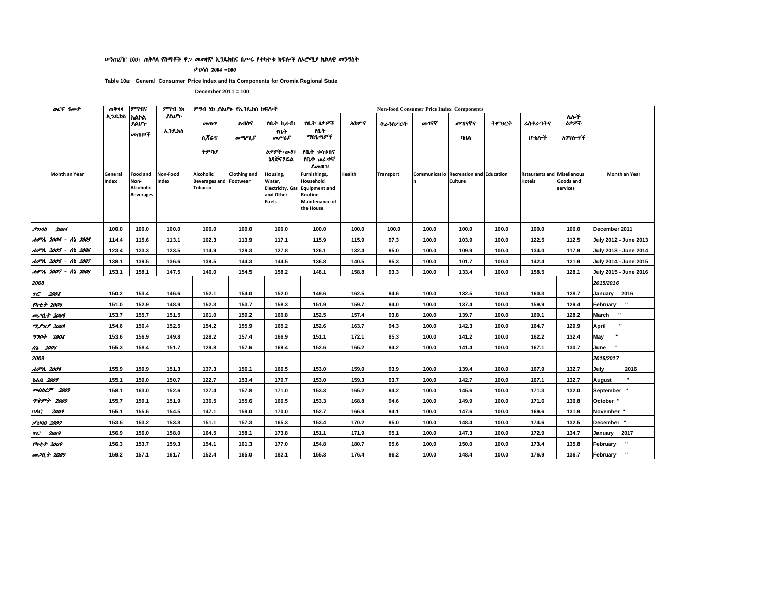ሠንጠረዥ 10ሀ፡ ጠቅላላ የሸማቾች ዋጋ መመዘኛ ኢንዴክስና በሥሩ የተካተቱ ክፍሎች ለኦሮሚያ ክልላዊ መንግስት

ታህሳስ 2004 =100

**Table 10a: General Consumer Price Index and Its Components for Oromia Regional State**

**December 2011 = 100**

| ወርና ዓመት | ጠቅላላ ኢንዴክስ | ምግብና አልኮል ያልሆኑ መጠጦች | ምግብ ነክ ያልሆኑ ኢንዴክስ | ምግብ ነክ ያልሆኑ የኢንዴክስ ክፍሎች | | | | | | | | | | | ሌሎች ዕቃዎች | |
|---|---|---|---|---|---|---|---|---|---|---|---|---|---|---|---|---|
| | | | | መጠጥ ሲጃራና ትምባሆ | ልብስና መጫሚያ | የቤት ኪራይ፣ የቤት መሥሪያ ዕቃዎች፣ውሃ፣ ነዳጅናሃይል | የቤት ዕቃዎች የቤት ማስጌጫዎች የቤት ቁሳቁስና የቤት ሠራተኛ ደመወዝ | ሕክምና | ትራንስፖርት | መገናኛ | መዝናኛና ባህል | ትምህርት | ሬስቶራንትና ሆቴሎች | ሌሎች ዕቃዎች አገግሎቶች | |
| | | | | Non-food Consumer Price Index Components | | | | | | | | | | | | |
| Month an Year | General Index | Food and Non-Alcoholic Beverages | Non-Food Index | Alcoholic Beverages and Tobacco | Clothing and Footwear | Housing, Water, Electricity, Gas and Other Fuels | Furnishings, Household Equipment and Routine Maintenance of the House | Health | Transport | Communication | Recreation and Culture | Education | Rstaurants and Hotels | Misellanous Goods and services | Month an Year |
| ታህሳስ 2004 | 100.0 | 100.0 | 100.0 | 100.0 | 100.0 | 100.0 | 100.0 | 100.0 | 100.0 | 100.0 | 100.0 | 100.0 | 100.0 | 100.0 | December 2011 |
| ሐምሌ 2004 - ሰኔ 2005 | 114.4 | 115.6 | 113.1 | 102.3 | 113.9 | 117.1 | 115.9 | 115.9 | 97.3 | 100.0 | 103.9 | 100.0 | 122.5 | 112.5 | July 2012 - June 2013 |
| ሐምሌ 2005 - ሰኔ 2006 | 123.4 | 123.3 | 123.5 | 114.9 | 129.3 | 127.8 | 126.1 | 132.4 | 95.0 | 100.0 | 109.9 | 100.0 | 134.0 | 117.9 | July 2013 - June 2014 |
| ሐምሌ 2006 - ሰኔ 2007 | 138.1 | 139.5 | 136.6 | 139.5 | 144.3 | 144.5 | 136.8 | 140.5 | 95.3 | 100.0 | 101.7 | 100.0 | 142.4 | 121.9 | July 2014 - June 2015 |
| ሐምሌ 2007 - ሰኔ 2008 | 153.1 | 158.1 | 147.5 | 146.0 | 154.5 | 158.2 | 148.1 | 158.8 | 93.3 | 100.0 | 133.4 | 100.0 | 158.5 | 128.1 | July 2015 - June 2016 |
| 2008 | | | | | | | | | | | | | | | 2015/2016 |
| ጥር 2008 | 150.2 | 153.4 | 146.6 | 152.1 | 154.0 | 152.0 | 149.6 | 162.5 | 94.6 | 100.0 | 132.5 | 100.0 | 160.3 | 128.7 | January 2016 |
| የካቲት 2008 | 151.0 | 152.9 | 148.9 | 152.3 | 153.7 | 158.3 | 151.9 | 159.7 | 94.0 | 100.0 | 137.4 | 100.0 | 159.9 | 129.4 | February " |
| መጋቢት 2008 | 153.7 | 155.7 | 151.5 | 161.0 | 159.2 | 160.8 | 152.5 | 157.4 | 93.8 | 100.0 | 139.7 | 100.0 | 160.1 | 128.2 | March " |
| ሚያዝያ 2008 | 154.6 | 156.4 | 152.5 | 154.2 | 155.9 | 165.2 | 152.6 | 163.7 | 94.3 | 100.0 | 142.3 | 100.0 | 164.7 | 129.9 | April " |
| ግንቦት 2008 | 153.6 | 156.9 | 149.8 | 128.2 | 157.4 | 166.9 | 151.1 | 172.1 | 85.3 | 100.0 | 141.2 | 100.0 | 162.2 | 132.4 | May " |
| ሰኔ 2008 | 155.3 | 158.4 | 151.7 | 129.8 | 157.6 | 169.4 | 152.6 | 165.2 | 94.2 | 100.0 | 141.4 | 100.0 | 167.1 | 130.7 | June " |
| 2009 | | | | | | | | | | | | | | | 2016/2017 |
| ሐምሌ 2008 | 155.9 | 159.9 | 151.3 | 137.3 | 156.1 | 166.5 | 153.0 | 159.0 | 93.9 | 100.0 | 139.4 | 100.0 | 167.9 | 132.7 | July 2016 |
| ነሐሴ 2008 | 155.1 | 159.0 | 150.7 | 122.7 | 153.4 | 170.7 | 153.0 | 159.3 | 93.7 | 100.0 | 142.7 | 100.0 | 167.1 | 132.7 | August " |
| መስከረም 2009 | 158.1 | 163.0 | 152.6 | 127.4 | 157.8 | 171.0 | 153.3 | 165.2 | 94.2 | 100.0 | 145.6 | 100.0 | 171.3 | 132.0 | September " |
| ጥቅምት 2009 | 155.7 | 159.1 | 151.9 | 136.5 | 155.6 | 166.5 | 153.3 | 168.8 | 94.6 | 100.0 | 149.9 | 100.0 | 171.6 | 130.8 | October " |
| ህዳር 2009 | 155.1 | 155.6 | 154.5 | 147.1 | 159.0 | 170.0 | 152.7 | 166.9 | 94.1 | 100.0 | 147.6 | 100.0 | 169.6 | 131.9 | November " |
| ታህሳስ 2009 | 153.5 | 153.2 | 153.8 | 151.1 | 157.3 | 165.3 | 153.4 | 170.2 | 95.0 | 100.0 | 148.4 | 100.0 | 174.6 | 132.5 | December " |
| ጥር 2009 | 156.9 | 156.0 | 158.0 | 164.5 | 158.1 | 173.8 | 151.1 | 171.9 | 95.1 | 100.0 | 147.3 | 100.0 | 172.9 | 134.7 | January 2017 |
| የካቲት 2009 | 156.3 | 153.7 | 159.3 | 154.1 | 161.3 | 177.0 | 154.8 | 180.7 | 95.6 | 100.0 | 150.0 | 100.0 | 173.4 | 135.8 | February " |
| መጋቢት 2009 | 159.2 | 157.1 | 161.7 | 152.4 | 165.0 | 182.1 | 155.3 | 176.4 | 96.2 | 100.0 | 148.4 | 100.0 | 176.9 | 136.7 | February " |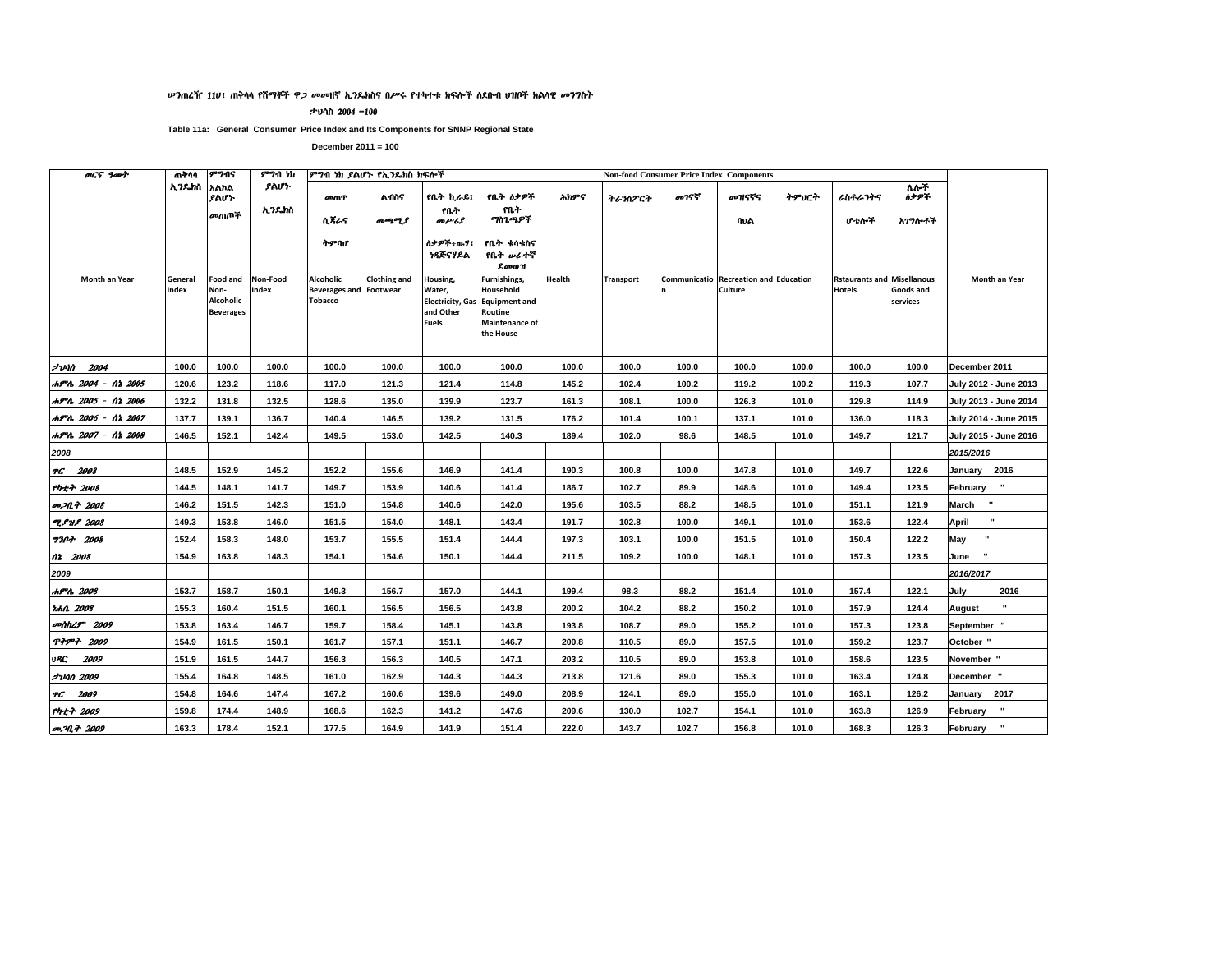ሠንጠረዥ 11ሀ፤ ጠቅላላ የሸማቾች ዋጋ መመዘኛ ኢንዴክስና በሥሩ የተካተቱ ክፍሎች ለደቡብ ህዝቦች ክልላዊ መንግስት

ታህሳስ 2004 =100

**Table 11a: General Consumer Price Index and Its Components for SNNP Regional State**

**December 2011 = 100**

| ወርና ዓመት | ጠቅላላ ኢንዴክስ | ምግብና አልኮል ያልሆኑ መጠጦች | ምግብ ነክ ያልሆኑ ኢንዴክስ | ምግብ ነክ ያልሆኑ የኢንዴክስ ክፍሎች | | | | | | | | | | | |
|---|---|---|---|---|---|---|---|---|---|---|---|---|---|---|---|
| | | | | **Non-food Consumer Price Index Components** | | | | | | | | | | | |
| | | | | መጠጥ ሲጃራና ትምባሆ | ልብስና መጫሚያ | የቤት ኪራይ፤ የቤት መሥሪያ ዕቃዎች፣ውሃ፣ ነዳጅናሃይል | የቤት ዕቃዎች የቤት ማስጌጫዎች የቤት ቁሳቁስና የቤት ሠራተኛ ደመወዝ | ሕክምና | ትራንስፖርት | መገናኛ | መዝናኛና ባህል | ትምህርት | ሬስቶራንትና ሆቴሎች | ሌሎች ዕቃዎች አገልግሎቶች | |
| **Month an Year** | **General Index** | **Food and Non-Alcoholic Beverages** | **Non-Food Index** | **Alcoholic Beverages and Tobacco** | **Clothing and Footwear** | **Housing, Water, Electricity, Gas and Other Fuels** | **Furnishings, Household Equipment and Routine Maintenance of the House** | **Health** | **Transport** | **Communication** | **Recreation and Culture** | **Education** | **Rstaurants and Hotels** | **Misellanous Goods and services** | **Month an Year** |
| ታህሳስ 2004 | 100.0 | 100.0 | 100.0 | 100.0 | 100.0 | 100.0 | 100.0 | 100.0 | 100.0 | 100.0 | 100.0 | 100.0 | 100.0 | 100.0 | December 2011 |
| ሐምሌ 2004 - ሰኔ 2005 | 120.6 | 123.2 | 118.6 | 117.0 | 121.3 | 121.4 | 114.8 | 145.2 | 102.4 | 100.2 | 119.2 | 100.2 | 119.3 | 107.7 | July 2012 - June 2013 |
| ሐምሌ 2005 - ሰኔ 2006 | 132.2 | 131.8 | 132.5 | 128.6 | 135.0 | 139.9 | 123.7 | 161.3 | 108.1 | 100.0 | 126.3 | 101.0 | 129.8 | 114.9 | July 2013 - June 2014 |
| ሐምሌ 2006 - ሰኔ 2007 | 137.7 | 139.1 | 136.7 | 140.4 | 146.5 | 139.2 | 131.5 | 176.2 | 101.4 | 100.1 | 137.1 | 101.0 | 136.0 | 118.3 | July 2014 - June 2015 |
| ሐምሌ 2007 - ሰኔ 2008 | 146.5 | 152.1 | 142.4 | 149.5 | 153.0 | 142.5 | 140.3 | 189.4 | 102.0 | 98.6 | 148.5 | 101.0 | 149.7 | 121.7 | July 2015 - June 2016 |
| 2008 | | | | | | | | | | | | | | | 2015/2016 |
| ጥር 2008 | 148.5 | 152.9 | 145.2 | 152.2 | 155.6 | 146.9 | 141.4 | 190.3 | 100.8 | 100.0 | 147.8 | 101.0 | 149.7 | 122.6 | January 2016 |
| የካቲት 2008 | 144.5 | 148.1 | 141.7 | 149.7 | 153.9 | 140.6 | 141.4 | 186.7 | 102.7 | 89.9 | 148.6 | 101.0 | 149.4 | 123.5 | February " |
| መጋቢት 2008 | 146.2 | 151.5 | 142.3 | 151.0 | 154.8 | 140.6 | 142.0 | 195.6 | 103.5 | 88.2 | 148.5 | 101.0 | 151.1 | 121.9 | March " |
| ሚያዝያ 2008 | 149.3 | 153.8 | 146.0 | 151.5 | 154.0 | 148.1 | 143.4 | 191.7 | 102.8 | 100.0 | 149.1 | 101.0 | 153.6 | 122.4 | April " |
| ግንቦት 2008 | 152.4 | 158.3 | 148.0 | 153.7 | 155.5 | 151.4 | 144.4 | 197.3 | 103.1 | 100.0 | 151.5 | 101.0 | 150.4 | 122.2 | May " |
| ሰኔ 2008 | 154.9 | 163.8 | 148.3 | 154.1 | 154.6 | 150.1 | 144.4 | 211.5 | 109.2 | 100.0 | 148.1 | 101.0 | 157.3 | 123.5 | June " |
| 2009 | | | | | | | | | | | | | | | 2016/2017 |
| ሐምሌ 2008 | 153.7 | 158.7 | 150.1 | 149.3 | 156.7 | 157.0 | 144.1 | 199.4 | 98.3 | 88.2 | 151.4 | 101.0 | 157.4 | 122.1 | July 2016 |
| ነሐሴ 2008 | 155.3 | 160.4 | 151.5 | 160.1 | 156.5 | 156.5 | 143.8 | 200.2 | 104.2 | 88.2 | 150.2 | 101.0 | 157.9 | 124.4 | August " |
| መስከረም 2009 | 153.8 | 163.4 | 146.7 | 159.7 | 158.4 | 145.1 | 143.8 | 193.8 | 108.7 | 89.0 | 155.2 | 101.0 | 157.3 | 123.8 | September " |
| ጥቅምት 2009 | 154.9 | 161.5 | 150.1 | 161.7 | 157.1 | 151.1 | 146.7 | 200.8 | 110.5 | 89.0 | 157.5 | 101.0 | 159.2 | 123.7 | October " |
| ህዳር 2009 | 151.9 | 161.5 | 144.7 | 156.3 | 156.3 | 140.5 | 147.1 | 203.2 | 110.5 | 89.0 | 153.8 | 101.0 | 158.6 | 123.5 | November " |
| ታህሳስ 2009 | 155.4 | 164.8 | 148.5 | 161.0 | 162.9 | 144.3 | 144.3 | 213.8 | 121.6 | 89.0 | 155.3 | 101.0 | 163.4 | 124.8 | December " |
| ጥር 2009 | 154.8 | 164.6 | 147.4 | 167.2 | 160.6 | 139.6 | 149.0 | 208.9 | 124.1 | 89.0 | 155.0 | 101.0 | 163.1 | 126.2 | January 2017 |
| የካቲት 2009 | 159.8 | 174.4 | 148.9 | 168.6 | 162.3 | 141.2 | 147.6 | 209.6 | 130.0 | 102.7 | 154.1 | 101.0 | 163.8 | 126.9 | February " |
| መጋቢት 2009 | 163.3 | 178.4 | 152.1 | 177.5 | 164.9 | 141.9 | 151.4 | 222.0 | 143.7 | 102.7 | 156.8 | 101.0 | 168.3 | 126.3 | February " |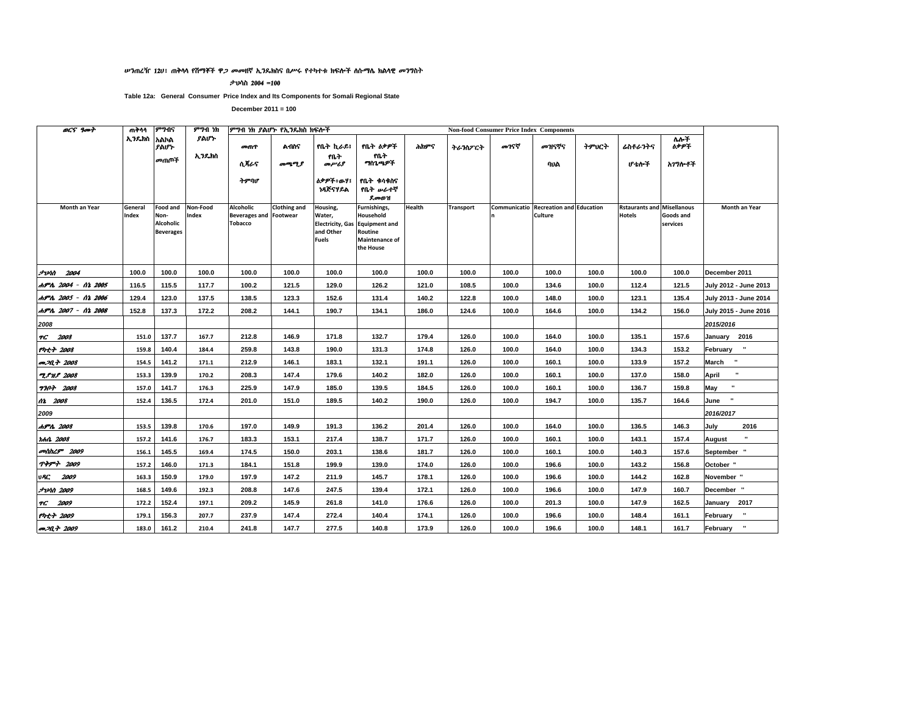ሠንጠረዥ 12ሀ፤ ጠቅላላ የሸማቾች ዋጋ መመዘኛ ኢንዴክስና በሥሩ የተካተቱ ክፍሎች ለሶማሌ ክልላዊ መንግስት

ታህሳስ 2004 =100

**Table 12a: General Consumer Price Index and Its Components for Somali Regional State**

**December 2011 = 100**

| ወርና ዓመት | ጠቅላላ ኢንዴክስ | ምግብና አልኮል ያልሆኑ መጠጦች | ምግብ ነክ ያልሆኑ ኢንዴክስ | ምግብ ነክ ያልሆኑ የኢንዴክስ ክፍሎች መጠጥ ሲጃራና ትምባሆ | ልብስና መጫሚያ | የቤት ኪራይ፣ የቤት መሥሪያ ዕቃዎች፣ውሃ፣ ነዳጅናሃይል | የቤት ዕቃዎች የቤት ማስጌጫዎች የቤት ቁሳቁስና የቤት ሠራተኛ ደመወዝ | ሕክምና | ትራንስፖርት | መገናኛ | መዝናኛና ባህል | ትምህርት | ሬስቶራንትና ሆቴሎች | ሌሎች ዕቃዎች አገግሎቶች | |
|---|---|---|---|---|---|---|---|---|---|---|---|---|---|---|---|
| Month an Year | General Index | Food and Non-Alcoholic Beverages | Non-Food Index | Non-food Consumer Price Index Components Alcoholic Beverages and Tobacco | Clothing and Footwear | Housing, Water, Electricity, Gas and Other Fuels | Furnishings, Household Equipment and Routine Maintenance of the House | Health | Transport | Communication | Recreation and Culture | Education | Rstaurants and Hotels | Misellanous Goods and services | Month an Year |
| ታህሳስ 2004 | 100.0 | 100.0 | 100.0 | 100.0 | 100.0 | 100.0 | 100.0 | 100.0 | 100.0 | 100.0 | 100.0 | 100.0 | 100.0 | 100.0 | December 2011 |
| ሐምሌ 2004 - ሰኔ 2005 | 116.5 | 115.5 | 117.7 | 100.2 | 121.5 | 129.0 | 126.2 | 121.0 | 108.5 | 100.0 | 134.6 | 100.0 | 112.4 | 121.5 | July 2012 - June 2013 |
| ሐምሌ 2005 - ሰኔ 2006 | 129.4 | 123.0 | 137.5 | 138.5 | 123.3 | 152.6 | 131.4 | 140.2 | 122.8 | 100.0 | 148.0 | 100.0 | 123.1 | 135.4 | July 2013 - June 2014 |
| ሐምሌ 2007 - ሰኔ 2008 | 152.8 | 137.3 | 172.2 | 208.2 | 144.1 | 190.7 | 134.1 | 186.0 | 124.6 | 100.0 | 164.6 | 100.0 | 134.2 | 156.0 | July 2015 - June 2016 |
| 2008 | | | | | | | | | | | | | | | 2015/2016 |
| ጥር 2008 | 151.0 | 137.7 | 167.7 | 212.8 | 146.9 | 171.8 | 132.7 | 179.4 | 126.0 | 100.0 | 164.0 | 100.0 | 135.1 | 157.6 | January 2016 |
| የካቲት 2008 | 159.8 | 140.4 | 184.4 | 259.8 | 143.8 | 190.0 | 131.3 | 174.8 | 126.0 | 100.0 | 164.0 | 100.0 | 134.3 | 153.2 | February " |
| መጋቢት 2008 | 154.5 | 141.2 | 171.1 | 212.9 | 146.1 | 183.1 | 132.1 | 191.1 | 126.0 | 100.0 | 160.1 | 100.0 | 133.9 | 157.2 | March " |
| ሚያዝያ 2008 | 153.3 | 139.9 | 170.2 | 208.3 | 147.4 | 179.6 | 140.2 | 182.0 | 126.0 | 100.0 | 160.1 | 100.0 | 137.0 | 158.0 | April " |
| ግንቦት 2008 | 157.0 | 141.7 | 176.3 | 225.9 | 147.9 | 185.0 | 139.5 | 184.5 | 126.0 | 100.0 | 160.1 | 100.0 | 136.7 | 159.8 | May " |
| ሰኔ 2008 | 152.4 | 136.5 | 172.4 | 201.0 | 151.0 | 189.5 | 140.2 | 190.0 | 126.0 | 100.0 | 194.7 | 100.0 | 135.7 | 164.6 | June " |
| 2009 | | | | | | | | | | | | | | | 2016/2017 |
| ሐምሌ 2008 | 153.5 | 139.8 | 170.6 | 197.0 | 149.9 | 191.3 | 136.2 | 201.4 | 126.0 | 100.0 | 164.0 | 100.0 | 136.5 | 146.3 | July 2016 |
| ነሐሴ 2008 | 157.2 | 141.6 | 176.7 | 183.3 | 153.1 | 217.4 | 138.7 | 171.7 | 126.0 | 100.0 | 160.1 | 100.0 | 143.1 | 157.4 | August " |
| መስከረም 2009 | 156.1 | 145.5 | 169.4 | 174.5 | 150.0 | 203.1 | 138.6 | 181.7 | 126.0 | 100.0 | 160.1 | 100.0 | 140.3 | 157.6 | September " |
| ጥቅምት 2009 | 157.2 | 146.0 | 171.3 | 184.1 | 151.8 | 199.9 | 139.0 | 174.0 | 126.0 | 100.0 | 196.6 | 100.0 | 143.2 | 156.8 | October " |
| ህዳር 2009 | 163.3 | 150.9 | 179.0 | 197.9 | 147.2 | 211.9 | 145.7 | 178.1 | 126.0 | 100.0 | 196.6 | 100.0 | 144.2 | 162.8 | November " |
| ታህሳስ 2009 | 168.5 | 149.6 | 192.3 | 208.8 | 147.6 | 247.5 | 139.4 | 172.1 | 126.0 | 100.0 | 196.6 | 100.0 | 147.9 | 160.7 | December " |
| ጥር 2009 | 172.2 | 152.4 | 197.1 | 209.2 | 145.9 | 261.8 | 141.0 | 176.6 | 126.0 | 100.0 | 201.3 | 100.0 | 147.9 | 162.5 | January 2017 |
| የካቲት 2009 | 179.1 | 156.3 | 207.7 | 237.9 | 147.4 | 272.4 | 140.4 | 174.1 | 126.0 | 100.0 | 196.6 | 100.0 | 148.4 | 161.1 | February " |
| መጋቢት 2009 | 183.0 | 161.2 | 210.4 | 241.8 | 147.7 | 277.5 | 140.8 | 173.9 | 126.0 | 100.0 | 196.6 | 100.0 | 148.1 | 161.7 | February " |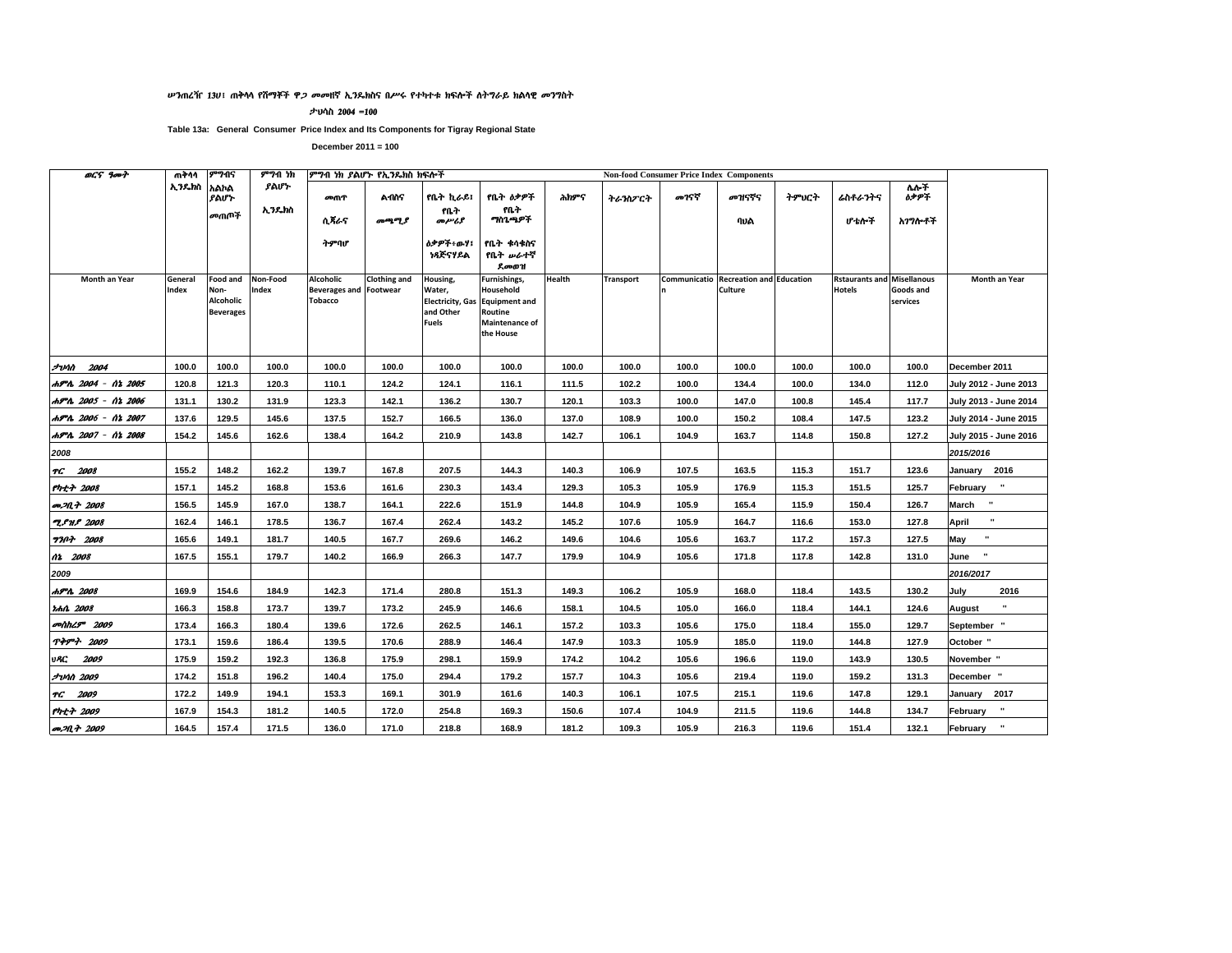ሠንጠረዥ 13ሀ፤ ጠቅላላ የሸማቾች ዋጋ መመዘኛ ኢንዴክስና በሥሩ የተካተቱ ክፍሎች ለትግራይ ክልላዊ መንግስት

ታህሳስ 2004 =100

**Table 13a: General Consumer Price Index and Its Components for Tigray Regional State**

**December 2011 = 100**

| ወርና ዓመት | ጠቅላላ ኢንዴክስ | ምግብና አልኮል ያልሆኑ መጠጦች | ምግብ ነክ ያልሆኑ ኢንዴክስ | ምግብ ነክ ያልሆኑ የኢንዴክስ ክፍሎች | | | | | | | | | | | |
|---|---|---|---|---|---|---|---|---|---|---|---|---|---|---|---|
| | | | | Non-food Consumer Price Index Components | | | | | | | | | | | |
| | | | | መጠጥ ሲጃራና ትምባሆ | ልብስና መጫሚያ | የቤት ኪራይ፤ የቤት መሥሪያ ዕቃዎች፣ውሃ፣ ነዳጅናሃይል | የቤት ዕቃዎች የቤት ማስጌጫዎች የቤት ቁሳቁስና የቤት ሠራተኛ ደመወዝ | ሕክምና | ትራንስፖርት | መገናኛ | መዝናኛና ባህል | ትምህርት | ሬስቶራንትና ሆቴሎች | ሌሎች ዕቃዎች አገልግሎቶች | |
| Month an Year | General Index | Food and Non-Alcoholic Beverages | Non-Food Index | Alcoholic Beverages and Tobacco | Clothing and Footwear | Housing, Water, Electricity, Gas and Other Fuels | Furnishings, Household Equipment and Routine Maintenance of the House | Health | Transport | Communication | Recreation and Culture | Education | Rstaurants and Hotels | Misellanous Goods and services | Month an Year |
| ታህሳስ 2004 | 100.0 | 100.0 | 100.0 | 100.0 | 100.0 | 100.0 | 100.0 | 100.0 | 100.0 | 100.0 | 100.0 | 100.0 | 100.0 | 100.0 | December 2011 |
| ሐምሌ 2004 - ሰኔ 2005 | 120.8 | 121.3 | 120.3 | 110.1 | 124.2 | 124.1 | 116.1 | 111.5 | 102.2 | 100.0 | 134.4 | 100.0 | 134.0 | 112.0 | July 2012 - June 2013 |
| ሐምሌ 2005 - ሰኔ 2006 | 131.1 | 130.2 | 131.9 | 123.3 | 142.1 | 136.2 | 130.7 | 120.1 | 103.3 | 100.0 | 147.0 | 100.8 | 145.4 | 117.7 | July 2013 - June 2014 |
| ሐምሌ 2006 - ሰኔ 2007 | 137.6 | 129.5 | 145.6 | 137.5 | 152.7 | 166.5 | 136.0 | 137.0 | 108.9 | 100.0 | 150.2 | 108.4 | 147.5 | 123.2 | July 2014 - June 2015 |
| ሐምሌ 2007 - ሰኔ 2008 | 154.2 | 145.6 | 162.6 | 138.4 | 164.2 | 210.9 | 143.8 | 142.7 | 106.1 | 104.9 | 163.7 | 114.8 | 150.8 | 127.2 | July 2015 - June 2016 |
| 2008 | | | | | | | | | | | | | | | 2015/2016 |
| ጥር 2008 | 155.2 | 148.2 | 162.2 | 139.7 | 167.8 | 207.5 | 144.3 | 140.3 | 106.9 | 107.5 | 163.5 | 115.3 | 151.7 | 123.6 | January 2016 |
| የካቲት 2008 | 157.1 | 145.2 | 168.8 | 153.6 | 161.6 | 230.3 | 143.4 | 129.3 | 105.3 | 105.9 | 176.9 | 115.3 | 151.5 | 125.7 | February " |
| መጋቢት 2008 | 156.5 | 145.9 | 167.0 | 138.7 | 164.1 | 222.6 | 151.9 | 144.8 | 104.9 | 105.9 | 165.4 | 115.9 | 150.4 | 126.7 | March " |
| ሚያዝያ 2008 | 162.4 | 146.1 | 178.5 | 136.7 | 167.4 | 262.4 | 143.2 | 145.2 | 107.6 | 105.9 | 164.7 | 116.6 | 153.0 | 127.8 | April " |
| ግንቦት 2008 | 165.6 | 149.1 | 181.7 | 140.5 | 167.7 | 269.6 | 146.2 | 149.6 | 104.6 | 105.6 | 163.7 | 117.2 | 157.3 | 127.5 | May " |
| ሰኔ 2008 | 167.5 | 155.1 | 179.7 | 140.2 | 166.9 | 266.3 | 147.7 | 179.9 | 104.9 | 105.6 | 171.8 | 117.8 | 142.8 | 131.0 | June " |
| 2009 | | | | | | | | | | | | | | | 2016/2017 |
| ሐምሌ 2008 | 169.9 | 154.6 | 184.9 | 142.3 | 171.4 | 280.8 | 151.3 | 149.3 | 106.2 | 105.9 | 168.0 | 118.4 | 143.5 | 130.2 | July 2016 |
| ነሐሴ 2008 | 166.3 | 158.8 | 173.7 | 139.7 | 173.2 | 245.9 | 146.6 | 158.1 | 104.5 | 105.0 | 166.0 | 118.4 | 144.1 | 124.6 | August " |
| መስከረም 2009 | 173.4 | 166.3 | 180.4 | 139.6 | 172.6 | 262.5 | 146.1 | 157.2 | 103.3 | 105.6 | 175.0 | 118.4 | 155.0 | 129.7 | September " |
| ጥቅምት 2009 | 173.1 | 159.6 | 186.4 | 139.5 | 170.6 | 288.9 | 146.4 | 147.9 | 103.3 | 105.9 | 185.0 | 119.0 | 144.8 | 127.9 | October " |
| ህዳር 2009 | 175.9 | 159.2 | 192.3 | 136.8 | 175.9 | 298.1 | 159.9 | 174.2 | 104.2 | 105.6 | 196.6 | 119.0 | 143.9 | 130.5 | November " |
| ታህሳስ 2009 | 174.2 | 151.8 | 196.2 | 140.4 | 175.0 | 294.4 | 179.2 | 157.7 | 104.3 | 105.6 | 219.4 | 119.0 | 159.2 | 131.3 | December " |
| ጥር 2009 | 172.2 | 149.9 | 194.1 | 153.3 | 169.1 | 301.9 | 161.6 | 140.3 | 106.1 | 107.5 | 215.1 | 119.6 | 147.8 | 129.1 | January 2017 |
| የካቲት 2009 | 167.9 | 154.3 | 181.2 | 140.5 | 172.0 | 254.8 | 169.3 | 150.6 | 107.4 | 104.9 | 211.5 | 119.6 | 144.8 | 134.7 | February " |
| መጋቢት 2009 | 164.5 | 157.4 | 171.5 | 136.0 | 171.0 | 218.8 | 168.9 | 181.2 | 109.3 | 105.9 | 216.3 | 119.6 | 151.4 | 132.1 | February " |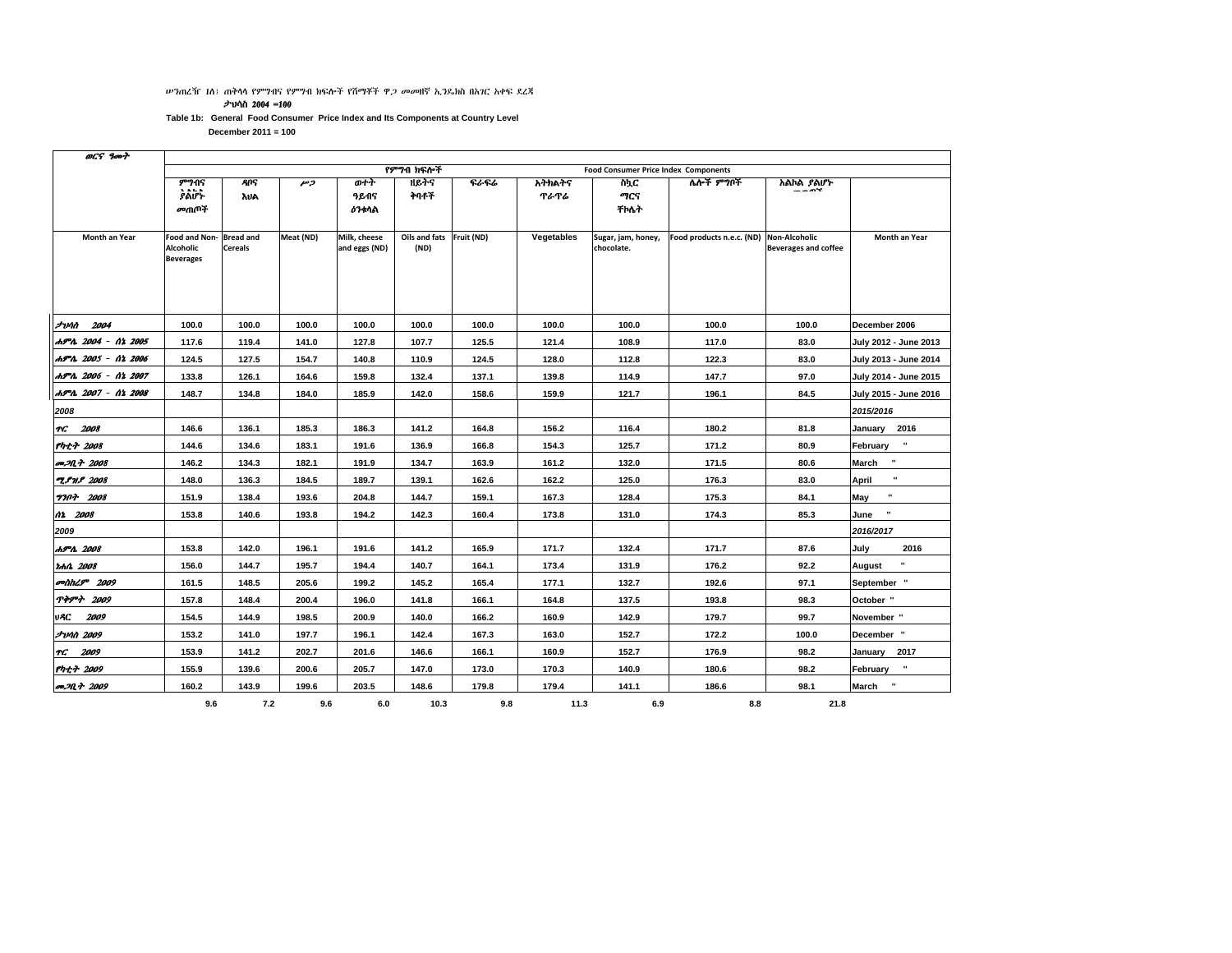ሠንጠረዥ 1ለ፡ ጠቅላላ የምግብና የምግብ ክፍሎች የሸማቾች ዋጋ መመዘኛ ኢንዴክስ በአገር አቀፍ ደረጃ

ታህሳስ 2004 =100

**Table 1b: General Food Consumer Price Index and Its Components at Country Level**

**December 2011 = 100**

| ወርና ዓመት | የምግብ ክፍሎች | | | | | | | Food Consumer Price Index Components | | | |
|---|---|---|---|---|---|---|---|---|---|---|---|
| | ምግብና አልኮል ያልሆኑ መጠጦች | ዳቦና እህል | ሥጋ | ወተት ዓይብና ዕንቁላል | ዘይትና ቅባቶች | ፍራፍሬ | አትክልትና ጥራጥሬ | ስኳር ማርና ቸኮሌት | ሌሎች ምግቦች | አልኮል ያልሆኑ | |
| Month an Year | Food and Non-Alcoholic Beverages | Bread and Cereals | Meat (ND) | Milk, cheese and eggs (ND) | Oils and fats (ND) | Fruit (ND) | Vegetables | Sugar, jam, honey, chocolate. | Food products n.e.c. (ND) | Non-Alcoholic Beverages and coffee | Month an Year |
| ታህሳስ 2004 | 100.0 | 100.0 | 100.0 | 100.0 | 100.0 | 100.0 | 100.0 | 100.0 | 100.0 | 100.0 | December 2006 |
| ሐምሌ 2004 - ሰኔ 2005 | 117.6 | 119.4 | 141.0 | 127.8 | 107.7 | 125.5 | 121.4 | 108.9 | 117.0 | 83.0 | July 2012 - June 2013 |
| ሐምሌ 2005 - ሰኔ 2006 | 124.5 | 127.5 | 154.7 | 140.8 | 110.9 | 124.5 | 128.0 | 112.8 | 122.3 | 83.0 | July 2013 - June 2014 |
| ሐምሌ 2006 - ሰኔ 2007 | 133.8 | 126.1 | 164.6 | 159.8 | 132.4 | 137.1 | 139.8 | 114.9 | 147.7 | 97.0 | July 2014 - June 2015 |
| ሐምሌ 2007 - ሰኔ 2008 | 148.7 | 134.8 | 184.0 | 185.9 | 142.0 | 158.6 | 159.9 | 121.7 | 196.1 | 84.5 | July 2015 - June 2016 |
| 2008 | | | | | | | | | | | 2015/2016 |
| ጥር 2008 | 146.6 | 136.1 | 185.3 | 186.3 | 141.2 | 164.8 | 156.2 | 116.4 | 180.2 | 81.8 | January 2016 |
| የካቲት 2008 | 144.6 | 134.6 | 183.1 | 191.6 | 136.9 | 166.8 | 154.3 | 125.7 | 171.2 | 80.9 | February " |
| መጋቢት 2008 | 146.2 | 134.3 | 182.1 | 191.9 | 134.7 | 163.9 | 161.2 | 132.0 | 171.5 | 80.6 | March " |
| ሚያዝያ 2008 | 148.0 | 136.3 | 184.5 | 189.7 | 139.1 | 162.6 | 162.2 | 125.0 | 176.3 | 83.0 | April " |
| ግንቦት 2008 | 151.9 | 138.4 | 193.6 | 204.8 | 144.7 | 159.1 | 167.3 | 128.4 | 175.3 | 84.1 | May " |
| ሰኔ 2008 | 153.8 | 140.6 | 193.8 | 194.2 | 142.3 | 160.4 | 173.8 | 131.0 | 174.3 | 85.3 | June " |
| 2009 | | | | | | | | | | | 2016/2017 |
| ሐምሌ 2008 | 153.8 | 142.0 | 196.1 | 191.6 | 141.2 | 165.9 | 171.7 | 132.4 | 171.7 | 87.6 | July 2016 |
| ነሐሴ 2008 | 156.0 | 144.7 | 195.7 | 194.4 | 140.7 | 164.1 | 173.4 | 131.9 | 176.2 | 92.2 | August " |
| መስከረም 2009 | 161.5 | 148.5 | 205.6 | 199.2 | 145.2 | 165.4 | 177.1 | 132.7 | 192.6 | 97.1 | September " |
| ጥቅምት 2009 | 157.8 | 148.4 | 200.4 | 196.0 | 141.8 | 166.1 | 164.8 | 137.5 | 193.8 | 98.3 | October " |
| ህዳር 2009 | 154.5 | 144.9 | 198.5 | 200.9 | 140.0 | 166.2 | 160.9 | 142.9 | 179.7 | 99.7 | November " |
| ታህሳስ 2009 | 153.2 | 141.0 | 197.7 | 196.1 | 142.4 | 167.3 | 163.0 | 152.7 | 172.2 | 100.0 | December " |
| ጥር 2009 | 153.9 | 141.2 | 202.7 | 201.6 | 146.6 | 166.1 | 160.9 | 152.7 | 176.9 | 98.2 | January 2017 |
| የካቲት 2009 | 155.9 | 139.6 | 200.6 | 205.7 | 147.0 | 173.0 | 170.3 | 140.9 | 180.6 | 98.2 | February " |
| መጋቢት 2009 | 160.2 | 143.9 | 199.6 | 203.5 | 148.6 | 179.8 | 179.4 | 141.1 | 186.6 | 98.1 | March " |
| | 9.6 | 7.2 | 9.6 | 6.0 | 10.3 | 9.8 | 11.3 | 6.9 | 8.8 | 21.8 | |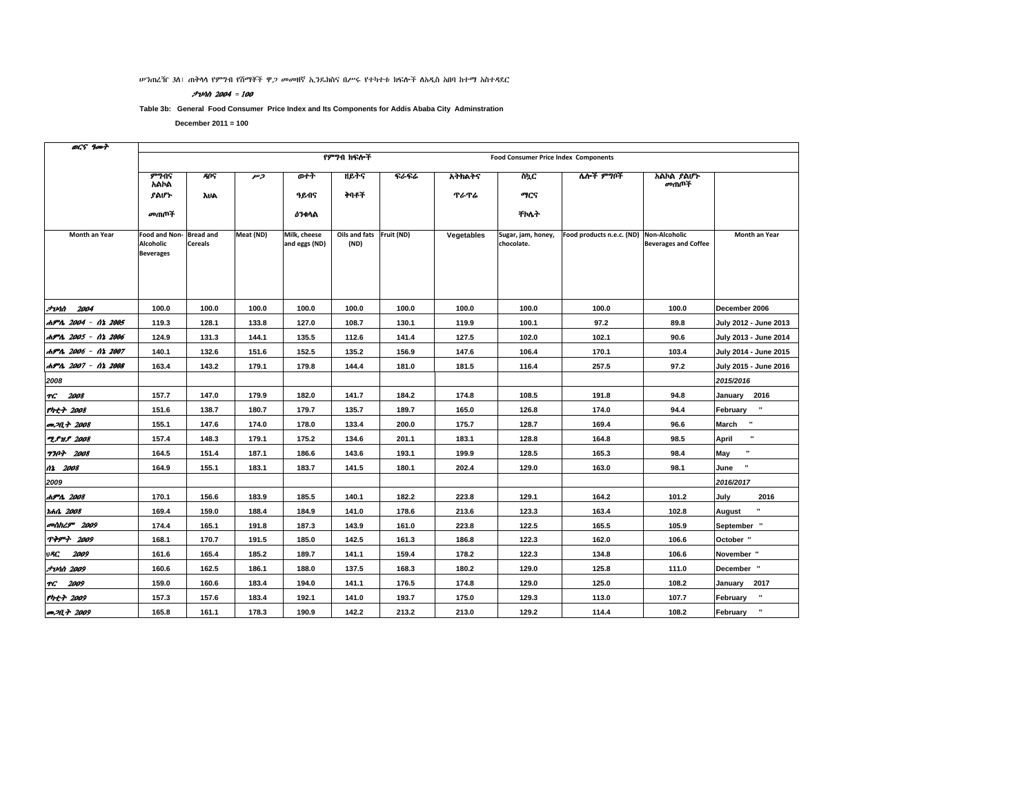ሠንጠረዥ 3ለ፤ ጠቅላላ የምግብ የሸማቾች ዋጋ መመዘኛ ኢንዴክስና በሥሩ የተካተቱ ክፍሎች ለአዲስ አበባ ከተማ አስተዳደር

ታህሳስ 2004 = 100

**Table 3b: General Food Consumer Price Index and Its Components for Addis Ababa City Adminstration**

**December 2011 = 100**

| ወርና ዓመት | የምግብ ክፍሎች | | | | | | Food Consumer Price Index Components | | | | |
|---|---|---|---|---|---|---|---|---|---|---|---|
| | ምግብና አልኮል ያልሆኑ መጠጦች | ዳቦና እህል | ሥጋ | ወተት ዓይብና ዕንቁላል | ዘይትና ቅባቶች | ፍራፍሬ | አትክልትና ጥራጥሬ | ስኳር ማርና ቸኮሌት | ሌሎች ምግቦች | አልኮል ያልሆኑ መጠጦች | |
| Month an Year | Food and Non-Alcoholic Beverages | Bread and Cereals | Meat (ND) | Milk, cheese and eggs (ND) | Oils and fats (ND) | Fruit (ND) | Vegetables | Sugar, jam, honey, chocolate. | Food products n.e.c. (ND) | Non-Alcoholic Beverages and Coffee | Month an Year |
| ታህሳስ 2004 | 100.0 | 100.0 | 100.0 | 100.0 | 100.0 | 100.0 | 100.0 | 100.0 | 100.0 | 100.0 | December 2006 |
| ሐምሌ 2004 - ሰኔ 2005 | 119.3 | 128.1 | 133.8 | 127.0 | 108.7 | 130.1 | 119.9 | 100.1 | 97.2 | 89.8 | July 2012 - June 2013 |
| ሐምሌ 2005 - ሰኔ 2006 | 124.9 | 131.3 | 144.1 | 135.5 | 112.6 | 141.4 | 127.5 | 102.0 | 102.1 | 90.6 | July 2013 - June 2014 |
| ሐምሌ 2006 - ሰኔ 2007 | 140.1 | 132.6 | 151.6 | 152.5 | 135.2 | 156.9 | 147.6 | 106.4 | 170.1 | 103.4 | July 2014 - June 2015 |
| ሐምሌ 2007 - ሰኔ 2008 | 163.4 | 143.2 | 179.1 | 179.8 | 144.4 | 181.0 | 181.5 | 116.4 | 257.5 | 97.2 | July 2015 - June 2016 |
| *2008* | | | | | | | | | | | *2015/2016* |
| ጥር 2008 | 157.7 | 147.0 | 179.9 | 182.0 | 141.7 | 184.2 | 174.8 | 108.5 | 191.8 | 94.8 | January 2016 |
| የካቲት 2008 | 151.6 | 138.7 | 180.7 | 179.7 | 135.7 | 189.7 | 165.0 | 126.8 | 174.0 | 94.4 | February " |
| መጋቢት 2008 | 155.1 | 147.6 | 174.0 | 178.0 | 133.4 | 200.0 | 175.7 | 128.7 | 169.4 | 96.6 | March " |
| ሚያዝያ 2008 | 157.4 | 148.3 | 179.1 | 175.2 | 134.6 | 201.1 | 183.1 | 128.8 | 164.8 | 98.5 | April " |
| ግንቦት 2008 | 164.5 | 151.4 | 187.1 | 186.6 | 143.6 | 193.1 | 199.9 | 128.5 | 165.3 | 98.4 | May " |
| ሰኔ 2008 | 164.9 | 155.1 | 183.1 | 183.7 | 141.5 | 180.1 | 202.4 | 129.0 | 163.0 | 98.1 | June " |
| *2009* | | | | | | | | | | | *2016/2017* |
| ሐምሌ 2008 | 170.1 | 156.6 | 183.9 | 185.5 | 140.1 | 182.2 | 223.8 | 129.1 | 164.2 | 101.2 | July 2016 |
| ነሐሴ 2008 | 169.4 | 159.0 | 188.4 | 184.9 | 141.0 | 178.6 | 213.6 | 123.3 | 163.4 | 102.8 | August " |
| መስከረም 2009 | 174.4 | 165.1 | 191.8 | 187.3 | 143.9 | 161.0 | 223.8 | 122.5 | 165.5 | 105.9 | September " |
| ጥቅምት 2009 | 168.1 | 170.7 | 191.5 | 185.0 | 142.5 | 161.3 | 186.8 | 122.3 | 162.0 | 106.6 | October " |
| ህዳር 2009 | 161.6 | 165.4 | 185.2 | 189.7 | 141.1 | 159.4 | 178.2 | 122.3 | 134.8 | 106.6 | November " |
| ታህሳስ 2009 | 160.6 | 162.5 | 186.1 | 188.0 | 137.5 | 168.3 | 180.2 | 129.0 | 125.8 | 111.0 | December " |
| ጥር 2009 | 159.0 | 160.6 | 183.4 | 194.0 | 141.1 | 176.5 | 174.8 | 129.0 | 125.0 | 108.2 | January 2017 |
| የካቲት 2009 | 157.3 | 157.6 | 183.4 | 192.1 | 141.0 | 193.7 | 175.0 | 129.3 | 113.0 | 107.7 | February " |
| መጋቢት 2009 | 165.8 | 161.1 | 178.3 | 190.9 | 142.2 | 213.2 | 213.0 | 129.2 | 114.4 | 108.2 | February " |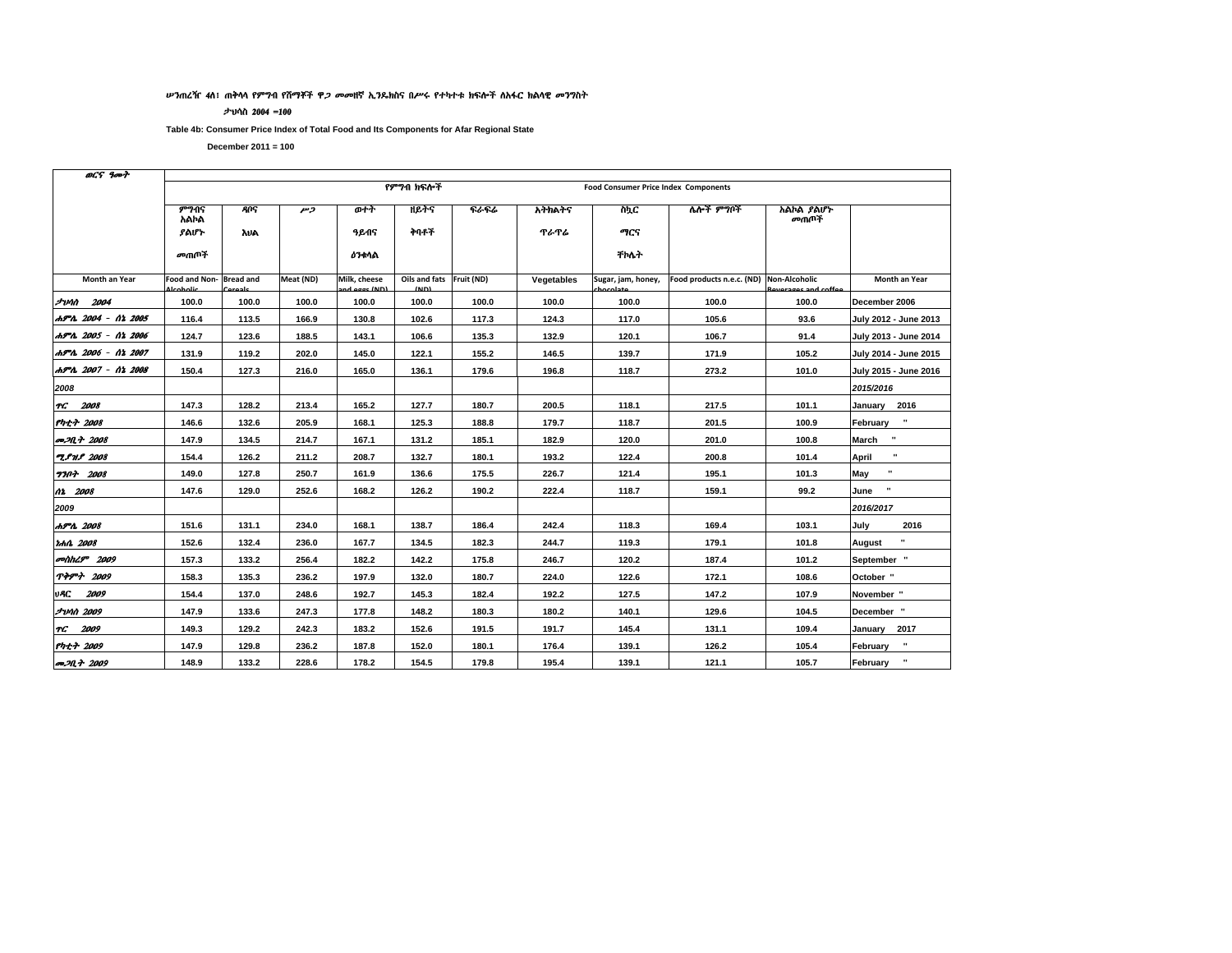ሠንጠረዥ 4ለ፣ ጠቅላላ የምግብ የሸማቾች ዋጋ መመዘኛ ኢንዴክስና በሥሩ የተካተቱ ክፍሎች ለአፋር ክልላዊ መንግስት

ታህሳስ 2004 =100

**Table 4b: Consumer Price Index of Total Food and Its Components for Afar Regional State**

**December 2011 = 100**

| ወርና ዓመት | የምግብ ክፍሎች Food Consumer Price Index Components | | | | | | | | | | |
|---|---|---|---|---|---|---|---|---|---|---|---|
| | ምግብና አልኮል ያልሆኑ መጠጦች | ዳቦና እህል | ሥጋ | ወተት ዓይብና ዕንቁላል | ዘይትና ቅባቶች | ፍራፍሬ | አትክልትና ጥራጥሬ | ስኳር ማርና ቸኮሌት | ሌሎች ምግቦች | አልኮል ያልሆኑ መጠጦች | |
| Month an Year | Food and Non-Alcoholic | Bread and Cereals | Meat (ND) | Milk, cheese and eggs (ND) | Oils and fats (ND) | Fruit (ND) | Vegetables | Sugar, jam, honey, chocolate | Food products n.e.c. (ND) | Non-Alcoholic Beverages and coffee | Month an Year |
| ታህሳስ 2004 | 100.0 | 100.0 | 100.0 | 100.0 | 100.0 | 100.0 | 100.0 | 100.0 | 100.0 | 100.0 | December 2006 |
| ሐምሌ 2004 - ሰኔ 2005 | 116.4 | 113.5 | 166.9 | 130.8 | 102.6 | 117.3 | 124.3 | 117.0 | 105.6 | 93.6 | July 2012 - June 2013 |
| ሐምሌ 2005 - ሰኔ 2006 | 124.7 | 123.6 | 188.5 | 143.1 | 106.6 | 135.3 | 132.9 | 120.1 | 106.7 | 91.4 | July 2013 - June 2014 |
| ሐምሌ 2006 - ሰኔ 2007 | 131.9 | 119.2 | 202.0 | 145.0 | 122.1 | 155.2 | 146.5 | 139.7 | 171.9 | 105.2 | July 2014 - June 2015 |
| ሐምሌ 2007 - ሰኔ 2008 | 150.4 | 127.3 | 216.0 | 165.0 | 136.1 | 179.6 | 196.8 | 118.7 | 273.2 | 101.0 | July 2015 - June 2016 |
| 2008 | | | | | | | | | | | 2015/2016 |
| ጥር 2008 | 147.3 | 128.2 | 213.4 | 165.2 | 127.7 | 180.7 | 200.5 | 118.1 | 217.5 | 101.1 | January 2016 |
| የካቲት 2008 | 146.6 | 132.6 | 205.9 | 168.1 | 125.3 | 188.8 | 179.7 | 118.7 | 201.5 | 100.9 | February " |
| መጋቢት 2008 | 147.9 | 134.5 | 214.7 | 167.1 | 131.2 | 185.1 | 182.9 | 120.0 | 201.0 | 100.8 | March " |
| ሚያዝያ 2008 | 154.4 | 126.2 | 211.2 | 208.7 | 132.7 | 180.1 | 193.2 | 122.4 | 200.8 | 101.4 | April " |
| ግንቦት 2008 | 149.0 | 127.8 | 250.7 | 161.9 | 136.6 | 175.5 | 226.7 | 121.4 | 195.1 | 101.3 | May " |
| ሰኔ 2008 | 147.6 | 129.0 | 252.6 | 168.2 | 126.2 | 190.2 | 222.4 | 118.7 | 159.1 | 99.2 | June " |
| 2009 | | | | | | | | | | | 2016/2017 |
| ሐምሌ 2008 | 151.6 | 131.1 | 234.0 | 168.1 | 138.7 | 186.4 | 242.4 | 118.3 | 169.4 | 103.1 | July 2016 |
| ነሐሴ 2008 | 152.6 | 132.4 | 236.0 | 167.7 | 134.5 | 182.3 | 244.7 | 119.3 | 179.1 | 101.8 | August " |
| መስከረም 2009 | 157.3 | 133.2 | 256.4 | 182.2 | 142.2 | 175.8 | 246.7 | 120.2 | 187.4 | 101.2 | September " |
| ጥቅምት 2009 | 158.3 | 135.3 | 236.2 | 197.9 | 132.0 | 180.7 | 224.0 | 122.6 | 172.1 | 108.6 | October " |
| ህዳር 2009 | 154.4 | 137.0 | 248.6 | 192.7 | 145.3 | 182.4 | 192.2 | 127.5 | 147.2 | 107.9 | November " |
| ታህሳስ 2009 | 147.9 | 133.6 | 247.3 | 177.8 | 148.2 | 180.3 | 180.2 | 140.1 | 129.6 | 104.5 | December " |
| ጥር 2009 | 149.3 | 129.2 | 242.3 | 183.2 | 152.6 | 191.5 | 191.7 | 145.4 | 131.1 | 109.4 | January 2017 |
| የካቲት 2009 | 147.9 | 129.8 | 236.2 | 187.8 | 152.0 | 180.1 | 176.4 | 139.1 | 126.2 | 105.4 | February " |
| መጋቢት 2009 | 148.9 | 133.2 | 228.6 | 178.2 | 154.5 | 179.8 | 195.4 | 139.1 | 121.1 | 105.7 | February " |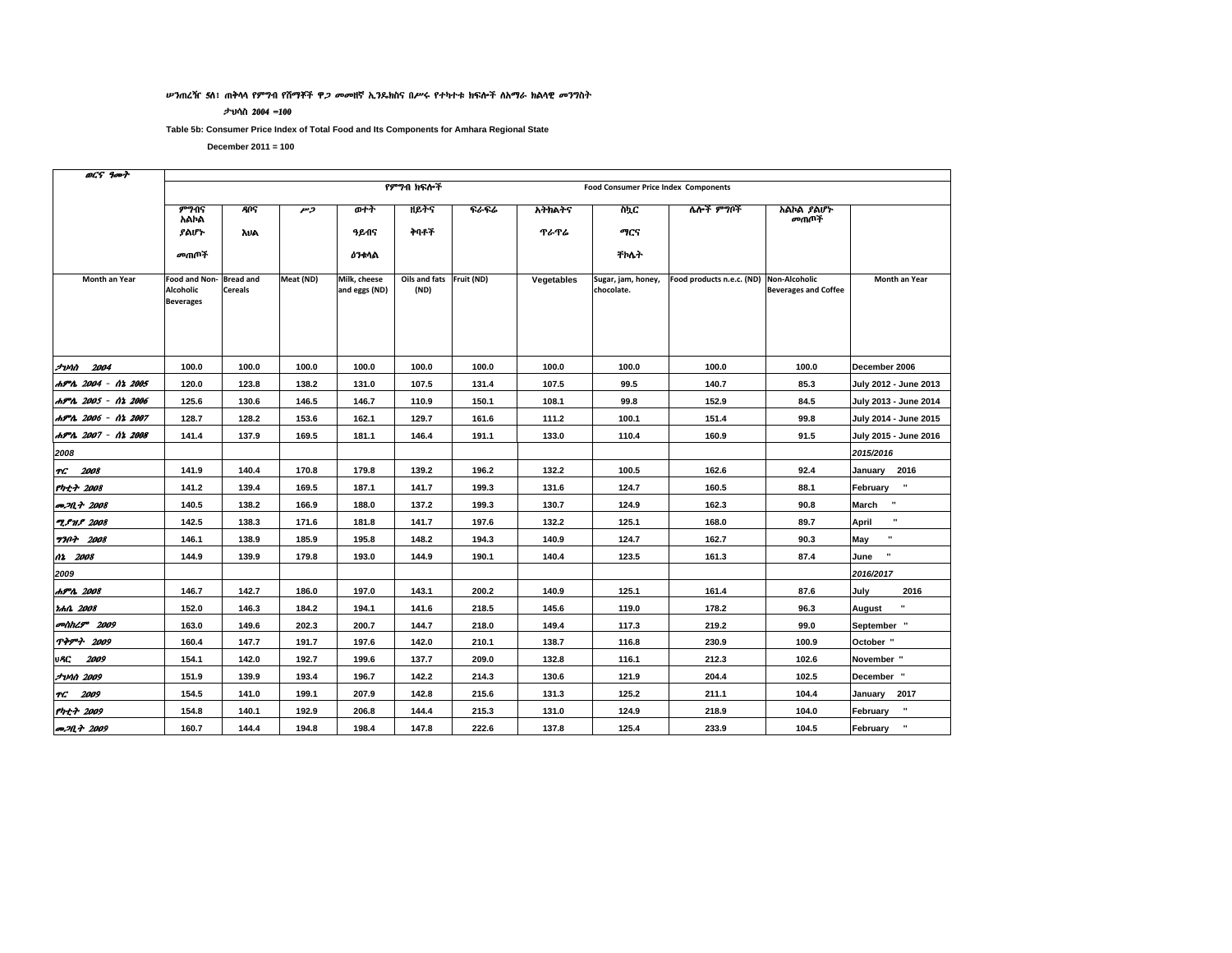ሠንጠረዥ 5ለ፣ ጠቅላላ የምግብ የሸማቾች ዋጋ መመዘኛ ኢንዴክስና በሥሩ የተካተቱ ክፍሎች ለአማራ ክልላዊ መንግስት

ታህሳስ 2004 =100

**Table 5b: Consumer Price Index of Total Food and Its Components for Amhara Regional State**

**December 2011 = 100**

| ወርና ዓመት | የምግብ ክፍሎች Food Consumer Price Index Components | | | | | | | | | | |
|---|---|---|---|---|---|---|---|---|---|---|---|
| | ምግብና አልኮል ያልሆኑ መጠጦች | ዳቦና እህል | ሥጋ | ወተት ዓይብና ዕንቁላል | ዘይትና ቅባቶች | ፍራፍሬ | አትክልትና ጥራጥሬ | ስኳር ማርና ቸኮሌት | ሌሎች ምግቦች | አልኮል ያልሆኑ መጠጦች | |
| Month an Year | Food and Non-Alcoholic Beverages | Bread and Cereals | Meat (ND) | Milk, cheese and eggs (ND) | Oils and fats (ND) | Fruit (ND) | Vegetables | Sugar, jam, honey, chocolate. | Food products n.e.c. (ND) | Non-Alcoholic Beverages and Coffee | Month an Year |
| ታህሳስ 2004 | 100.0 | 100.0 | 100.0 | 100.0 | 100.0 | 100.0 | 100.0 | 100.0 | 100.0 | 100.0 | December 2006 |
| ሐምሌ 2004 - ሰኔ 2005 | 120.0 | 123.8 | 138.2 | 131.0 | 107.5 | 131.4 | 107.5 | 99.5 | 140.7 | 85.3 | July 2012 - June 2013 |
| ሐምሌ 2005 - ሰኔ 2006 | 125.6 | 130.6 | 146.5 | 146.7 | 110.9 | 150.1 | 108.1 | 99.8 | 152.9 | 84.5 | July 2013 - June 2014 |
| ሐምሌ 2006 - ሰኔ 2007 | 128.7 | 128.2 | 153.6 | 162.1 | 129.7 | 161.6 | 111.2 | 100.1 | 151.4 | 99.8 | July 2014 - June 2015 |
| ሐምሌ 2007 - ሰኔ 2008 | 141.4 | 137.9 | 169.5 | 181.1 | 146.4 | 191.1 | 133.0 | 110.4 | 160.9 | 91.5 | July 2015 - June 2016 |
| 2008 | | | | | | | | | | | 2015/2016 |
| ጥር 2008 | 141.9 | 140.4 | 170.8 | 179.8 | 139.2 | 196.2 | 132.2 | 100.5 | 162.6 | 92.4 | January 2016 |
| የካቲት 2008 | 141.2 | 139.4 | 169.5 | 187.1 | 141.7 | 199.3 | 131.6 | 124.7 | 160.5 | 88.1 | February " |
| መጋቢት 2008 | 140.5 | 138.2 | 166.9 | 188.0 | 137.2 | 199.3 | 130.7 | 124.9 | 162.3 | 90.8 | March " |
| ሚያዝያ 2008 | 142.5 | 138.3 | 171.6 | 181.8 | 141.7 | 197.6 | 132.2 | 125.1 | 168.0 | 89.7 | April " |
| ግንቦት 2008 | 146.1 | 138.9 | 185.9 | 195.8 | 148.2 | 194.3 | 140.9 | 124.7 | 162.7 | 90.3 | May " |
| ሰኔ 2008 | 144.9 | 139.9 | 179.8 | 193.0 | 144.9 | 190.1 | 140.4 | 123.5 | 161.3 | 87.4 | June " |
| 2009 | | | | | | | | | | | 2016/2017 |
| ሐምሌ 2008 | 146.7 | 142.7 | 186.0 | 197.0 | 143.1 | 200.2 | 140.9 | 125.1 | 161.4 | 87.6 | July 2016 |
| ነሐሴ 2008 | 152.0 | 146.3 | 184.2 | 194.1 | 141.6 | 218.5 | 145.6 | 119.0 | 178.2 | 96.3 | August " |
| መስከረም 2009 | 163.0 | 149.6 | 202.3 | 200.7 | 144.7 | 218.0 | 149.4 | 117.3 | 219.2 | 99.0 | September " |
| ጥቅምት 2009 | 160.4 | 147.7 | 191.7 | 197.6 | 142.0 | 210.1 | 138.7 | 116.8 | 230.9 | 100.9 | October " |
| ህዳር 2009 | 154.1 | 142.0 | 192.7 | 199.6 | 137.7 | 209.0 | 132.8 | 116.1 | 212.3 | 102.6 | November " |
| ታህሳስ 2009 | 151.9 | 139.9 | 193.4 | 196.7 | 142.2 | 214.3 | 130.6 | 121.9 | 204.4 | 102.5 | December " |
| ጥር 2009 | 154.5 | 141.0 | 199.1 | 207.9 | 142.8 | 215.6 | 131.3 | 125.2 | 211.1 | 104.4 | January 2017 |
| የካቲት 2009 | 154.8 | 140.1 | 192.9 | 206.8 | 144.4 | 215.3 | 131.0 | 124.9 | 218.9 | 104.0 | February " |
| መጋቢት 2009 | 160.7 | 144.4 | 194.8 | 198.4 | 147.8 | 222.6 | 137.8 | 125.4 | 233.9 | 104.5 | February " |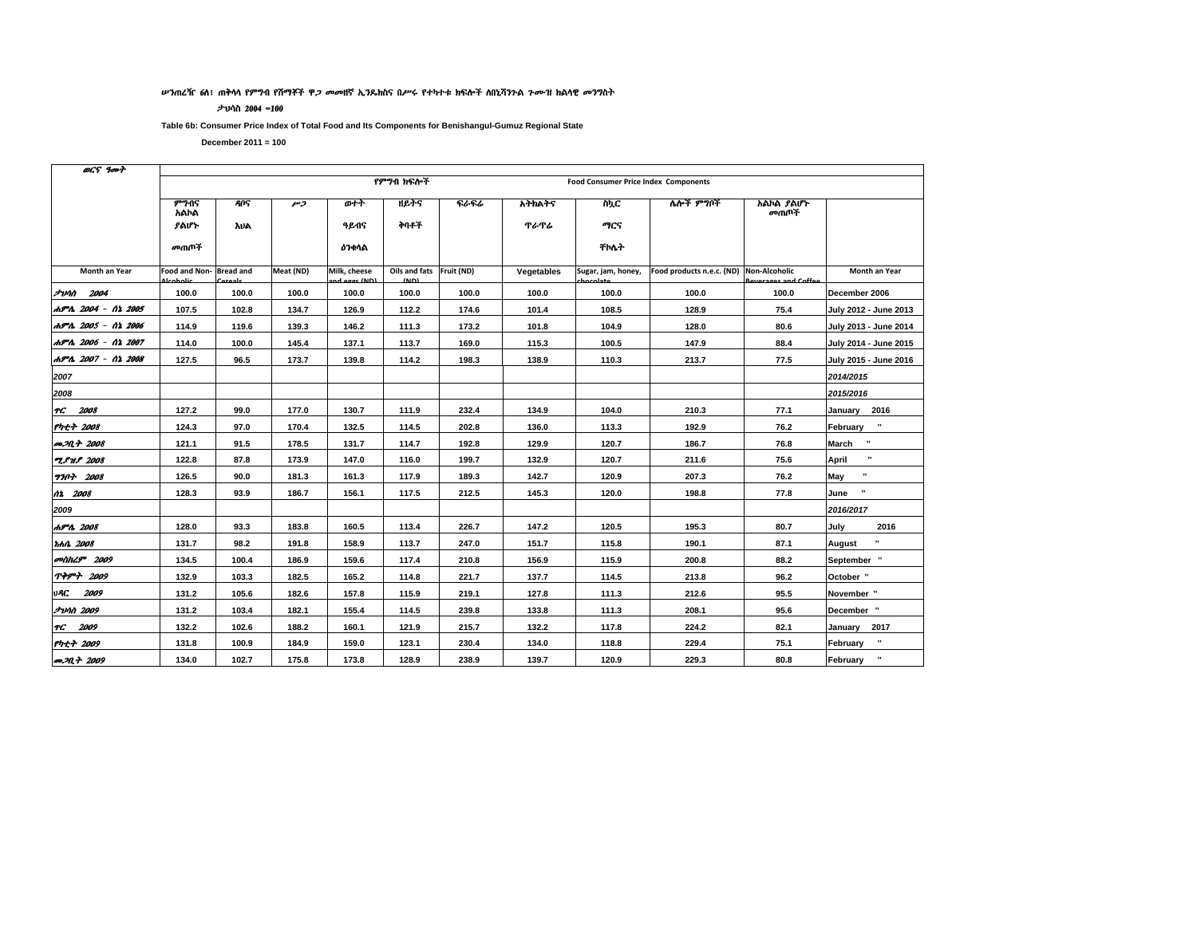ሠንጠረዥ 6ለ፤ ጠቅላላ የምግብ የሸማቾች ዋጋ መመዘኛ ኢንዴክስና በሥሩ የተካተቱ ክፍሎች ለቤኒሻንጉል ጉሙዝ ክልላዊ መንግስት

ታህሳስ 2004 =100

**Table 6b: Consumer Price Index of Total Food and Its Components for Benishangul-Gumuz Regional State**

**December 2011 = 100**

| ወርና ዓመት | የምግብ ክፍሎች Food Consumer Price Index Components | | | | | | | | | | |
|---|---|---|---|---|---|---|---|---|---|---|---|
| | ምግብና አልኮል ያልሆኑ መጠጦች | ዳቦና እህል | ሥጋ | ወተት ዓይብና ዕንቁላል | ዘይትና ቅባቶች | ፍራፍሬ | አትክልትና ጥራጥሬ | ስኳር ማርና ቸኮሌት | ሌሎች ምግቦች | አልኮል ያልሆኑ መጠጦች | |
| Month an Year | Food and Non-Alcoholic | Bread and Cereals | Meat (ND) | Milk, cheese and eggs (ND) | Oils and fats (ND) | Fruit (ND) | Vegetables | Sugar, jam, honey, chocolate | Food products n.e.c. (ND) | Non-Alcoholic Beverages and Coffee | Month an Year |
| ታህሳስ 2004 | 100.0 | 100.0 | 100.0 | 100.0 | 100.0 | 100.0 | 100.0 | 100.0 | 100.0 | 100.0 | December 2006 |
| ሐምሌ 2004 - ሰኔ 2005 | 107.5 | 102.8 | 134.7 | 126.9 | 112.2 | 174.6 | 101.4 | 108.5 | 128.9 | 75.4 | July 2012 - June 2013 |
| ሐምሌ 2005 - ሰኔ 2006 | 114.9 | 119.6 | 139.3 | 146.2 | 111.3 | 173.2 | 101.8 | 104.9 | 128.0 | 80.6 | July 2013 - June 2014 |
| ሐምሌ 2006 - ሰኔ 2007 | 114.0 | 100.0 | 145.4 | 137.1 | 113.7 | 169.0 | 115.3 | 100.5 | 147.9 | 88.4 | July 2014 - June 2015 |
| ሐምሌ 2007 - ሰኔ 2008 | 127.5 | 96.5 | 173.7 | 139.8 | 114.2 | 198.3 | 138.9 | 110.3 | 213.7 | 77.5 | July 2015 - June 2016 |
| 2007 | | | | | | | | | | | 2014/2015 |
| 2008 | | | | | | | | | | | 2015/2016 |
| ጥር 2008 | 127.2 | 99.0 | 177.0 | 130.7 | 111.9 | 232.4 | 134.9 | 104.0 | 210.3 | 77.1 | January 2016 |
| የካቲት 2008 | 124.3 | 97.0 | 170.4 | 132.5 | 114.5 | 202.8 | 136.0 | 113.3 | 192.9 | 76.2 | February " |
| መጋቢት 2008 | 121.1 | 91.5 | 178.5 | 131.7 | 114.7 | 192.8 | 129.9 | 120.7 | 186.7 | 76.8 | March " |
| ሚያዝያ 2008 | 122.8 | 87.8 | 173.9 | 147.0 | 116.0 | 199.7 | 132.9 | 120.7 | 211.6 | 75.6 | April " |
| ግንቦት 2008 | 126.5 | 90.0 | 181.3 | 161.3 | 117.9 | 189.3 | 142.7 | 120.9 | 207.3 | 76.2 | May " |
| ሰኔ 2008 | 128.3 | 93.9 | 186.7 | 156.1 | 117.5 | 212.5 | 145.3 | 120.0 | 198.8 | 77.8 | June " |
| 2009 | | | | | | | | | | | 2016/2017 |
| ሐምሌ 2008 | 128.0 | 93.3 | 183.8 | 160.5 | 113.4 | 226.7 | 147.2 | 120.5 | 195.3 | 80.7 | July 2016 |
| ነሐሴ 2008 | 131.7 | 98.2 | 191.8 | 158.9 | 113.7 | 247.0 | 151.7 | 115.8 | 190.1 | 87.1 | August " |
| መስከረም 2009 | 134.5 | 100.4 | 186.9 | 159.6 | 117.4 | 210.8 | 156.9 | 115.9 | 200.8 | 88.2 | September " |
| ጥቅምት 2009 | 132.9 | 103.3 | 182.5 | 165.2 | 114.8 | 221.7 | 137.7 | 114.5 | 213.8 | 96.2 | October " |
| ህዳር 2009 | 131.2 | 105.6 | 182.6 | 157.8 | 115.9 | 219.1 | 127.8 | 111.3 | 212.6 | 95.5 | November " |
| ታህሳስ 2009 | 131.2 | 103.4 | 182.1 | 155.4 | 114.5 | 239.8 | 133.8 | 111.3 | 208.1 | 95.6 | December " |
| ጥር 2009 | 132.2 | 102.6 | 188.2 | 160.1 | 121.9 | 215.7 | 132.2 | 117.8 | 224.2 | 82.1 | January 2017 |
| የካቲት 2009 | 131.8 | 100.9 | 184.9 | 159.0 | 123.1 | 230.4 | 134.0 | 118.8 | 229.4 | 75.1 | February " |
| መጋቢት 2009 | 134.0 | 102.7 | 175.8 | 173.8 | 128.9 | 238.9 | 139.7 | 120.9 | 229.3 | 80.8 | February " |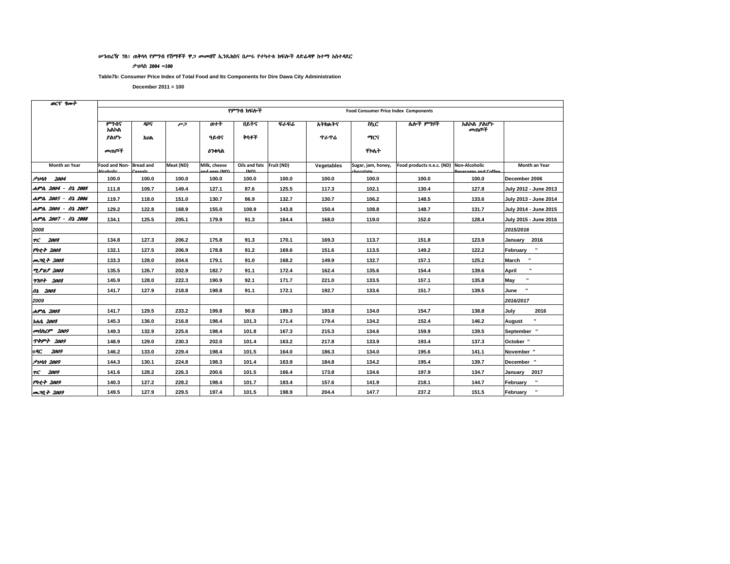ሠንጠረዥ 7ለ፣ ጠቅላላ የምግብ የሸማቾች ዋጋ መመዘኛ ኢንዴክስና በሥሩ የተካተቱ ክፍሎች ለድሬዳዋ ከተማ አስተዳደር

ታህሳስ 2004 =100

**Table7b: Consumer Price Index of Total Food and Its Components for Dire Dawa City Administration**

**December 2011 = 100**

| ወርና ዓመት | የምግብ ክፍሎች Food Consumer Price Index Components | | | | | | | | | | |
|---|---|---|---|---|---|---|---|---|---|---|---|
| | ምግብና አልኮል ያልሆኑ መጠጦች | ዳቦና እህል | ሥጋ | ወተት ዓይብና ዕንቁላል | ዘይትና ቅባቶች | ፍራፍሬ | አትክልትና ጥራጥሬ | ስኳር ማርና ቸኮሌት | ሌሎች ምግቦች | አልኮል ያልሆኑ መጠጦች | |
| Month an Year | Food and Non-Alcoholic | Bread and Cereals | Meat (ND) | Milk, cheese and eggs (ND) | Oils and fats (ND) | Fruit (ND) | Vegetables | Sugar, jam, honey, chocolate | Food products n.e.c. (ND) | Non-Alcoholic Beverages and Coffee | Month an Year |
| ታህሳስ 2004 | 100.0 | 100.0 | 100.0 | 100.0 | 100.0 | 100.0 | 100.0 | 100.0 | 100.0 | 100.0 | December 2006 |
| ሐምሌ 2004 - ሰኔ 2005 | 111.8 | 109.7 | 149.4 | 127.1 | 87.6 | 125.5 | 117.3 | 102.1 | 130.4 | 127.8 | July 2012 - June 2013 |
| ሐምሌ 2005 - ሰኔ 2006 | 119.7 | 118.0 | 151.0 | 130.7 | 86.9 | 132.7 | 130.7 | 106.2 | 148.5 | 133.6 | July 2013 - June 2014 |
| ሐምሌ 2006 - ሰኔ 2007 | 129.2 | 122.8 | 168.9 | 155.0 | 108.9 | 143.8 | 150.4 | 108.8 | 148.7 | 131.7 | July 2014 - June 2015 |
| ሐምሌ 2007 - ሰኔ 2008 | 134.1 | 125.5 | 205.1 | 179.9 | 91.3 | 164.4 | 168.0 | 119.0 | 152.0 | 128.4 | July 2015 - June 2016 |
| 2008 | | | | | | | | | | | 2015/2016 |
| ጥር 2008 | 134.8 | 127.3 | 206.2 | 175.8 | 91.3 | 170.1 | 169.3 | 113.7 | 151.8 | 123.9 | January 2016 |
| የካቲት 2008 | 132.1 | 127.5 | 206.9 | 178.8 | 91.2 | 169.6 | 151.6 | 113.5 | 149.2 | 122.2 | February " |
| መጋቢት 2008 | 133.3 | 128.0 | 204.6 | 179.1 | 91.0 | 168.2 | 149.9 | 132.7 | 157.1 | 125.2 | March " |
| ሚያዝያ 2008 | 135.5 | 126.7 | 202.9 | 182.7 | 91.1 | 172.4 | 162.4 | 135.6 | 154.4 | 139.6 | April " |
| ግንቦት 2008 | 145.9 | 128.0 | 222.3 | 190.9 | 92.1 | 171.7 | 221.0 | 133.5 | 157.1 | 135.8 | May " |
| ሰኔ 2008 | 141.7 | 127.9 | 218.8 | 198.8 | 91.1 | 172.1 | 192.7 | 133.6 | 151.7 | 139.5 | June " |
| 2009 | | | | | | | | | | | 2016/2017 |
| ሐምሌ 2008 | 141.7 | 129.5 | 233.2 | 199.8 | 90.8 | 189.3 | 183.8 | 134.0 | 154.7 | 138.8 | July 2016 |
| ነሐሴ 2008 | 145.3 | 136.0 | 216.8 | 198.4 | 101.3 | 171.4 | 179.4 | 134.2 | 152.4 | 146.2 | August " |
| መስከረም 2009 | 149.3 | 132.9 | 225.6 | 198.4 | 101.8 | 167.3 | 215.3 | 134.6 | 159.9 | 139.5 | September " |
| ጥቅምት 2009 | 148.9 | 129.0 | 230.3 | 202.0 | 101.4 | 163.2 | 217.8 | 133.9 | 193.4 | 137.3 | October " |
| ህዳር 2009 | 146.2 | 133.0 | 229.4 | 198.4 | 101.5 | 164.0 | 186.3 | 134.0 | 195.6 | 141.1 | November " |
| ታህሳስ 2009 | 144.3 | 130.1 | 224.8 | 198.3 | 101.4 | 163.9 | 184.8 | 134.2 | 195.4 | 139.7 | December " |
| ጥር 2009 | 141.6 | 128.2 | 226.3 | 200.6 | 101.5 | 166.4 | 173.8 | 134.6 | 197.9 | 134.7 | January 2017 |
| የካቲት 2009 | 140.3 | 127.2 | 228.2 | 198.4 | 101.7 | 183.4 | 157.6 | 141.9 | 218.1 | 144.7 | February " |
| መጋቢት 2009 | 149.5 | 127.9 | 229.5 | 197.4 | 101.5 | 198.9 | 204.4 | 147.7 | 237.2 | 151.5 | February " |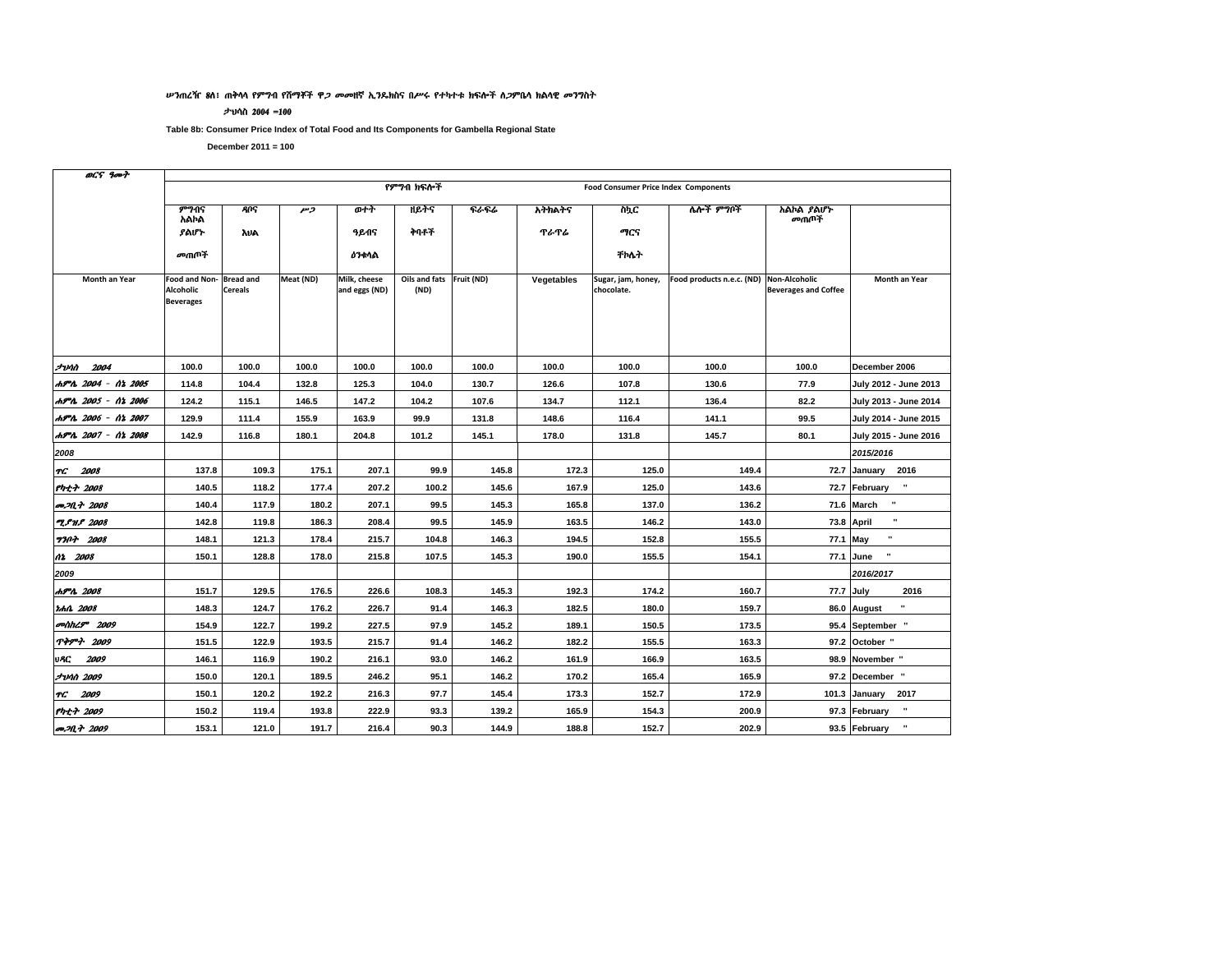ሠንጠረዥ 8ለ፡ ጠቅላላ የምግብ የሸማቾች ዋጋ መመዘኛ ኢንዴክስና በሥሩ የተካተቱ ክፍሎች ለጋምቤላ ክልላዊ መንግስት

ታህሳስ 2004 =100

**Table 8b: Consumer Price Index of Total Food and Its Components for Gambella Regional State**

**December 2011 = 100**

| ወርና ዓመት | የምግብ ክፍሎች | | | | | | Food Consumer Price Index Components | | | | |
|---|---|---|---|---|---|---|---|---|---|---|---|
| | ምግብና አልኮል ያልሆኑ መጠጦች | ዳቦና እህል | ሥጋ | ወተት ዓይብና ዕንቁላል | ዘይትና ቅባቶች | ፍራፍሬ | አትክልትና ጥራጥሬ | ስኳር ማርና ቸኮሌት | ሌሎች ምግቦች | አልኮል ያልሆኑ መጠጦች | |
| Month an Year | Food and Non-Alcoholic Beverages | Bread and Cereals | Meat (ND) | Milk, cheese and eggs (ND) | Oils and fats (ND) | Fruit (ND) | Vegetables | Sugar, jam, honey, chocolate. | Food products n.e.c. (ND) | Non-Alcoholic Beverages and Coffee | Month an Year |
| ታህሳስ 2004 | 100.0 | 100.0 | 100.0 | 100.0 | 100.0 | 100.0 | 100.0 | 100.0 | 100.0 | 100.0 | December 2006 |
| ሐምሌ 2004 - ሰኔ 2005 | 114.8 | 104.4 | 132.8 | 125.3 | 104.0 | 130.7 | 126.6 | 107.8 | 130.6 | 77.9 | July 2012 - June 2013 |
| ሐምሌ 2005 - ሰኔ 2006 | 124.2 | 115.1 | 146.5 | 147.2 | 104.2 | 107.6 | 134.7 | 112.1 | 136.4 | 82.2 | July 2013 - June 2014 |
| ሐምሌ 2006 - ሰኔ 2007 | 129.9 | 111.4 | 155.9 | 163.9 | 99.9 | 131.8 | 148.6 | 116.4 | 141.1 | 99.5 | July 2014 - June 2015 |
| ሐምሌ 2007 - ሰኔ 2008 | 142.9 | 116.8 | 180.1 | 204.8 | 101.2 | 145.1 | 178.0 | 131.8 | 145.7 | 80.1 | July 2015 - June 2016 |
| 2008 | | | | | | | | | | | 2015/2016 |
| ጥር 2008 | 137.8 | 109.3 | 175.1 | 207.1 | 99.9 | 145.8 | 172.3 | 125.0 | 149.4 | 72.7 | January 2016 |
| የካቲት 2008 | 140.5 | 118.2 | 177.4 | 207.2 | 100.2 | 145.6 | 167.9 | 125.0 | 143.6 | 72.7 | February " |
| መጋቢት 2008 | 140.4 | 117.9 | 180.2 | 207.1 | 99.5 | 145.3 | 165.8 | 137.0 | 136.2 | 71.6 | March " |
| ሚያዝያ 2008 | 142.8 | 119.8 | 186.3 | 208.4 | 99.5 | 145.9 | 163.5 | 146.2 | 143.0 | 73.8 | April " |
| ግንቦት 2008 | 148.1 | 121.3 | 178.4 | 215.7 | 104.8 | 146.3 | 194.5 | 152.8 | 155.5 | 77.1 | May " |
| ሰኔ 2008 | 150.1 | 128.8 | 178.0 | 215.8 | 107.5 | 145.3 | 190.0 | 155.5 | 154.1 | 77.1 | June " |
| 2009 | | | | | | | | | | | 2016/2017 |
| ሐምሌ 2008 | 151.7 | 129.5 | 176.5 | 226.6 | 108.3 | 145.3 | 192.3 | 174.2 | 160.7 | 77.7 | July 2016 |
| ነሐሴ 2008 | 148.3 | 124.7 | 176.2 | 226.7 | 91.4 | 146.3 | 182.5 | 180.0 | 159.7 | 86.0 | August " |
| መስከረም 2009 | 154.9 | 122.7 | 199.2 | 227.5 | 97.9 | 145.2 | 189.1 | 150.5 | 173.5 | 95.4 | September " |
| ጥቅምት 2009 | 151.5 | 122.9 | 193.5 | 215.7 | 91.4 | 146.2 | 182.2 | 155.5 | 163.3 | 97.2 | October " |
| ህዳር 2009 | 146.1 | 116.9 | 190.2 | 216.1 | 93.0 | 146.2 | 161.9 | 166.9 | 163.5 | 98.9 | November " |
| ታህሳስ 2009 | 150.0 | 120.1 | 189.5 | 246.2 | 95.1 | 146.2 | 170.2 | 165.4 | 165.9 | 97.2 | December " |
| ጥር 2009 | 150.1 | 120.2 | 192.2 | 216.3 | 97.7 | 145.4 | 173.3 | 152.7 | 172.9 | 101.3 | January 2017 |
| የካቲት 2009 | 150.2 | 119.4 | 193.8 | 222.9 | 93.3 | 139.2 | 165.9 | 154.3 | 200.9 | 97.3 | February " |
| መጋቢት 2009 | 153.1 | 121.0 | 191.7 | 216.4 | 90.3 | 144.9 | 188.8 | 152.7 | 202.9 | 93.5 | February " |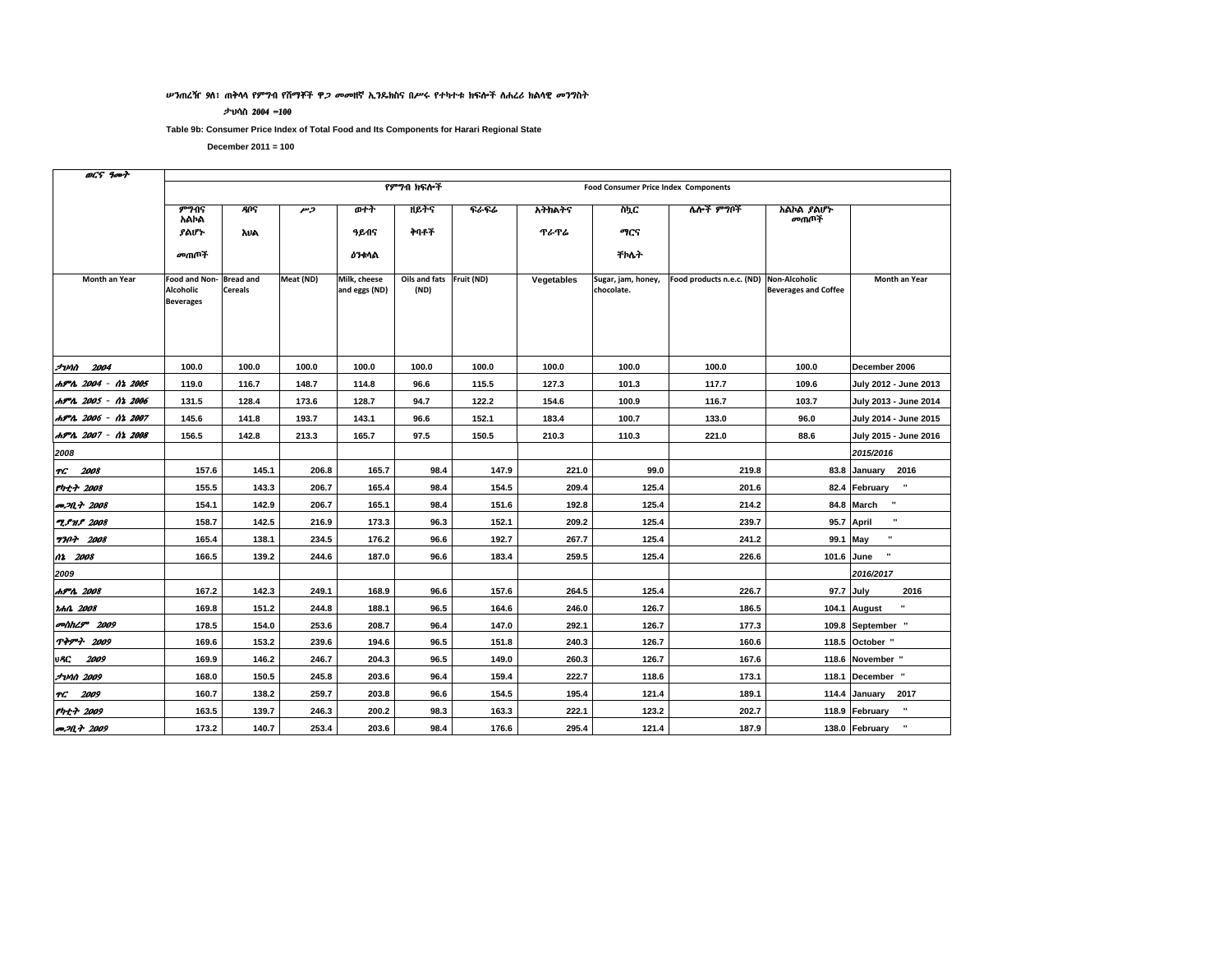ሠንጠረዥ 9ለ፣ ጠቅላላ የምግብ የሸማቾች ዋጋ መመዘኛ ኢንዴክስና በሥሩ የተካተቱ ክፍሎች ለሐረሪ ክልላዊ መንግስት

ታህሳስ 2004 =100

**Table 9b: Consumer Price Index of Total Food and Its Components for Harari Regional State**

**December 2011 = 100**

| ወርና ዓመት | የምግብ ክፍሎች | | | | | | Food Consumer Price Index Components | | | | |
|---|---|---|---|---|---|---|---|---|---|---|---|
| | ምግብና አልኮል ያልሆኑ መጠጦች | ዳቦና እህል | ሥጋ | ወተት ዓይብና ዕንቁላል | ዘይትና ቅባቶች | ፍራፍሬ | አትክልትና ጥራጥሬ | ስኳር ማርና ቸኮሌት | ሌሎች ምግቦች | አልኮል ያልሆኑ መጠጦች | |
| Month an Year | Food and Non-Alcoholic Beverages | Bread and Cereals | Meat (ND) | Milk, cheese and eggs (ND) | Oils and fats (ND) | Fruit (ND) | Vegetables | Sugar, jam, honey, chocolate. | Food products n.e.c. (ND) | Non-Alcoholic Beverages and Coffee | Month an Year |
| ታህሳስ 2004 | 100.0 | 100.0 | 100.0 | 100.0 | 100.0 | 100.0 | 100.0 | 100.0 | 100.0 | 100.0 | December 2006 |
| ሐምሌ 2004 - ሰኔ 2005 | 119.0 | 116.7 | 148.7 | 114.8 | 96.6 | 115.5 | 127.3 | 101.3 | 117.7 | 109.6 | July 2012 - June 2013 |
| ሐምሌ 2005 - ሰኔ 2006 | 131.5 | 128.4 | 173.6 | 128.7 | 94.7 | 122.2 | 154.6 | 100.9 | 116.7 | 103.7 | July 2013 - June 2014 |
| ሐምሌ 2006 - ሰኔ 2007 | 145.6 | 141.8 | 193.7 | 143.1 | 96.6 | 152.1 | 183.4 | 100.7 | 133.0 | 96.0 | July 2014 - June 2015 |
| ሐምሌ 2007 - ሰኔ 2008 | 156.5 | 142.8 | 213.3 | 165.7 | 97.5 | 150.5 | 210.3 | 110.3 | 221.0 | 88.6 | July 2015 - June 2016 |
| 2008 | | | | | | | | | | | 2015/2016 |
| ጥር 2008 | 157.6 | 145.1 | 206.8 | 165.7 | 98.4 | 147.9 | 221.0 | 99.0 | 219.8 | 83.8 | January 2016 |
| የካቲት 2008 | 155.5 | 143.3 | 206.7 | 165.4 | 98.4 | 154.5 | 209.4 | 125.4 | 201.6 | 82.4 | February " |
| መጋቢት 2008 | 154.1 | 142.9 | 206.7 | 165.1 | 98.4 | 151.6 | 192.8 | 125.4 | 214.2 | 84.8 | March " |
| ሚያዝያ 2008 | 158.7 | 142.5 | 216.9 | 173.3 | 96.3 | 152.1 | 209.2 | 125.4 | 239.7 | 95.7 | April " |
| ግንቦት 2008 | 165.4 | 138.1 | 234.5 | 176.2 | 96.6 | 192.7 | 267.7 | 125.4 | 241.2 | 99.1 | May " |
| ሰኔ 2008 | 166.5 | 139.2 | 244.6 | 187.0 | 96.6 | 183.4 | 259.5 | 125.4 | 226.6 | 101.6 | June " |
| 2009 | | | | | | | | | | | 2016/2017 |
| ሐምሌ 2008 | 167.2 | 142.3 | 249.1 | 168.9 | 96.6 | 157.6 | 264.5 | 125.4 | 226.7 | 97.7 | July 2016 |
| ነሐሴ 2008 | 169.8 | 151.2 | 244.8 | 188.1 | 96.5 | 164.6 | 246.0 | 126.7 | 186.5 | 104.1 | August " |
| መስከረም 2009 | 178.5 | 154.0 | 253.6 | 208.7 | 96.4 | 147.0 | 292.1 | 126.7 | 177.3 | 109.8 | September " |
| ጥቅምት 2009 | 169.6 | 153.2 | 239.6 | 194.6 | 96.5 | 151.8 | 240.3 | 126.7 | 160.6 | 118.5 | October " |
| ህዳር 2009 | 169.9 | 146.2 | 246.7 | 204.3 | 96.5 | 149.0 | 260.3 | 126.7 | 167.6 | 118.6 | November " |
| ታህሳስ 2009 | 168.0 | 150.5 | 245.8 | 203.6 | 96.4 | 159.4 | 222.7 | 118.6 | 173.1 | 118.1 | December " |
| ጥር 2009 | 160.7 | 138.2 | 259.7 | 203.8 | 96.6 | 154.5 | 195.4 | 121.4 | 189.1 | 114.4 | January 2017 |
| የካቲት 2009 | 163.5 | 139.7 | 246.3 | 200.2 | 98.3 | 163.3 | 222.1 | 123.2 | 202.7 | 118.9 | February " |
| መጋቢት 2009 | 173.2 | 140.7 | 253.4 | 203.6 | 98.4 | 176.6 | 295.4 | 121.4 | 187.9 | 138.0 | February " |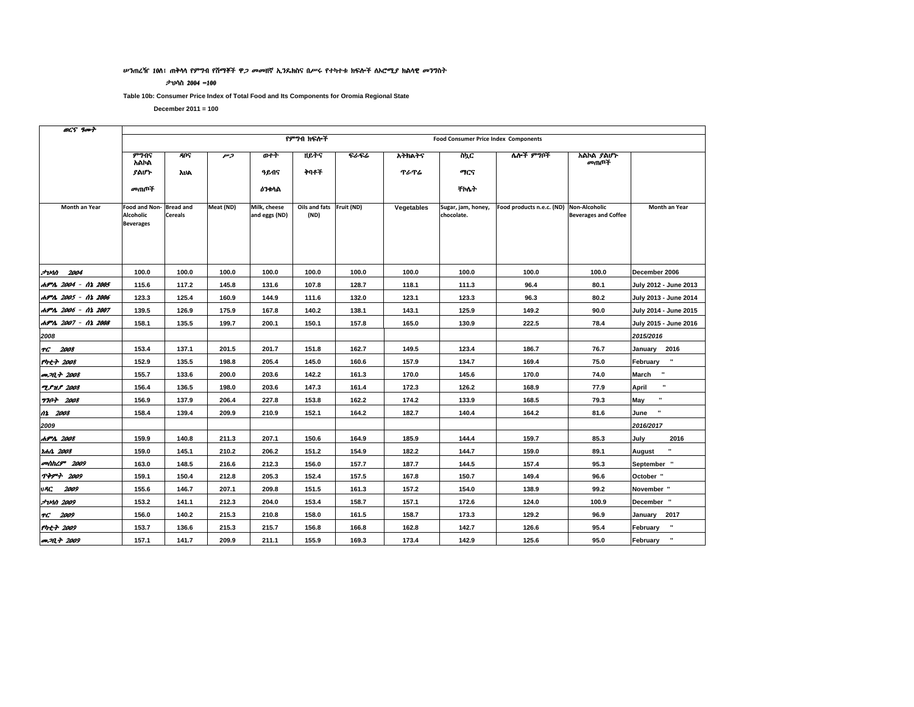ሠንጠረዥ 10ለ፣ ጠቅላላ የምግብ የሸማቾች ዋጋ መመዘኛ ኢንዴክስና በሥሩ የተካተቱ ክፍሎች ለኦሮሚያ ክልላዊ መንግስት

ታህሳስ 2004 =100

**Table 10b: Consumer Price Index of Total Food and Its Components for Oromia Regional State**

**December 2011 = 100**

| ወርና ዓመት | የምግብ ክፍሎች | | | | | | | | | | |
|---|---|---|---|---|---|---|---|---|---|---|---|
| | Food Consumer Price Index Components | | | | | | | | | | |
| | ምግብና አልኮል ያልሆኑ መጠጦች | ዳቦና እህል | ሥጋ | ወተት ዓይብና ዕንቁላል | ዘይትና ቅባቶች | ፍራፍሬ | አትክልትና ጥራጥሬ | ስኳር ማርና ቸኮሌት | ሌሎች ምግቦች | አልኮል ያልሆኑ መጠጦች | |
| Month an Year | Food and Non-Alcoholic Beverages | Bread and Cereals | Meat (ND) | Milk, cheese and eggs (ND) | Oils and fats (ND) | Fruit (ND) | Vegetables | Sugar, jam, honey, chocolate. | Food products n.e.c. (ND) | Non-Alcoholic Beverages and Coffee | Month an Year |
| ታህሳስ 2004 | 100.0 | 100.0 | 100.0 | 100.0 | 100.0 | 100.0 | 100.0 | 100.0 | 100.0 | 100.0 | December 2006 |
| ሐምሌ 2004 - ሰኔ 2005 | 115.6 | 117.2 | 145.8 | 131.6 | 107.8 | 128.7 | 118.1 | 111.3 | 96.4 | 80.1 | July 2012 - June 2013 |
| ሐምሌ 2005 - ሰኔ 2006 | 123.3 | 125.4 | 160.9 | 144.9 | 111.6 | 132.0 | 123.1 | 123.3 | 96.3 | 80.2 | July 2013 - June 2014 |
| ሐምሌ 2006 - ሰኔ 2007 | 139.5 | 126.9 | 175.9 | 167.8 | 140.2 | 138.1 | 143.1 | 125.9 | 149.2 | 90.0 | July 2014 - June 2015 |
| ሐምሌ 2007 - ሰኔ 2008 | 158.1 | 135.5 | 199.7 | 200.1 | 150.1 | 157.8 | 165.0 | 130.9 | 222.5 | 78.4 | July 2015 - June 2016 |
| 2008 | | | | | | | | | | | 2015/2016 |
| ጥር 2008 | 153.4 | 137.1 | 201.5 | 201.7 | 151.8 | 162.7 | 149.5 | 123.4 | 186.7 | 76.7 | January 2016 |
| የካቲት 2008 | 152.9 | 135.5 | 198.8 | 205.4 | 145.0 | 160.6 | 157.9 | 134.7 | 169.4 | 75.0 | February " |
| መጋቢት 2008 | 155.7 | 133.6 | 200.0 | 203.6 | 142.2 | 161.3 | 170.0 | 145.6 | 170.0 | 74.0 | March " |
| ሚያዝያ 2008 | 156.4 | 136.5 | 198.0 | 203.6 | 147.3 | 161.4 | 172.3 | 126.2 | 168.9 | 77.9 | April " |
| ግንቦት 2008 | 156.9 | 137.9 | 206.4 | 227.8 | 153.8 | 162.2 | 174.2 | 133.9 | 168.5 | 79.3 | May " |
| ሰኔ 2008 | 158.4 | 139.4 | 209.9 | 210.9 | 152.1 | 164.2 | 182.7 | 140.4 | 164.2 | 81.6 | June " |
| 2009 | | | | | | | | | | | 2016/2017 |
| ሐምሌ 2008 | 159.9 | 140.8 | 211.3 | 207.1 | 150.6 | 164.9 | 185.9 | 144.4 | 159.7 | 85.3 | July 2016 |
| ነሐሴ 2008 | 159.0 | 145.1 | 210.2 | 206.2 | 151.2 | 154.9 | 182.2 | 144.7 | 159.0 | 89.1 | August " |
| መስከረም 2009 | 163.0 | 148.5 | 216.6 | 212.3 | 156.0 | 157.7 | 187.7 | 144.5 | 157.4 | 95.3 | September " |
| ጥቅምት 2009 | 159.1 | 150.4 | 212.8 | 205.3 | 152.4 | 157.5 | 167.8 | 150.7 | 149.4 | 96.6 | October " |
| ህዳር 2009 | 155.6 | 146.7 | 207.1 | 209.8 | 151.5 | 161.3 | 157.2 | 154.0 | 138.9 | 99.2 | November " |
| ታህሳስ 2009 | 153.2 | 141.1 | 212.3 | 204.0 | 153.4 | 158.7 | 157.1 | 172.6 | 124.0 | 100.9 | December " |
| ጥር 2009 | 156.0 | 140.2 | 215.3 | 210.8 | 158.0 | 161.5 | 158.7 | 173.3 | 129.2 | 96.9 | January 2017 |
| የካቲት 2009 | 153.7 | 136.6 | 215.3 | 215.7 | 156.8 | 166.8 | 162.8 | 142.7 | 126.6 | 95.4 | February " |
| መጋቢት 2009 | 157.1 | 141.7 | 209.9 | 211.1 | 155.9 | 169.3 | 173.4 | 142.9 | 125.6 | 95.0 | February " |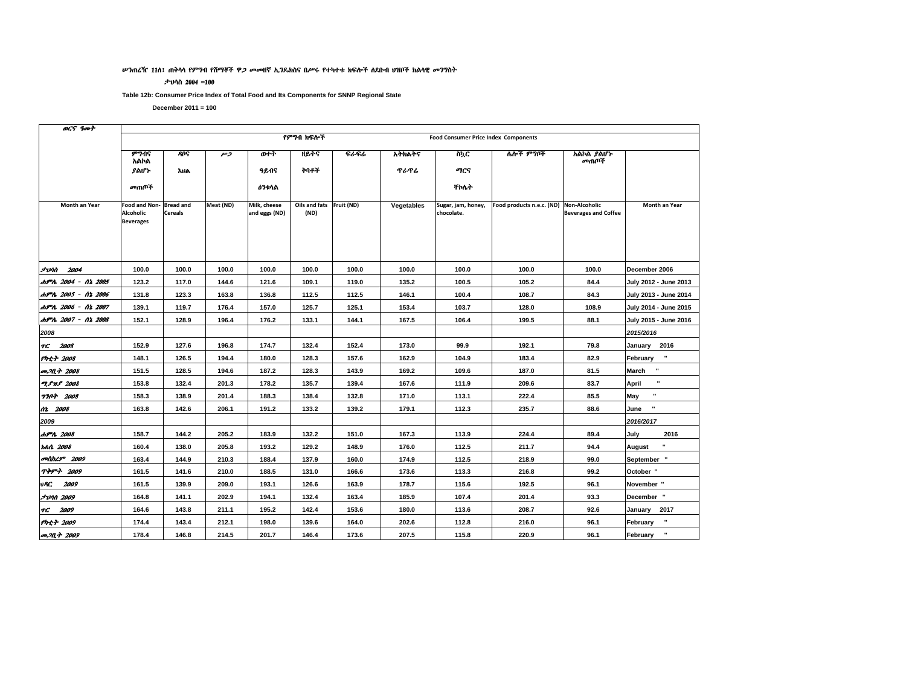ሠንጠረዥ 11ለ፣ ጠቅላላ የምግብ የሸማቾች ዋጋ መመዘኛ ኢንዴክስና በሥሩ የተካተቱ ክፍሎች ለደቡብ ህዝቦች ክልላዊ መንግስት

ታህሳስ 2004 =100

**Table 12b: Consumer Price Index of Total Food and Its Components for SNNP Regional State**

**December 2011 = 100**

| ወርና ዓመት | የምግብ ክፍሎች | | | | | | Food Consumer Price Index Components | | | | |
|---|---|---|---|---|---|---|---|---|---|---|---|
| | ምግብና አልኮል ያልሆኑ መጠጦች | ዳቦና እህል | ሥጋ | ወተት ዓይብና ዕንቁላል | ዘይትና ቅባቶች | ፍራፍሬ | አትክልትና ጥራጥሬ | ስኳር ማርና ቸኮሌት | ሌሎች ምግቦች | አልኮል ያልሆኑ መጠጦች | |
| Month an Year | Food and Non-Alcoholic Beverages | Bread and Cereals | Meat (ND) | Milk, cheese and eggs (ND) | Oils and fats (ND) | Fruit (ND) | Vegetables | Sugar, jam, honey, chocolate. | Food products n.e.c. (ND) | Non-Alcoholic Beverages and Coffee | Month an Year |
| ታህሳስ 2004 | 100.0 | 100.0 | 100.0 | 100.0 | 100.0 | 100.0 | 100.0 | 100.0 | 100.0 | 100.0 | December 2006 |
| ሐምሌ 2004 - ሰኔ 2005 | 123.2 | 117.0 | 144.6 | 121.6 | 109.1 | 119.0 | 135.2 | 100.5 | 105.2 | 84.4 | July 2012 - June 2013 |
| ሐምሌ 2005 - ሰኔ 2006 | 131.8 | 123.3 | 163.8 | 136.8 | 112.5 | 112.5 | 146.1 | 100.4 | 108.7 | 84.3 | July 2013 - June 2014 |
| ሐምሌ 2006 - ሰኔ 2007 | 139.1 | 119.7 | 176.4 | 157.0 | 125.7 | 125.1 | 153.4 | 103.7 | 128.0 | 108.9 | July 2014 - June 2015 |
| ሐምሌ 2007 - ሰኔ 2008 | 152.1 | 128.9 | 196.4 | 176.2 | 133.1 | 144.1 | 167.5 | 106.4 | 199.5 | 88.1 | July 2015 - June 2016 |
| 2008 | | | | | | | | | | | 2015/2016 |
| ጥር 2008 | 152.9 | 127.6 | 196.8 | 174.7 | 132.4 | 152.4 | 173.0 | 99.9 | 192.1 | 79.8 | January 2016 |
| የካቲት 2008 | 148.1 | 126.5 | 194.4 | 180.0 | 128.3 | 157.6 | 162.9 | 104.9 | 183.4 | 82.9 | February " |
| መጋቢት 2008 | 151.5 | 128.5 | 194.6 | 187.2 | 128.3 | 143.9 | 169.2 | 109.6 | 187.0 | 81.5 | March " |
| ሚያዝያ 2008 | 153.8 | 132.4 | 201.3 | 178.2 | 135.7 | 139.4 | 167.6 | 111.9 | 209.6 | 83.7 | April " |
| ግንቦት 2008 | 158.3 | 138.9 | 201.4 | 188.3 | 138.4 | 132.8 | 171.0 | 113.1 | 222.4 | 85.5 | May " |
| ሰኔ 2008 | 163.8 | 142.6 | 206.1 | 191.2 | 133.2 | 139.2 | 179.1 | 112.3 | 235.7 | 88.6 | June " |
| 2009 | | | | | | | | | | | 2016/2017 |
| ሐምሌ 2008 | 158.7 | 144.2 | 205.2 | 183.9 | 132.2 | 151.0 | 167.3 | 113.9 | 224.4 | 89.4 | July 2016 |
| ነሐሴ 2008 | 160.4 | 138.0 | 205.8 | 193.2 | 129.2 | 148.9 | 176.0 | 112.5 | 211.7 | 94.4 | August " |
| መስከረም 2009 | 163.4 | 144.9 | 210.3 | 188.4 | 137.9 | 160.0 | 174.9 | 112.5 | 218.9 | 99.0 | September " |
| ጥቅምት 2009 | 161.5 | 141.6 | 210.0 | 188.5 | 131.0 | 166.6 | 173.6 | 113.3 | 216.8 | 99.2 | October " |
| ህዳር 2009 | 161.5 | 139.9 | 209.0 | 193.1 | 126.6 | 163.9 | 178.7 | 115.6 | 192.5 | 96.1 | November " |
| ታህሳስ 2009 | 164.8 | 141.1 | 202.9 | 194.1 | 132.4 | 163.4 | 185.9 | 107.4 | 201.4 | 93.3 | December " |
| ጥር 2009 | 164.6 | 143.8 | 211.1 | 195.2 | 142.4 | 153.6 | 180.0 | 113.6 | 208.7 | 92.6 | January 2017 |
| የካቲት 2009 | 174.4 | 143.4 | 212.1 | 198.0 | 139.6 | 164.0 | 202.6 | 112.8 | 216.0 | 96.1 | February " |
| መጋቢት 2009 | 178.4 | 146.8 | 214.5 | 201.7 | 146.4 | 173.6 | 207.5 | 115.8 | 220.9 | 96.1 | February " |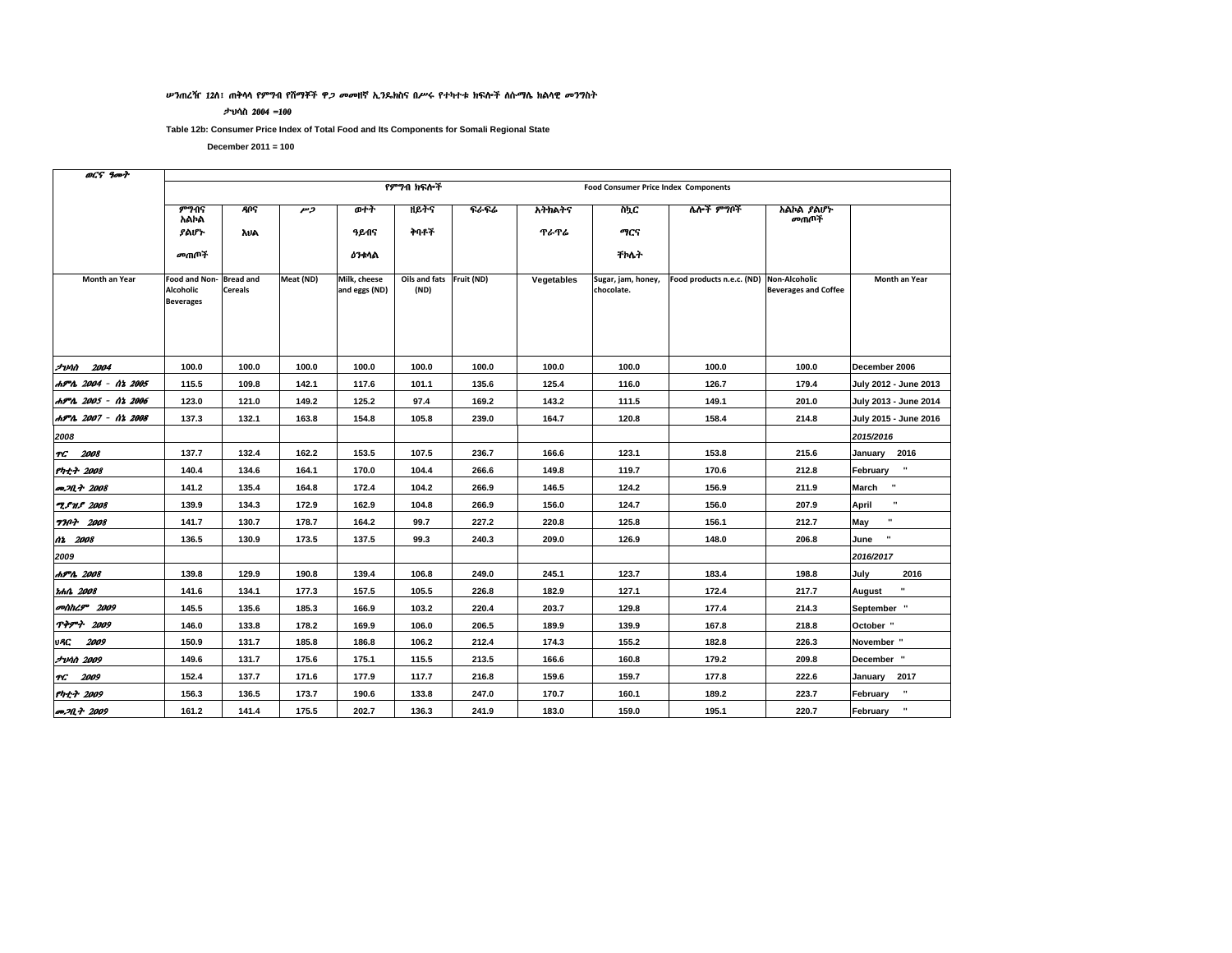ሠንጠረዥ 12ለ፤ ጠቅላላ የምግብ የሸማቾች ዋጋ መመዘኛ ኢንዴክስና በሥሩ የተካተቱ ክፍሎች ለሱማሌ ክልላዊ መንግስት

ታህሳስ 2004 =100

**Table 12b: Consumer Price Index of Total Food and Its Components for Somali Regional State**

**December 2011 = 100**

| ወርና ዓመት | የምግብ ክፍሎች Food Consumer Price Index Components | | | | | | | | | | |
|---|---|---|---|---|---|---|---|---|---|---|---|
| | ምግብና አልኮል ያልሆኑ መጠጦች | ዳቦና እህል | ሥጋ | ወተት ዓይብና ዕንቁላል | ዘይትና ቅባቶች | ፍራፍሬ | አትክልትና ጥራጥሬ | ስኳር ማርና ቸኮሌት | ሌሎች ምግቦች | አልኮል ያልሆኑ መጠጦች | |
| Month an Year | Food and Non-Alcoholic Beverages | Bread and Cereals | Meat (ND) | Milk, cheese and eggs (ND) | Oils and fats (ND) | Fruit (ND) | Vegetables | Sugar, jam, honey, chocolate. | Food products n.e.c. (ND) | Non-Alcoholic Beverages and Coffee | Month an Year |
| ታህሳስ 2004 | 100.0 | 100.0 | 100.0 | 100.0 | 100.0 | 100.0 | 100.0 | 100.0 | 100.0 | 100.0 | December 2006 |
| ሐምሌ 2004 - ሰኔ 2005 | 115.5 | 109.8 | 142.1 | 117.6 | 101.1 | 135.6 | 125.4 | 116.0 | 126.7 | 179.4 | July 2012 - June 2013 |
| ሐምሌ 2005 - ሰኔ 2006 | 123.0 | 121.0 | 149.2 | 125.2 | 97.4 | 169.2 | 143.2 | 111.5 | 149.1 | 201.0 | July 2013 - June 2014 |
| ሐምሌ 2007 - ሰኔ 2008 | 137.3 | 132.1 | 163.8 | 154.8 | 105.8 | 239.0 | 164.7 | 120.8 | 158.4 | 214.8 | July 2015 - June 2016 |
| 2008 | | | | | | | | | | | 2015/2016 |
| ጥር 2008 | 137.7 | 132.4 | 162.2 | 153.5 | 107.5 | 236.7 | 166.6 | 123.1 | 153.8 | 215.6 | January 2016 |
| የካቲት 2008 | 140.4 | 134.6 | 164.1 | 170.0 | 104.4 | 266.6 | 149.8 | 119.7 | 170.6 | 212.8 | February " |
| መጋቢት 2008 | 141.2 | 135.4 | 164.8 | 172.4 | 104.2 | 266.9 | 146.5 | 124.2 | 156.9 | 211.9 | March " |
| ሚያዝያ 2008 | 139.9 | 134.3 | 172.9 | 162.9 | 104.8 | 266.9 | 156.0 | 124.7 | 156.0 | 207.9 | April " |
| ግንቦት 2008 | 141.7 | 130.7 | 178.7 | 164.2 | 99.7 | 227.2 | 220.8 | 125.8 | 156.1 | 212.7 | May " |
| ሰኔ 2008 | 136.5 | 130.9 | 173.5 | 137.5 | 99.3 | 240.3 | 209.0 | 126.9 | 148.0 | 206.8 | June " |
| 2009 | | | | | | | | | | | 2016/2017 |
| ሐምሌ 2008 | 139.8 | 129.9 | 190.8 | 139.4 | 106.8 | 249.0 | 245.1 | 123.7 | 183.4 | 198.8 | July 2016 |
| ነሐሴ 2008 | 141.6 | 134.1 | 177.3 | 157.5 | 105.5 | 226.8 | 182.9 | 127.1 | 172.4 | 217.7 | August " |
| መስከረም 2009 | 145.5 | 135.6 | 185.3 | 166.9 | 103.2 | 220.4 | 203.7 | 129.8 | 177.4 | 214.3 | September " |
| ጥቅምት 2009 | 146.0 | 133.8 | 178.2 | 169.9 | 106.0 | 206.5 | 189.9 | 139.9 | 167.8 | 218.8 | October " |
| ህዳር 2009 | 150.9 | 131.7 | 185.8 | 186.8 | 106.2 | 212.4 | 174.3 | 155.2 | 182.8 | 226.3 | November " |
| ታህሳስ 2009 | 149.6 | 131.7 | 175.6 | 175.1 | 115.5 | 213.5 | 166.6 | 160.8 | 179.2 | 209.8 | December " |
| ጥር 2009 | 152.4 | 137.7 | 171.6 | 177.9 | 117.7 | 216.8 | 159.6 | 159.7 | 177.8 | 222.6 | January 2017 |
| የካቲት 2009 | 156.3 | 136.5 | 173.7 | 190.6 | 133.8 | 247.0 | 170.7 | 160.1 | 189.2 | 223.7 | February " |
| መጋቢት 2009 | 161.2 | 141.4 | 175.5 | 202.7 | 136.3 | 241.9 | 183.0 | 159.0 | 195.1 | 220.7 | February " |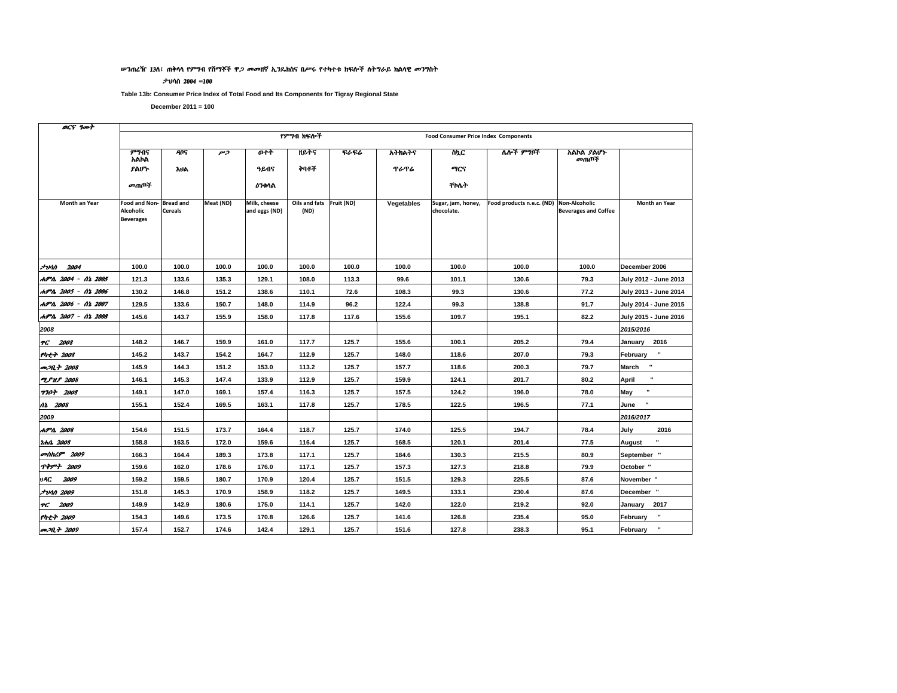*ሠንጠረዥ 13ለ፤ ጠቅላላ የምግብ የሸማቾች ዋጋ መመዘኛ ኢንዴክስና በሥሩ የተካተቱ ክፍሎች ለትግራይ ክልላዊ መንግስት*

*ታህሳስ 2004 =100*

**Table 13b: Consumer Price Index of Total Food and Its Components for Tigray Regional State**

**December 2011 = 100**

| ወርና ዓመት | የምግብ ክፍሎች | | | | | | Food Consumer Price Index Components | | | | |
|---|---|---|---|---|---|---|---|---|---|---|---|
| | ምግብና አልኮል ያልሆኑ መጠጦች | ዳቦና እህል | ሥጋ | ወተት ዓይብና ዕንቁላል | ዘይትና ቅባቶች | ፍራፍሬ | አትክልትና ጥራጥሬ | ስኳር ማርና ቸኮሌት | ሌሎች ምግቦች | አልኮል ያልሆኑ መጠጦች | |
| Month an Year | Food and Non-Alcoholic Beverages | Bread and Cereals | Meat (ND) | Milk, cheese and eggs (ND) | Oils and fats (ND) | Fruit (ND) | Vegetables | Sugar, jam, honey, chocolate. | Food products n.e.c. (ND) | Non-Alcoholic Beverages and Coffee | Month an Year |
| ታህሳስ 2004 | 100.0 | 100.0 | 100.0 | 100.0 | 100.0 | 100.0 | 100.0 | 100.0 | 100.0 | 100.0 | December 2006 |
| ሐምሌ 2004 - ሰኔ 2005 | 121.3 | 133.6 | 135.3 | 129.1 | 108.0 | 113.3 | 99.6 | 101.1 | 130.6 | 79.3 | July 2012 - June 2013 |
| ሐምሌ 2005 - ሰኔ 2006 | 130.2 | 146.8 | 151.2 | 138.6 | 110.1 | 72.6 | 108.3 | 99.3 | 130.6 | 77.2 | July 2013 - June 2014 |
| ሐምሌ 2006 - ሰኔ 2007 | 129.5 | 133.6 | 150.7 | 148.0 | 114.9 | 96.2 | 122.4 | 99.3 | 138.8 | 91.7 | July 2014 - June 2015 |
| ሐምሌ 2007 - ሰኔ 2008 | 145.6 | 143.7 | 155.9 | 158.0 | 117.8 | 117.6 | 155.6 | 109.7 | 195.1 | 82.2 | July 2015 - June 2016 |
| 2008 | | | | | | | | | | | 2015/2016 |
| ጥር 2008 | 148.2 | 146.7 | 159.9 | 161.0 | 117.7 | 125.7 | 155.6 | 100.1 | 205.2 | 79.4 | January 2016 |
| የካቲት 2008 | 145.2 | 143.7 | 154.2 | 164.7 | 112.9 | 125.7 | 148.0 | 118.6 | 207.0 | 79.3 | February " |
| መጋቢት 2008 | 145.9 | 144.3 | 151.2 | 153.0 | 113.2 | 125.7 | 157.7 | 118.6 | 200.3 | 79.7 | March " |
| ሚያዝያ 2008 | 146.1 | 145.3 | 147.4 | 133.9 | 112.9 | 125.7 | 159.9 | 124.1 | 201.7 | 80.2 | April " |
| ግንቦት 2008 | 149.1 | 147.0 | 169.1 | 157.4 | 116.3 | 125.7 | 157.5 | 124.2 | 196.0 | 78.0 | May " |
| ሰኔ 2008 | 155.1 | 152.4 | 169.5 | 163.1 | 117.8 | 125.7 | 178.5 | 122.5 | 196.5 | 77.1 | June " |
| 2009 | | | | | | | | | | | 2016/2017 |
| ሐምሌ 2008 | 154.6 | 151.5 | 173.7 | 164.4 | 118.7 | 125.7 | 174.0 | 125.5 | 194.7 | 78.4 | July 2016 |
| ነሐሴ 2008 | 158.8 | 163.5 | 172.0 | 159.6 | 116.4 | 125.7 | 168.5 | 120.1 | 201.4 | 77.5 | August " |
| መስከረም 2009 | 166.3 | 164.4 | 189.3 | 173.8 | 117.1 | 125.7 | 184.6 | 130.3 | 215.5 | 80.9 | September " |
| ጥቅምት 2009 | 159.6 | 162.0 | 178.6 | 176.0 | 117.1 | 125.7 | 157.3 | 127.3 | 218.8 | 79.9 | October " |
| ህዳር 2009 | 159.2 | 159.5 | 180.7 | 170.9 | 120.4 | 125.7 | 151.5 | 129.3 | 225.5 | 87.6 | November " |
| ታህሳስ 2009 | 151.8 | 145.3 | 170.9 | 158.9 | 118.2 | 125.7 | 149.5 | 133.1 | 230.4 | 87.6 | December " |
| ጥር 2009 | 149.9 | 142.9 | 180.6 | 175.0 | 114.1 | 125.7 | 142.0 | 122.0 | 219.2 | 92.0 | January 2017 |
| የካቲት 2009 | 154.3 | 149.6 | 173.5 | 170.8 | 126.6 | 125.7 | 141.6 | 126.8 | 235.4 | 95.0 | February " |
| መጋቢት 2009 | 157.4 | 152.7 | 174.6 | 142.4 | 129.1 | 125.7 | 151.6 | 127.8 | 238.3 | 95.1 | February " |